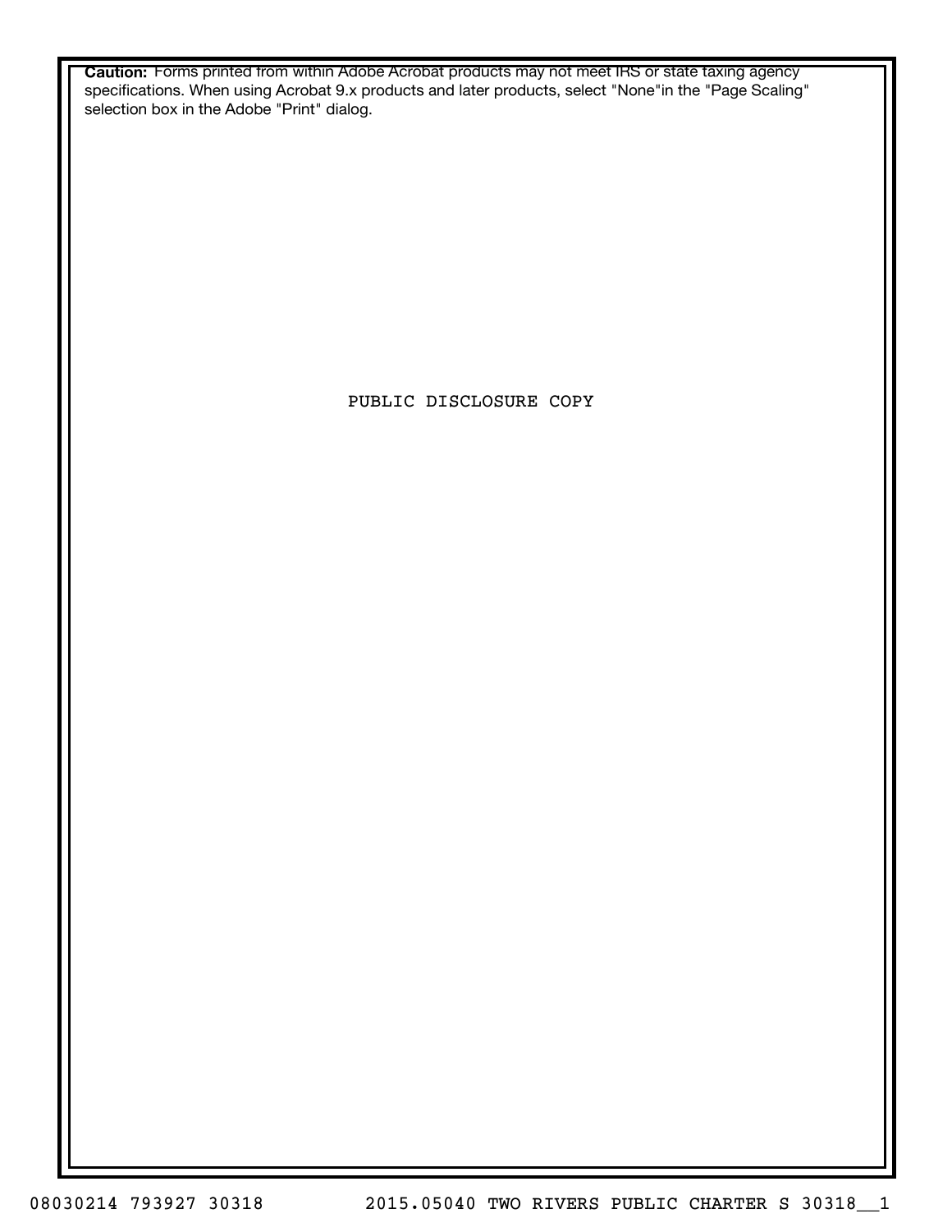**Caution:** Forms printed from within Adobe Acrobat products may not meet IRS or state taxing agency specifications. When using Acrobat 9.x products and later products, select "None"in the "Page Scaling" selection box in the Adobe "Print" dialog.

PUBLIC DISCLOSURE COPY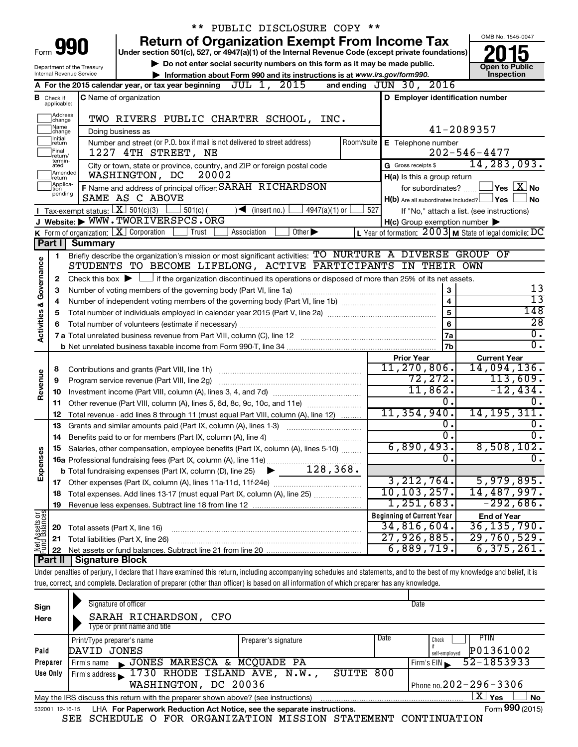\*\* PUBLIC DISCLOSURE COPY \*\*

# Form 990 — Return of Organization Exempt From Income Tax (2015)

Under section 501(c), 527, or 4947(a)(1) of the Internal Revenue Code (except private foundations)

▶ Do not enter social security numbers on this form as it may be made public.

▶ Information about Form 990 and its instructions is at www.irs.gov/form990.

OMB No. 1545-0047 | **Open to Public Inspection**

Department of the Treasury, Internal Revenue Service

**A** For the 2015 calendar year, or tax year beginning JUL 1, 2015 and ending JUN 30, 2016

**B** Check if applicable: Address change, Name change, Initial return, Final return/terminated, Amended return, Application pending

**C** Name of organization: TWO RIVERS PUBLIC CHARTER SCHOOL, INC.

Doing business as

Number and street (or P.O. box if mail is not delivered to street address): 1227 4TH STREET, NE | Room/suite

City or town, state or province, country, and ZIP or foreign postal code: WASHINGTON, DC 20002

**D** Employer identification number: 41-2089357

**E** Telephone number: 202-546-4477

**G** Gross receipts $ 14,283,093.

**F** Name and address of principal officer: SARAH RICHARDSON, SAME AS C ABOVE

**H(a)** Is this a group return for subordinates? ☐ Yes ☒ No

**H(b)** Are all subordinates included? ☐ Yes ☐ No — If "No," attach a list. (see instructions)

**H(c)** Group exemption number ▶

**I** Tax-exempt status: ☒ 501(c)(3) ☐ 501(c) ( ) ◀ (insert no.) ☐ 4947(a)(1) or ☐ 527

**J** Website: ▶ WWW.TWORIVERSPCS.ORG

**K** Form of organization: ☒ Corporation ☐ Trust ☐ Association ☐ Other ▶

**L** Year of formation: 2003 **M** State of legal domicile: DC

## Part I Summary

### Activities & Governance

1 Briefly describe the organization's mission or most significant activities: TO NURTURE A DIVERSE GROUP OF STUDENTS TO BECOME LIFELONG, ACTIVE PARTICIPANTS IN THEIR OWN

2 Check this box ▶ ☐ if the organization discontinued its operations or disposed of more than 25% of its net assets.

| | | Line | |
|---|---|---|---|
| 3 | Number of voting members of the governing body (Part VI, line 1a) | 3 | 13 |
| 4 | Number of independent voting members of the governing body (Part VI, line 1b) | 4 | 13 |
| 5 | Total number of individuals employed in calendar year 2015 (Part V, line 2a) | 5 | 148 |
| 6 | Total number of volunteers (estimate if necessary) | 6 | 28 |
| 7a | Total unrelated business revenue from Part VIII, column (C), line 12 | 7a | 0. |
| b | Net unrelated business taxable income from Form 990-T, line 34 | 7b | 0. |

### Revenue / Expenses

| | | Prior Year | Current Year |
|---|---|---|---|
| 8 | Contributions and grants (Part VIII, line 1h) | 11,270,806. | 14,094,136. |
| 9 | Program service revenue (Part VIII, line 2g) | 72,272. | 113,609. |
| 10 | Investment income (Part VIII, column (A), lines 3, 4, and 7d) | 11,862. | -12,434. |
| 11 | Other revenue (Part VIII, column (A), lines 5, 6d, 8c, 9c, 10c, and 11e) | 0. | 0. |
| 12 | Total revenue - add lines 8 through 11 (must equal Part VIII, column (A), line 12) | 11,354,940. | 14,195,311. |
| 13 | Grants and similar amounts paid (Part IX, column (A), lines 1-3) | 0. | 0. |
| 14 | Benefits paid to or for members (Part IX, column (A), line 4) | 0. | 0. |
| 15 | Salaries, other compensation, employee benefits (Part IX, column (A), lines 5-10) | 6,890,493. | 8,508,102. |
| 16a | Professional fundraising fees (Part IX, column (A), line 11e) | 0. | 0. |
| b | Total fundraising expenses (Part IX, column (D), line 25) ▶ 128,368. | | |
| 17 | Other expenses (Part IX, column (A), lines 11a-11d, 11f-24e) | 3,212,764. | 5,979,895. |
| 18 | Total expenses. Add lines 13-17 (must equal Part IX, column (A), line 25) | 10,103,257. | 14,487,997. |
| 19 | Revenue less expenses. Subtract line 18 from line 12 | 1,251,683. | -292,686. |

### Net Assets or Fund Balances

| | | Beginning of Current Year | End of Year |
|---|---|---|---|
| 20 | Total assets (Part X, line 16) | 34,816,604. | 36,135,790. |
| 21 | Total liabilities (Part X, line 26) | 27,926,885. | 29,760,529. |
| 22 | Net assets or fund balances. Subtract line 21 from line 20 | 6,889,719. | 6,375,261. |

## Part II Signature Block

Under penalties of perjury, I declare that I have examined this return, including accompanying schedules and statements, and to the best of my knowledge and belief, it is true, correct, and complete. Declaration of preparer (other than officer) is based on all information of which preparer has any knowledge.

**Sign Here**

Signature of officer | Date

SARAH RICHARDSON, CFO
Type or print name and title

**Paid Preparer Use Only**

| Print/Type preparer's name | Preparer's signature | Date | Check if self-employed | PTIN |
|---|---|---|---|---|
| DAVID JONES | | | ☐ | P01361002 |

Firm's name ▶ JONES MARESCA & MCQUADE PA | Firm's EIN ▶ 52-1853933

Firm's address ▶ 1730 RHODE ISLAND AVE, N.W., SUITE 800, WASHINGTON, DC 20036 | Phone no. 202-296-3306

May the IRS discuss this return with the preparer shown above? (see instructions) ☒ Yes ☐ No

532001 12-16-15 LHA For Paperwork Reduction Act Notice, see the separate instructions. Form **990** (2015)

SEE SCHEDULE O FOR ORGANIZATION MISSION STATEMENT CONTINUATION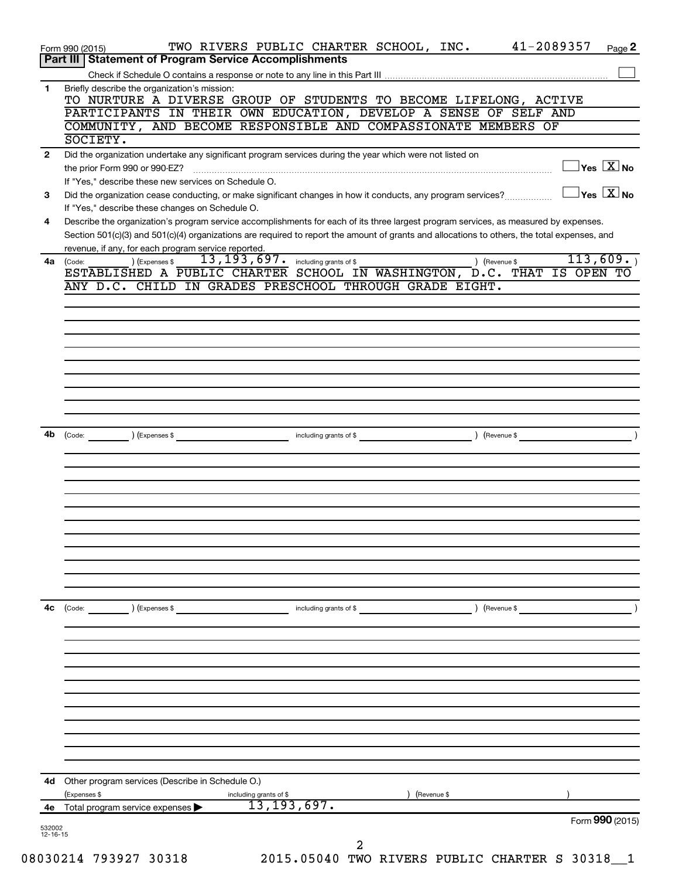Form 990 (2015) TWO RIVERS PUBLIC CHARTER SCHOOL, INC. 41-2089357 Page **2**

## Part III | Statement of Program Service Accomplishments

Check if Schedule O contains a response or note to any line in this Part III ☐

**1** Briefly describe the organization's mission:

TO NURTURE A DIVERSE GROUP OF STUDENTS TO BECOME LIFELONG, ACTIVE PARTICIPANTS IN THEIR OWN EDUCATION, DEVELOP A SENSE OF SELF AND COMMUNITY, AND BECOME RESPONSIBLE AND COMPASSIONATE MEMBERS OF SOCIETY.

**2** Did the organization undertake any significant program services during the year which were not listed on the prior Form 990 or 990-EZ? ☐ Yes ☒ No

If "Yes," describe these new services on Schedule O.

**3** Did the organization cease conducting, or make significant changes in how it conducts, any program services? ☐ Yes ☒ No

If "Yes," describe these changes on Schedule O.

**4** Describe the organization's program service accomplishments for each of its three largest program services, as measured by expenses. Section 501(c)(3) and 501(c)(4) organizations are required to report the amount of grants and allocations to others, the total expenses, and revenue, if any, for each program service reported.

**4a** (Code: ) (Expenses $ 13,193,697. including grants of $ ) (Revenue $ 113,609. )

ESTABLISHED A PUBLIC CHARTER SCHOOL IN WASHINGTON, D.C. THAT IS OPEN TO ANY D.C. CHILD IN GRADES PRESCHOOL THROUGH GRADE EIGHT.

**4b** (Code: ) (Expenses $ including grants of $ ) (Revenue $ )

**4c** (Code: ) (Expenses $ including grants of $ ) (Revenue $ )

**4d** Other program services (Describe in Schedule O.)

(Expenses $ including grants of $ ) (Revenue $ )

**4e** Total program service expenses ▶ 13,193,697.

Form **990** (2015)

532002 12-16-15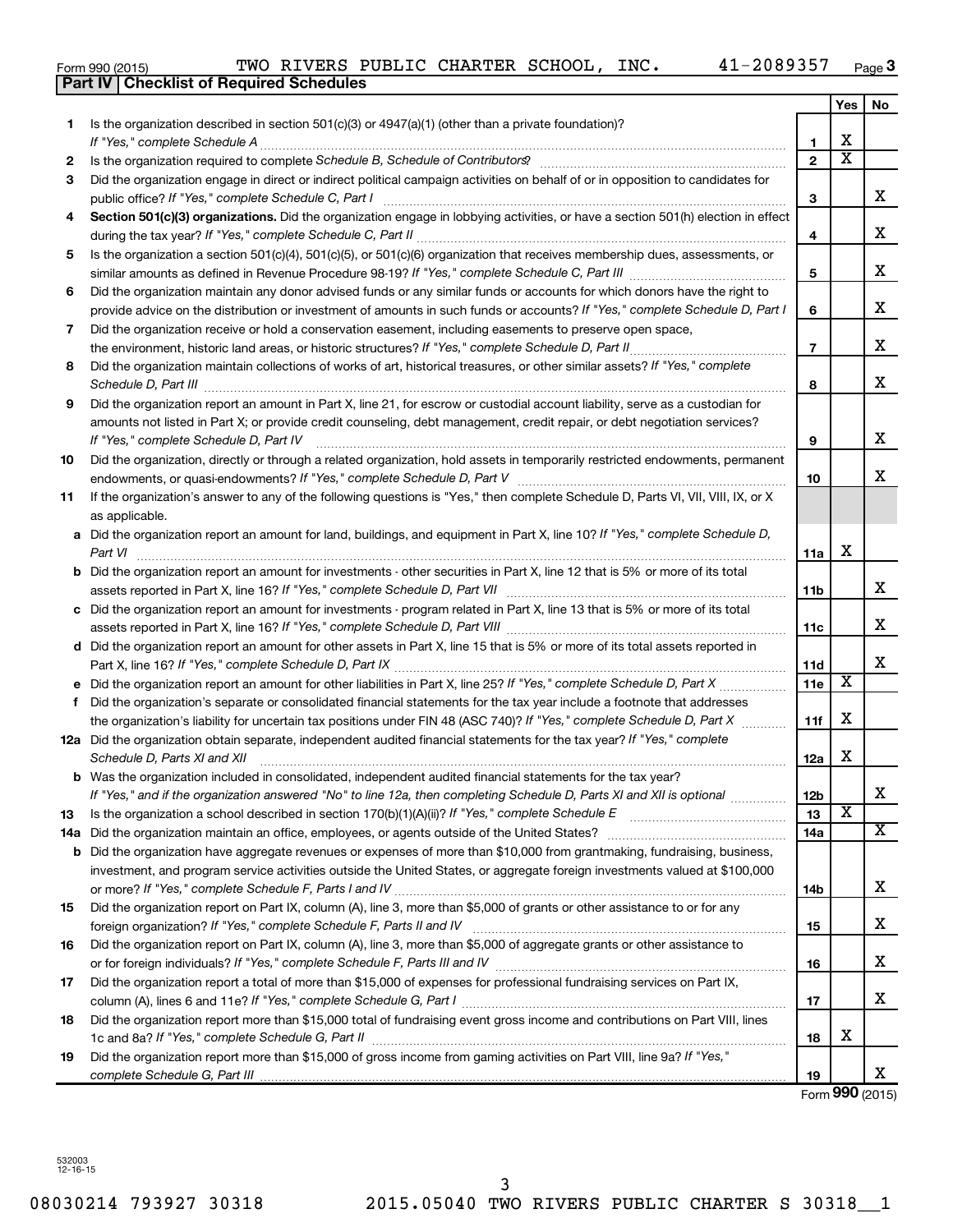Form 990 (2015) TWO RIVERS PUBLIC CHARTER SCHOOL, INC. 41-2089357

## Part IV | Checklist of Required Schedules

| | | | Yes | No |
|---|---|---|---|---|
| 1 | Is the organization described in section 501(c)(3) or 4947(a)(1) (other than a private foundation)? *If "Yes," complete Schedule A* | 1 | X | |
| 2 | Is the organization required to complete *Schedule B, Schedule of Contributors*? | 2 | X | |
| 3 | Did the organization engage in direct or indirect political campaign activities on behalf of or in opposition to candidates for public office? *If "Yes," complete Schedule C, Part I* | 3 | | X |
| 4 | **Section 501(c)(3) organizations.** Did the organization engage in lobbying activities, or have a section 501(h) election in effect during the tax year? *If "Yes," complete Schedule C, Part II* | 4 | | X |
| 5 | Is the organization a section 501(c)(4), 501(c)(5), or 501(c)(6) organization that receives membership dues, assessments, or similar amounts as defined in Revenue Procedure 98-19? *If "Yes," complete Schedule C, Part III* | 5 | | X |
| 6 | Did the organization maintain any donor advised funds or any similar funds or accounts for which donors have the right to provide advice on the distribution or investment of amounts in such funds or accounts? *If "Yes," complete Schedule D, Part I* | 6 | | X |
| 7 | Did the organization receive or hold a conservation easement, including easements to preserve open space, the environment, historic land areas, or historic structures? *If "Yes," complete Schedule D, Part II* | 7 | | X |
| 8 | Did the organization maintain collections of works of art, historical treasures, or other similar assets? *If "Yes," complete Schedule D, Part III* | 8 | | X |
| 9 | Did the organization report an amount in Part X, line 21, for escrow or custodial account liability, serve as a custodian for amounts not listed in Part X; or provide credit counseling, debt management, credit repair, or debt negotiation services? *If "Yes," complete Schedule D, Part IV* | 9 | | X |
| 10 | Did the organization, directly or through a related organization, hold assets in temporarily restricted endowments, permanent endowments, or quasi-endowments? *If "Yes," complete Schedule D, Part V* | 10 | | X |
| 11 | If the organization's answer to any of the following questions is "Yes," then complete Schedule D, Parts VI, VII, VIII, IX, or X as applicable. | | | |
| a | Did the organization report an amount for land, buildings, and equipment in Part X, line 10? *If "Yes," complete Schedule D, Part VI* | 11a | X | |
| b | Did the organization report an amount for investments - other securities in Part X, line 12 that is 5% or more of its total assets reported in Part X, line 16? *If "Yes," complete Schedule D, Part VII* | 11b | | X |
| c | Did the organization report an amount for investments - program related in Part X, line 13 that is 5% or more of its total assets reported in Part X, line 16? *If "Yes," complete Schedule D, Part VIII* | 11c | | X |
| d | Did the organization report an amount for other assets in Part X, line 15 that is 5% or more of its total assets reported in Part X, line 16? *If "Yes," complete Schedule D, Part IX* | 11d | | X |
| e | Did the organization report an amount for other liabilities in Part X, line 25? *If "Yes," complete Schedule D, Part X* | 11e | X | |
| f | Did the organization's separate or consolidated financial statements for the tax year include a footnote that addresses the organization's liability for uncertain tax positions under FIN 48 (ASC 740)? *If "Yes," complete Schedule D, Part X* | 11f | X | |
| 12a | Did the organization obtain separate, independent audited financial statements for the tax year? *If "Yes," complete Schedule D, Parts XI and XII* | 12a | X | |
| b | Was the organization included in consolidated, independent audited financial statements for the tax year? *If "Yes," and if the organization answered "No" to line 12a, then completing Schedule D, Parts XI and XII is optional* | 12b | | X |
| 13 | Is the organization a school described in section 170(b)(1)(A)(ii)? *If "Yes," complete Schedule E* | 13 | X | |
| 14a | Did the organization maintain an office, employees, or agents outside of the United States? | 14a | | X |
| b | Did the organization have aggregate revenues or expenses of more than $10,000 from grantmaking, fundraising, business, investment, and program service activities outside the United States, or aggregate foreign investments valued at $100,000 or more? *If "Yes," complete Schedule F, Parts I and IV* | 14b | | X |
| 15 | Did the organization report on Part IX, column (A), line 3, more than $5,000 of grants or other assistance to or for any foreign organization? *If "Yes," complete Schedule F, Parts II and IV* | 15 | | X |
| 16 | Did the organization report on Part IX, column (A), line 3, more than $5,000 of aggregate grants or other assistance to or for foreign individuals? *If "Yes," complete Schedule F, Parts III and IV* | 16 | | X |
| 17 | Did the organization report a total of more than $15,000 of expenses for professional fundraising services on Part IX, column (A), lines 6 and 11e? *If "Yes," complete Schedule G, Part I* | 17 | | X |
| 18 | Did the organization report more than $15,000 total of fundraising event gross income and contributions on Part VIII, lines 1c and 8a? *If "Yes," complete Schedule G, Part II* | 18 | X | |
| 19 | Did the organization report more than $15,000 of gross income from gaming activities on Part VIII, line 9a? *If "Yes," complete Schedule G, Part III* | 19 | | X |

Form **990** (2015)

532003 12-16-15

08030214 793927 30318 2015.05040 TWO RIVERS PUBLIC CHARTER S 30318__1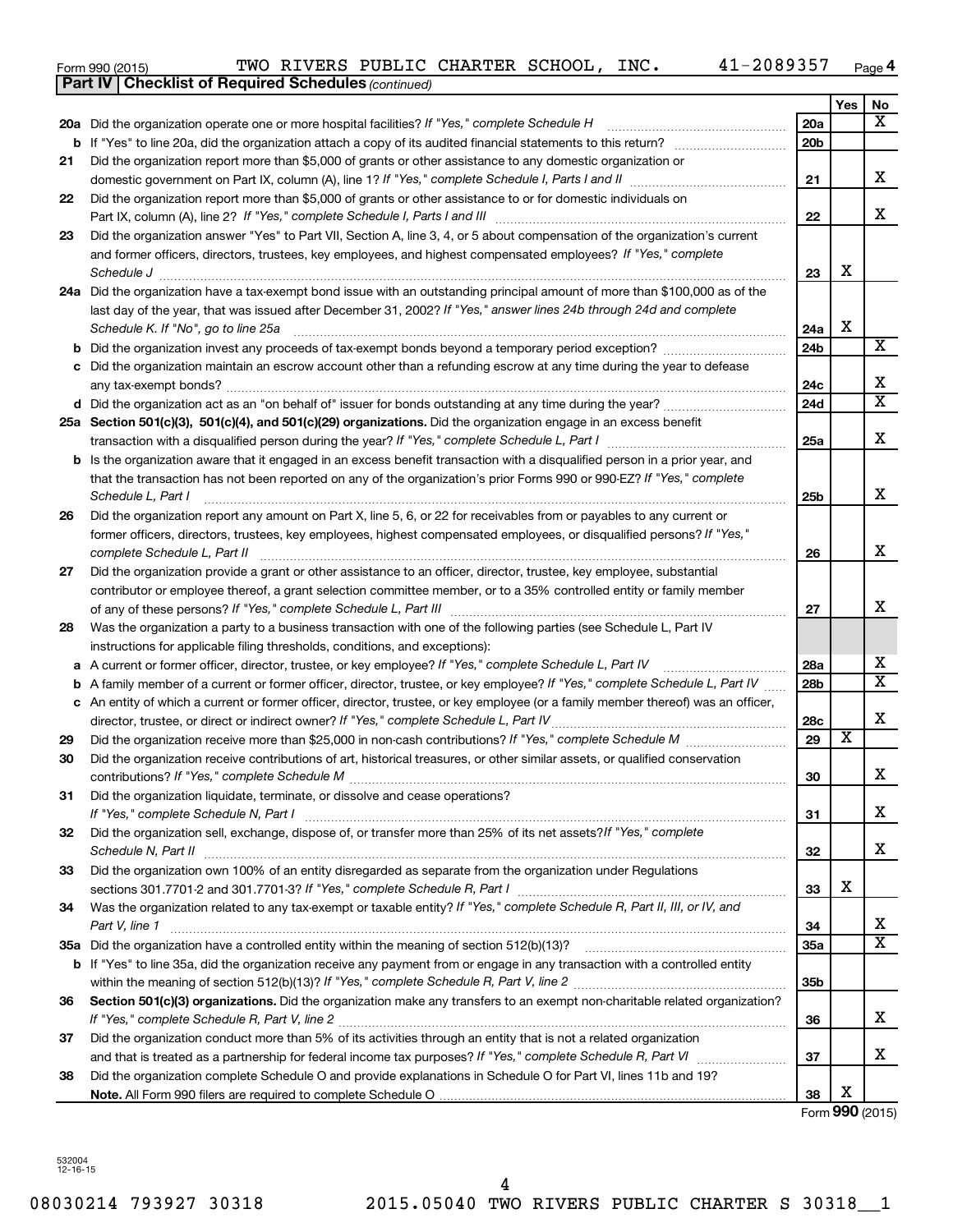Form 990 (2015) TWO RIVERS PUBLIC CHARTER SCHOOL, INC. 41-2089357 Page 4

**Part IV | Checklist of Required Schedules** *(continued)*

| | | | Yes | No |
|---|---|---|---|---|
| 20a | Did the organization operate one or more hospital facilities? *If "Yes," complete Schedule H* | 20a | | X |
| b | If "Yes" to line 20a, did the organization attach a copy of its audited financial statements to this return? | 20b | | |
| 21 | Did the organization report more than $5,000 of grants or other assistance to any domestic organization or domestic government on Part IX, column (A), line 1? *If "Yes," complete Schedule I, Parts I and II* | 21 | | X |
| 22 | Did the organization report more than $5,000 of grants or other assistance to or for domestic individuals on Part IX, column (A), line 2? *If "Yes," complete Schedule I, Parts I and III* | 22 | | X |
| 23 | Did the organization answer "Yes" to Part VII, Section A, line 3, 4, or 5 about compensation of the organization's current and former officers, directors, trustees, key employees, and highest compensated employees? *If "Yes," complete Schedule J* | 23 | X | |
| 24a | Did the organization have a tax-exempt bond issue with an outstanding principal amount of more than $100,000 as of the last day of the year, that was issued after December 31, 2002? *If "Yes," answer lines 24b through 24d and complete Schedule K. If "No", go to line 25a* | 24a | X | |
| b | Did the organization invest any proceeds of tax-exempt bonds beyond a temporary period exception? | 24b | | X |
| c | Did the organization maintain an escrow account other than a refunding escrow at any time during the year to defease any tax-exempt bonds? | 24c | | X |
| d | Did the organization act as an "on behalf of" issuer for bonds outstanding at any time during the year? | 24d | | X |
| 25a | **Section 501(c)(3), 501(c)(4), and 501(c)(29) organizations.** Did the organization engage in an excess benefit transaction with a disqualified person during the year? *If "Yes," complete Schedule L, Part I* | 25a | | X |
| b | Is the organization aware that it engaged in an excess benefit transaction with a disqualified person in a prior year, and that the transaction has not been reported on any of the organization's prior Forms 990 or 990-EZ? *If "Yes," complete Schedule L, Part I* | 25b | | X |
| 26 | Did the organization report any amount on Part X, line 5, 6, or 22 for receivables from or payables to any current or former officers, directors, trustees, key employees, highest compensated employees, or disqualified persons? *If "Yes," complete Schedule L, Part II* | 26 | | X |
| 27 | Did the organization provide a grant or other assistance to an officer, director, trustee, key employee, substantial contributor or employee thereof, a grant selection committee member, or to a 35% controlled entity or family member of any of these persons? *If "Yes," complete Schedule L, Part III* | 27 | | X |
| 28 | Was the organization a party to a business transaction with one of the following parties (see Schedule L, Part IV instructions for applicable filing thresholds, conditions, and exceptions): | | | |
| a | A current or former officer, director, trustee, or key employee? *If "Yes," complete Schedule L, Part IV* | 28a | | X |
| b | A family member of a current or former officer, director, trustee, or key employee? *If "Yes," complete Schedule L, Part IV* | 28b | | X |
| c | An entity of which a current or former officer, director, trustee, or key employee (or a family member thereof) was an officer, director, trustee, or direct or indirect owner? *If "Yes," complete Schedule L, Part IV* | 28c | | X |
| 29 | Did the organization receive more than $25,000 in non-cash contributions? *If "Yes," complete Schedule M* | 29 | X | |
| 30 | Did the organization receive contributions of art, historical treasures, or other similar assets, or qualified conservation contributions? *If "Yes," complete Schedule M* | 30 | | X |
| 31 | Did the organization liquidate, terminate, or dissolve and cease operations? *If "Yes," complete Schedule N, Part I* | 31 | | X |
| 32 | Did the organization sell, exchange, dispose of, or transfer more than 25% of its net assets? *If "Yes," complete Schedule N, Part II* | 32 | | X |
| 33 | Did the organization own 100% of an entity disregarded as separate from the organization under Regulations sections 301.7701-2 and 301.7701-3? *If "Yes," complete Schedule R, Part I* | 33 | X | |
| 34 | Was the organization related to any tax-exempt or taxable entity? *If "Yes," complete Schedule R, Part II, III, or IV, and Part V, line 1* | 34 | | X |
| 35a | Did the organization have a controlled entity within the meaning of section 512(b)(13)? | 35a | | X |
| b | If "Yes" to line 35a, did the organization receive any payment from or engage in any transaction with a controlled entity within the meaning of section 512(b)(13)? *If "Yes," complete Schedule R, Part V, line 2* | 35b | | |
| 36 | **Section 501(c)(3) organizations.** Did the organization make any transfers to an exempt non-charitable related organization? *If "Yes," complete Schedule R, Part V, line 2* | 36 | | X |
| 37 | Did the organization conduct more than 5% of its activities through an entity that is not a related organization and that is treated as a partnership for federal income tax purposes? *If "Yes," complete Schedule R, Part VI* | 37 | | X |
| 38 | Did the organization complete Schedule O and provide explanations in Schedule O for Part VI, lines 11b and 19? **Note.** All Form 990 filers are required to complete Schedule O | 38 | X | |

Form **990** (2015)

532004 12-16-15

08030214 793927 30318 2015.05040 TWO RIVERS PUBLIC CHARTER S 30318__1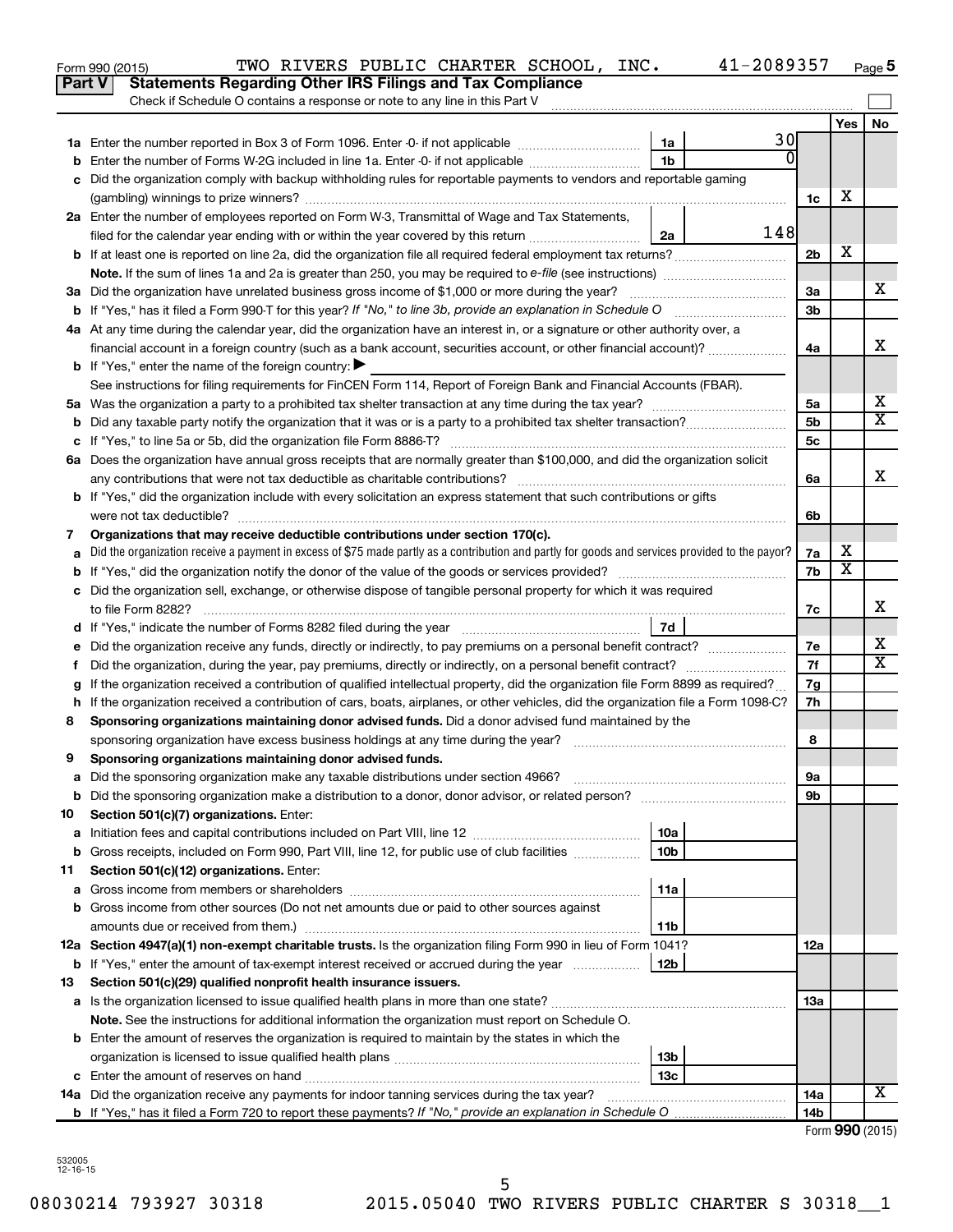Form 990 (2015) TWO RIVERS PUBLIC CHARTER SCHOOL, INC. 41-2089357 Page 5

**Part V Statements Regarding Other IRS Filings and Tax Compliance**

Check if Schedule O contains a response or note to any line in this Part V

| | | | | | Yes | No |
|---|---|---|---|---|---|---|
| **1a** | Enter the number reported in Box 3 of Form 1096. Enter -0- if not applicable | 1a | 30 | | | |
| **b** | Enter the number of Forms W-2G included in line 1a. Enter -0- if not applicable | 1b | 0 | | | |
| **c** | Did the organization comply with backup withholding rules for reportable payments to vendors and reportable gaming (gambling) winnings to prize winners? | | | 1c | X | |
| **2a** | Enter the number of employees reported on Form W-3, Transmittal of Wage and Tax Statements, filed for the calendar year ending with or within the year covered by this return | 2a | 148 | | | |
| **b** | If at least one is reported on line 2a, did the organization file all required federal employment tax returns? | | | 2b | X | |
| | **Note.** If the sum of lines 1a and 2a is greater than 250, you may be required to *e-file* (see instructions) | | | | | |
| **3a** | Did the organization have unrelated business gross income of $1,000 or more during the year? | | | 3a | | X |
| **b** | If "Yes," has it filed a Form 990-T for this year? *If "No," to line 3b, provide an explanation in Schedule O* | | | 3b | | |
| **4a** | At any time during the calendar year, did the organization have an interest in, or a signature or other authority over, a financial account in a foreign country (such as a bank account, securities account, or other financial account)? | | | 4a | | X |
| **b** | If "Yes," enter the name of the foreign country: ▶ | | | | | |
| | See instructions for filing requirements for FinCEN Form 114, Report of Foreign Bank and Financial Accounts (FBAR). | | | | | |
| **5a** | Was the organization a party to a prohibited tax shelter transaction at any time during the tax year? | | | 5a | | X |
| **b** | Did any taxable party notify the organization that it was or is a party to a prohibited tax shelter transaction? | | | 5b | | X |
| **c** | If "Yes," to line 5a or 5b, did the organization file Form 8886-T? | | | 5c | | |
| **6a** | Does the organization have annual gross receipts that are normally greater than $100,000, and did the organization solicit any contributions that were not tax deductible as charitable contributions? | | | 6a | | X |
| **b** | If "Yes," did the organization include with every solicitation an express statement that such contributions or gifts were not tax deductible? | | | 6b | | |
| **7** | **Organizations that may receive deductible contributions under section 170(c).** | | | | | |
| **a** | Did the organization receive a payment in excess of $75 made partly as a contribution and partly for goods and services provided to the payor? | | | 7a | X | |
| **b** | If "Yes," did the organization notify the donor of the value of the goods or services provided? | | | 7b | X | |
| **c** | Did the organization sell, exchange, or otherwise dispose of tangible personal property for which it was required to file Form 8282? | | | 7c | | X |
| **d** | If "Yes," indicate the number of Forms 8282 filed during the year | 7d | | | | |
| **e** | Did the organization receive any funds, directly or indirectly, to pay premiums on a personal benefit contract? | | | 7e | | X |
| **f** | Did the organization, during the year, pay premiums, directly or indirectly, on a personal benefit contract? | | | 7f | | X |
| **g** | If the organization received a contribution of qualified intellectual property, did the organization file Form 8899 as required? | | | 7g | | |
| **h** | If the organization received a contribution of cars, boats, airplanes, or other vehicles, did the organization file a Form 1098-C? | | | 7h | | |
| **8** | **Sponsoring organizations maintaining donor advised funds.** Did a donor advised fund maintained by the sponsoring organization have excess business holdings at any time during the year? | | | 8 | | |
| **9** | **Sponsoring organizations maintaining donor advised funds.** | | | | | |
| **a** | Did the sponsoring organization make any taxable distributions under section 4966? | | | 9a | | |
| **b** | Did the sponsoring organization make a distribution to a donor, donor advisor, or related person? | | | 9b | | |
| **10** | **Section 501(c)(7) organizations.** Enter: | | | | | |
| **a** | Initiation fees and capital contributions included on Part VIII, line 12 | 10a | | | | |
| **b** | Gross receipts, included on Form 990, Part VIII, line 12, for public use of club facilities | 10b | | | | |
| **11** | **Section 501(c)(12) organizations.** Enter: | | | | | |
| **a** | Gross income from members or shareholders | 11a | | | | |
| **b** | Gross income from other sources (Do not net amounts due or paid to other sources against amounts due or received from them.) | 11b | | | | |
| **12a** | **Section 4947(a)(1) non-exempt charitable trusts.** Is the organization filing Form 990 in lieu of Form 1041? | | | 12a | | |
| **b** | If "Yes," enter the amount of tax-exempt interest received or accrued during the year | 12b | | | | |
| **13** | **Section 501(c)(29) qualified nonprofit health insurance issuers.** | | | | | |
| **a** | Is the organization licensed to issue qualified health plans in more than one state? | | | 13a | | |
| | **Note.** See the instructions for additional information the organization must report on Schedule O. | | | | | |
| **b** | Enter the amount of reserves the organization is required to maintain by the states in which the organization is licensed to issue qualified health plans | 13b | | | | |
| **c** | Enter the amount of reserves on hand | 13c | | | | |
| **14a** | Did the organization receive any payments for indoor tanning services during the tax year? | | | 14a | | X |
| **b** | If "Yes," has it filed a Form 720 to report these payments? *If "No," provide an explanation in Schedule O* | | | 14b | | |

Form **990** (2015)

532005 12-16-15

08030214 793927 30318 2015.05040 TWO RIVERS PUBLIC CHARTER S 30318__1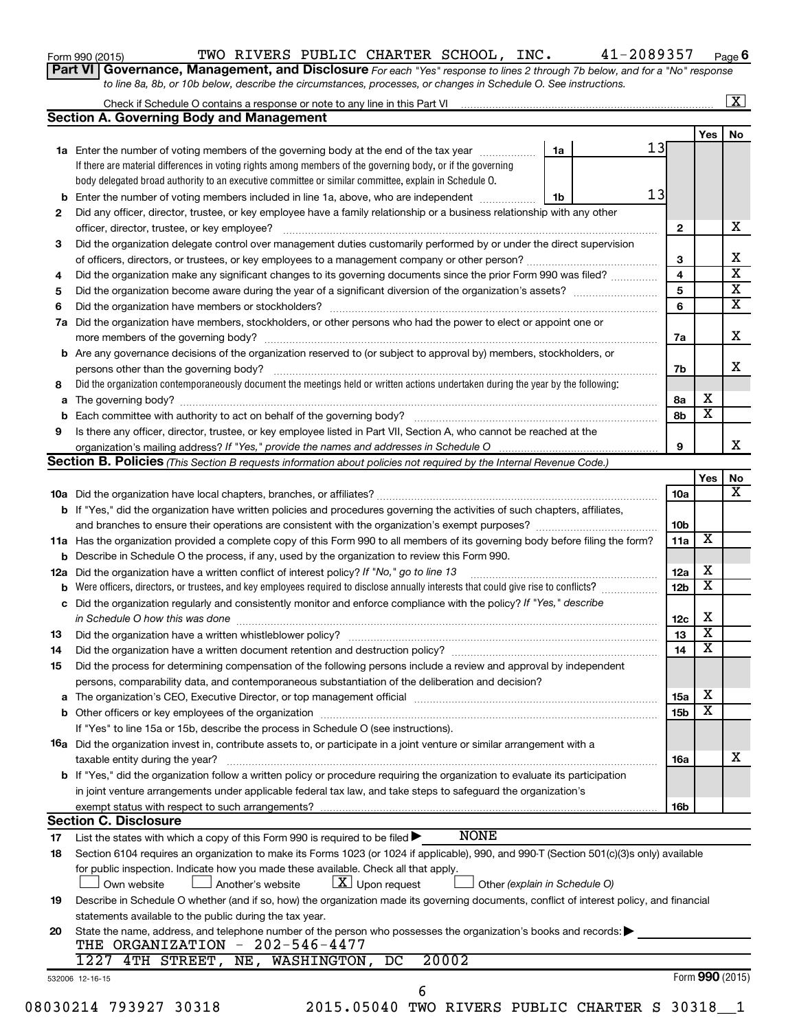Form 990 (2015) TWO RIVERS PUBLIC CHARTER SCHOOL, INC. 41-2089357 Page 6

## Part VI Governance, Management, and Disclosure

*For each "Yes" response to lines 2 through 7b below, and for a "No" response to line 8a, 8b, or 10b below, describe the circumstances, processes, or changes in Schedule O. See instructions.*

Check if Schedule O contains a response or note to any line in this Part VI ..... [X]

### Section A. Governing Body and Management

| | | | | Yes | No |
|---|---|---|---|---|---|
| 1a | Enter the number of voting members of the governing body at the end of the tax year ... 1a: 13<br>If there are material differences in voting rights among members of the governing body, or if the governing body delegated broad authority to an executive committee or similar committee, explain in Schedule O. | | | | |
| b | Enter the number of voting members included in line 1a, above, who are independent ... 1b: 13 | | | | |
| 2 | Did any officer, director, trustee, or key employee have a family relationship or a business relationship with any other officer, director, trustee, or key employee? | 2 | | | X |
| 3 | Did the organization delegate control over management duties customarily performed by or under the direct supervision of officers, directors, or trustees, or key employees to a management company or other person? | 3 | | | X |
| 4 | Did the organization make any significant changes to its governing documents since the prior Form 990 was filed? | 4 | | | X |
| 5 | Did the organization become aware during the year of a significant diversion of the organization's assets? | 5 | | | X |
| 6 | Did the organization have members or stockholders? | 6 | | | X |
| 7a | Did the organization have members, stockholders, or other persons who had the power to elect or appoint one or more members of the governing body? | 7a | | | X |
| b | Are any governance decisions of the organization reserved to (or subject to approval by) members, stockholders, or persons other than the governing body? | 7b | | | X |
| 8 | Did the organization contemporaneously document the meetings held or written actions undertaken during the year by the following: | | | | |
| a | The governing body? | 8a | | X | |
| b | Each committee with authority to act on behalf of the governing body? | 8b | | X | |
| 9 | Is there any officer, director, trustee, or key employee listed in Part VII, Section A, who cannot be reached at the organization's mailing address? *If "Yes," provide the names and addresses in Schedule O* | 9 | | | X |

### Section B. Policies *(This Section B requests information about policies not required by the Internal Revenue Code.)*

| | | | | Yes | No |
|---|---|---|---|---|---|
| 10a | Did the organization have local chapters, branches, or affiliates? | 10a | | | X |
| b | If "Yes," did the organization have written policies and procedures governing the activities of such chapters, affiliates, and branches to ensure their operations are consistent with the organization's exempt purposes? | 10b | | | |
| 11a | Has the organization provided a complete copy of this Form 990 to all members of its governing body before filing the form? | 11a | | X | |
| b | Describe in Schedule O the process, if any, used by the organization to review this Form 990. | | | | |
| 12a | Did the organization have a written conflict of interest policy? *If "No," go to line 13* | 12a | | X | |
| b | Were officers, directors, or trustees, and key employees required to disclose annually interests that could give rise to conflicts? | 12b | | X | |
| c | Did the organization regularly and consistently monitor and enforce compliance with the policy? *If "Yes," describe in Schedule O how this was done* | 12c | | X | |
| 13 | Did the organization have a written whistleblower policy? | 13 | | X | |
| 14 | Did the organization have a written document retention and destruction policy? | 14 | | X | |
| 15 | Did the process for determining compensation of the following persons include a review and approval by independent persons, comparability data, and contemporaneous substantiation of the deliberation and decision? | | | | |
| a | The organization's CEO, Executive Director, or top management official | 15a | | X | |
| b | Other officers or key employees of the organization | 15b | | X | |
| | If "Yes" to line 15a or 15b, describe the process in Schedule O (see instructions). | | | | |
| 16a | Did the organization invest in, contribute assets to, or participate in a joint venture or similar arrangement with a taxable entity during the year? | 16a | | | X |
| b | If "Yes," did the organization follow a written policy or procedure requiring the organization to evaluate its participation in joint venture arrangements under applicable federal tax law, and take steps to safeguard the organization's exempt status with respect to such arrangements? | 16b | | | |

### Section C. Disclosure

17 List the states with which a copy of this Form 990 is required to be filed ▶ NONE

18 Section 6104 requires an organization to make its Forms 1023 (or 1024 if applicable), 990, and 990-T (Section 501(c)(3)s only) available for public inspection. Indicate how you made these available. Check all that apply.

[ ] Own website [ ] Another's website [X] Upon request [ ] Other *(explain in Schedule O)*

19 Describe in Schedule O whether (and if so, how) the organization made its governing documents, conflict of interest policy, and financial statements available to the public during the tax year.

20 State the name, address, and telephone number of the person who possesses the organization's books and records: ▶
THE ORGANIZATION - 202-546-4477
1227 4TH STREET, NE, WASHINGTON, DC 20002

532006 12-16-15 Form **990** (2015)

08030214 793927 30318 2015.05040 TWO RIVERS PUBLIC CHARTER S 30318__1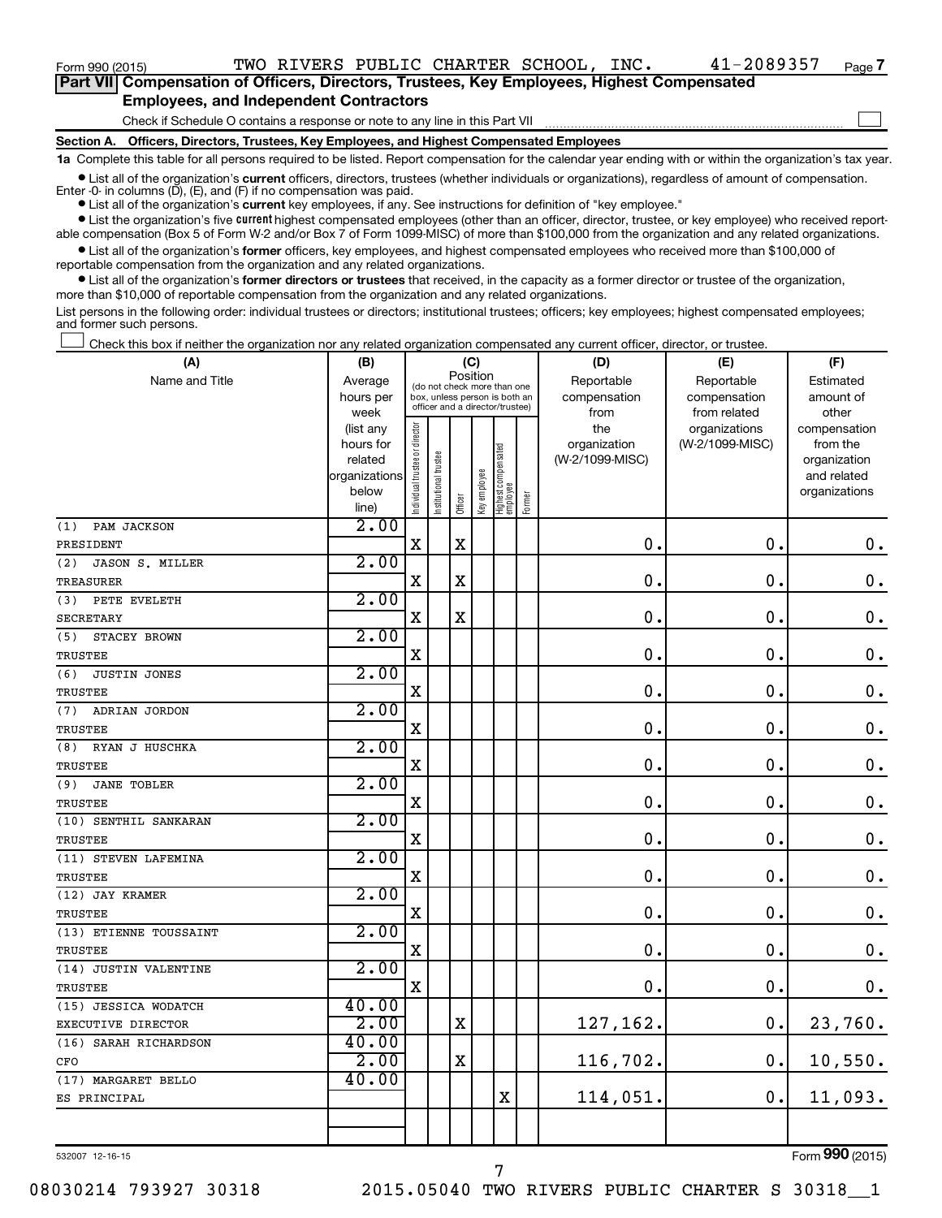Form 990 (2015) TWO RIVERS PUBLIC CHARTER SCHOOL, INC. 41-2089357 Page 7

## Part VII Compensation of Officers, Directors, Trustees, Key Employees, Highest Compensated Employees, and Independent Contractors

Check if Schedule O contains a response or note to any line in this Part VII

### Section A. Officers, Directors, Trustees, Key Employees, and Highest Compensated Employees

**1a** Complete this table for all persons required to be listed. Report compensation for the calendar year ending with or within the organization's tax year.

- List all of the organization's **current** officers, directors, trustees (whether individuals or organizations), regardless of amount of compensation. Enter -0- in columns (D), (E), and (F) if no compensation was paid.
- List all of the organization's **current** key employees, if any. See instructions for definition of "key employee."
- List the organization's five **current** highest compensated employees (other than an officer, director, trustee, or key employee) who received reportable compensation (Box 5 of Form W-2 and/or Box 7 of Form 1099-MISC) of more than $100,000 from the organization and any related organizations.
- List all of the organization's **former** officers, key employees, and highest compensated employees who received more than $100,000 of reportable compensation from the organization and any related organizations.
- List all of the organization's **former directors or trustees** that received, in the capacity as a former director or trustee of the organization, more than $10,000 of reportable compensation from the organization and any related organizations.

List persons in the following order: individual trustees or directors; institutional trustees; officers; key employees; highest compensated employees; and former such persons.

Check this box if neither the organization nor any related organization compensated any current officer, director, or trustee.

| (A) Name and Title | (B) Average hours per week (list any hours for related organizations below line) | (C) Position: Individual trustee or director | Institutional trustee | Officer | Key employee | Highest compensated employee | Former | (D) Reportable compensation from the organization (W-2/1099-MISC) | (E) Reportable compensation from related organizations (W-2/1099-MISC) | (F) Estimated amount of other compensation from the organization and related organizations |
|---|---|---|---|---|---|---|---|---|---|---|
| (1) PAM JACKSON<br>PRESIDENT | 2.00 | X | | X | | | | 0. | 0. | 0. |
| (2) JASON S. MILLER<br>TREASURER | 2.00 | X | | X | | | | 0. | 0. | 0. |
| (3) PETE EVELETH<br>SECRETARY | 2.00 | X | | X | | | | 0. | 0. | 0. |
| (5) STACEY BROWN<br>TRUSTEE | 2.00 | X | | | | | | 0. | 0. | 0. |
| (6) JUSTIN JONES<br>TRUSTEE | 2.00 | X | | | | | | 0. | 0. | 0. |
| (7) ADRIAN JORDON<br>TRUSTEE | 2.00 | X | | | | | | 0. | 0. | 0. |
| (8) RYAN J HUSCHKA<br>TRUSTEE | 2.00 | X | | | | | | 0. | 0. | 0. |
| (9) JANE TOBLER<br>TRUSTEE | 2.00 | X | | | | | | 0. | 0. | 0. |
| (10) SENTHIL SANKARAN<br>TRUSTEE | 2.00 | X | | | | | | 0. | 0. | 0. |
| (11) STEVEN LAFEMINA<br>TRUSTEE | 2.00 | X | | | | | | 0. | 0. | 0. |
| (12) JAY KRAMER<br>TRUSTEE | 2.00 | X | | | | | | 0. | 0. | 0. |
| (13) ETIENNE TOUSSAINT<br>TRUSTEE | 2.00 | X | | | | | | 0. | 0. | 0. |
| (14) JUSTIN VALENTINE<br>TRUSTEE | 2.00 | X | | | | | | 0. | 0. | 0. |
| (15) JESSICA WODATCH<br>EXECUTIVE DIRECTOR | 40.00<br>2.00 | | | X | | | | 127,162. | 0. | 23,760. |
| (16) SARAH RICHARDSON<br>CFO | 40.00<br>2.00 | | | X | | | | 116,702. | 0. | 10,550. |
| (17) MARGARET BELLO<br>ES PRINCIPAL | 40.00 | | | | | X | | 114,051. | 0. | 11,093. |
| | | | | | | | | | | |

532007 12-16-15

Form 990 (2015)

08030214 793927 30318 2015.05040 TWO RIVERS PUBLIC CHARTER S 30318__1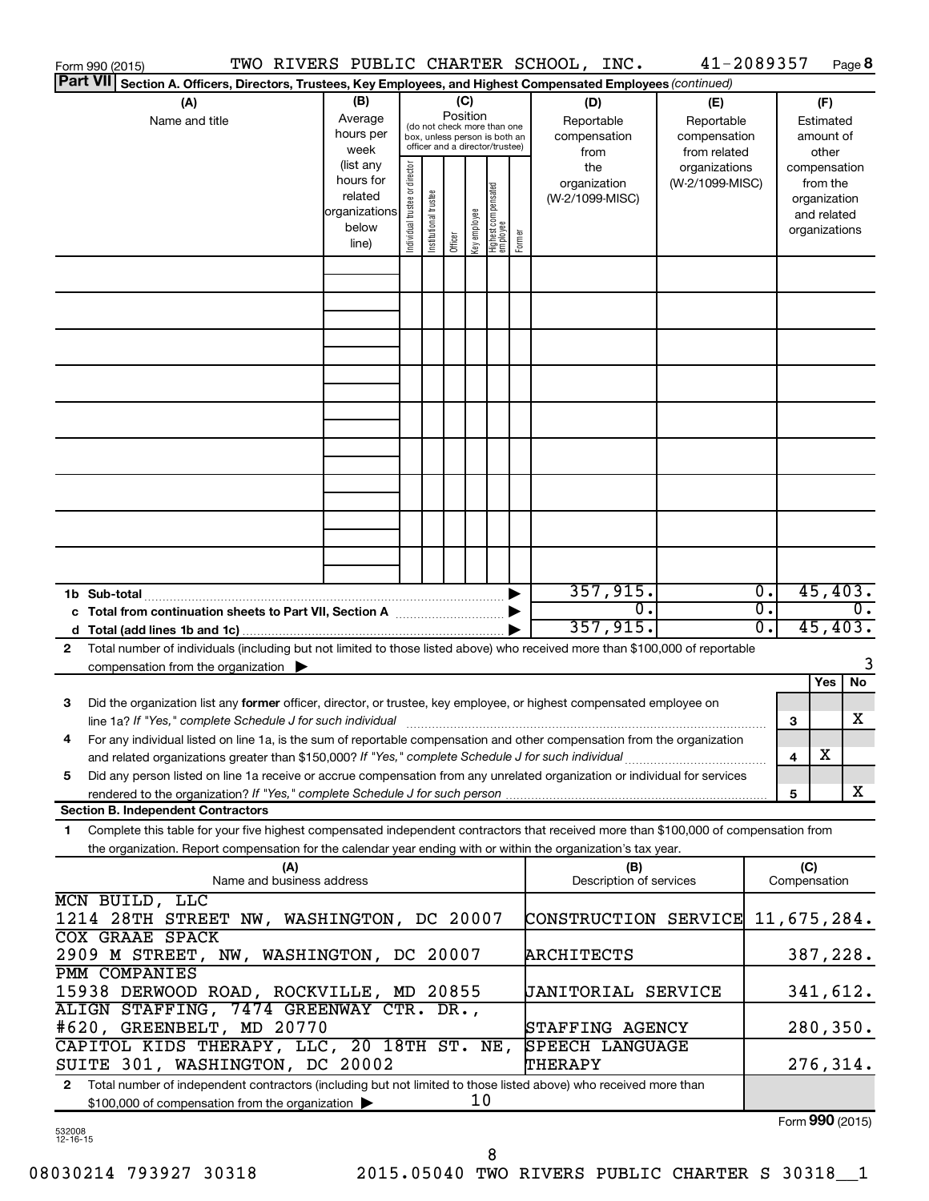Form 990 (2015) TWO RIVERS PUBLIC CHARTER SCHOOL, INC. 41-2089357 Page 8

**Part VII** **Section A. Officers, Directors, Trustees, Key Employees, and Highest Compensated Employees** *(continued)*

| (A) Name and title | (B) Average hours per week (list any hours for related organizations below line) | (C) Position (do not check more than one box, unless person is both an officer and a director/trustee): Individual trustee or director | Institutional trustee | Officer | Key employee | Highest compensated employee | Former | (D) Reportable compensation from the organization (W-2/1099-MISC) | (E) Reportable compensation from related organizations (W-2/1099-MISC) | (F) Estimated amount of other compensation from the organization and related organizations |
|---|---|---|---|---|---|---|---|---|---|---|
| | | | | | | | | | | |
| **1b Sub-total** | | | | | | | | 357,915. | 0. | 45,403. |
| **c Total from continuation sheets to Part VII, Section A** | | | | | | | | 0. | 0. | 0. |
| **d Total (add lines 1b and 1c)** | | | | | | | | 357,915. | 0. | 45,403. |

**2** Total number of individuals (including but not limited to those listed above) who received more than $100,000 of reportable compensation from the organization ▶ 3

| | | | Yes | No |
|---|---|---|---|---|
| **3** | Did the organization list any **former** officer, director, or trustee, key employee, or highest compensated employee on line 1a? *If "Yes," complete Schedule J for such individual* | 3 | | X |
| **4** | For any individual listed on line 1a, is the sum of reportable compensation and other compensation from the organization and related organizations greater than $150,000? *If "Yes," complete Schedule J for such individual* | 4 | X | |
| **5** | Did any person listed on line 1a receive or accrue compensation from any unrelated organization or individual for services rendered to the organization? *If "Yes," complete Schedule J for such person* | 5 | | X |

**Section B. Independent Contractors**

**1** Complete this table for your five highest compensated independent contractors that received more than $100,000 of compensation from the organization. Report compensation for the calendar year ending with or within the organization's tax year.

| (A) Name and business address | (B) Description of services | (C) Compensation |
|---|---|---|
| MCN BUILD, LLC<br>1214 28TH STREET NW, WASHINGTON, DC 20007 | CONSTRUCTION SERVICE | 11,675,284. |
| COX GRAAE SPACK<br>2909 M STREET, NW, WASHINGTON, DC 20007 | ARCHITECTS | 387,228. |
| PMM COMPANIES<br>15938 DERWOOD ROAD, ROCKVILLE, MD 20855 | JANITORIAL SERVICE | 341,612. |
| ALIGN STAFFING, 7474 GREENWAY CTR. DR.,<br>#620, GREENBELT, MD 20770 | STAFFING AGENCY | 280,350. |
| CAPITOL KIDS THERAPY, LLC, 20 18TH ST. NE,<br>SUITE 301, WASHINGTON, DC 20002 | SPEECH LANGUAGE THERAPY | 276,314. |

**2** Total number of independent contractors (including but not limited to those listed above) who received more than $100,000 of compensation from the organization ▶ 10

Form **990** (2015)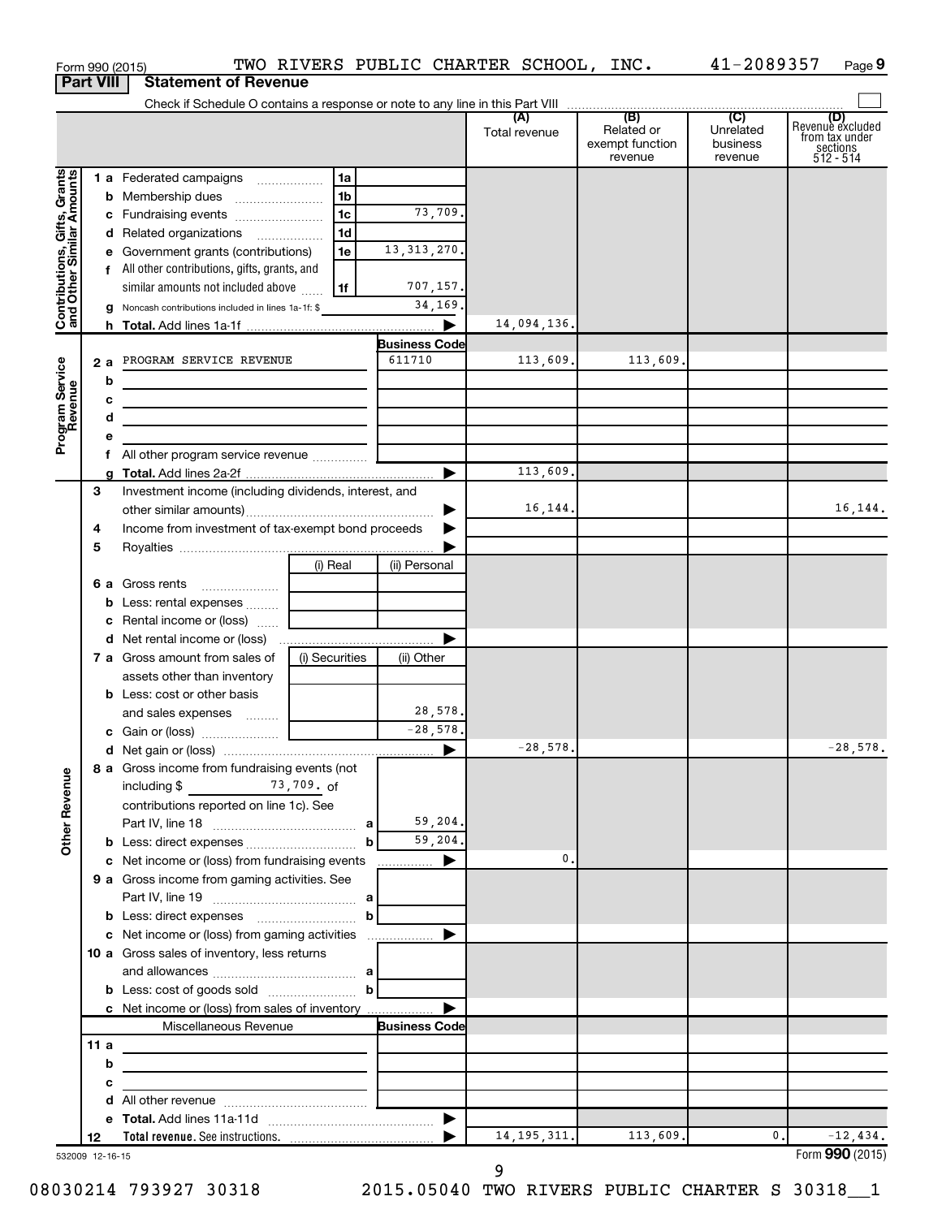Form 990 (2015) TWO RIVERS PUBLIC CHARTER SCHOOL, INC. 41-2089357 Page 9

**Part VIII Statement of Revenue**

Check if Schedule O contains a response or note to any line in this Part VIII ☐

| | | | | (A) Total revenue | (B) Related or exempt function revenue | (C) Unrelated business revenue | (D) Revenue excluded from tax under sections 512 - 514 |
|---|---|---|---|---|---|---|---|
| **Contributions, Gifts, Grants and Other Similar Amounts** | 1 a Federated campaigns | 1a | | | | | |
| | b Membership dues | 1b | | | | | |
| | c Fundraising events | 1c | 73,709. | | | | |
| | d Related organizations | 1d | | | | | |
| | e Government grants (contributions) | 1e | 13,313,270. | | | | |
| | f All other contributions, gifts, grants, and similar amounts not included above | 1f | 707,157. | | | | |
| | g Noncash contributions included in lines 1a-1f: $ | | 34,169. | | | | |
| | h **Total.** Add lines 1a-1f | | ▶ | 14,094,136. | | | |
| **Program Service Revenue** | | | **Business Code** | | | | |
| | 2 a PROGRAM SERVICE REVENUE | | 611710 | 113,609. | 113,609. | | |
| | b | | | | | | |
| | c | | | | | | |
| | d | | | | | | |
| | e | | | | | | |
| | f All other program service revenue | | | | | | |
| | g **Total.** Add lines 2a-2f | | ▶ | 113,609. | | | |
| **Other Revenue** | 3 Investment income (including dividends, interest, and other similar amounts) | | ▶ | 16,144. | | | 16,144. |
| | 4 Income from investment of tax-exempt bond proceeds | | ▶ | | | | |
| | 5 Royalties | | ▶ | | | | |
| | | (i) Real | (ii) Personal | | | | |
| | 6 a Gross rents | | | | | | |
| | b Less: rental expenses | | | | | | |
| | c Rental income or (loss) | | | | | | |
| | d Net rental income or (loss) | | ▶ | | | | |
| | 7 a Gross amount from sales of assets other than inventory | (i) Securities | (ii) Other | | | | |
| | b Less: cost or other basis and sales expenses | | 28,578. | | | | |
| | c Gain or (loss) | | -28,578. | | | | |
| | d Net gain or (loss) | | ▶ | -28,578. | | | -28,578. |
| | 8 a Gross income from fundraising events (not including $ 73,709. of contributions reported on line 1c). See Part IV, line 18 | a | 59,204. | | | | |
| | b Less: direct expenses | b | 59,204. | | | | |
| | c Net income or (loss) from fundraising events | | ▶ | 0. | | | |
| | 9 a Gross income from gaming activities. See Part IV, line 19 | a | | | | | |
| | b Less: direct expenses | b | | | | | |
| | c Net income or (loss) from gaming activities | | ▶ | | | | |
| | 10 a Gross sales of inventory, less returns and allowances | a | | | | | |
| | b Less: cost of goods sold | b | | | | | |
| | c Net income or (loss) from sales of inventory | | ▶ | | | | |
| | Miscellaneous Revenue | | **Business Code** | | | | |
| | 11 a | | | | | | |
| | b | | | | | | |
| | c | | | | | | |
| | d All other revenue | | | | | | |
| | e **Total.** Add lines 11a-11d | | ▶ | | | | |
| | 12 **Total revenue.** See instructions. | | ▶ | 14,195,311. | 113,609. | 0. | -12,434. |

532009 12-16-15 Form **990** (2015)

08030214 793927 30318 2015.05040 TWO RIVERS PUBLIC CHARTER S 30318__1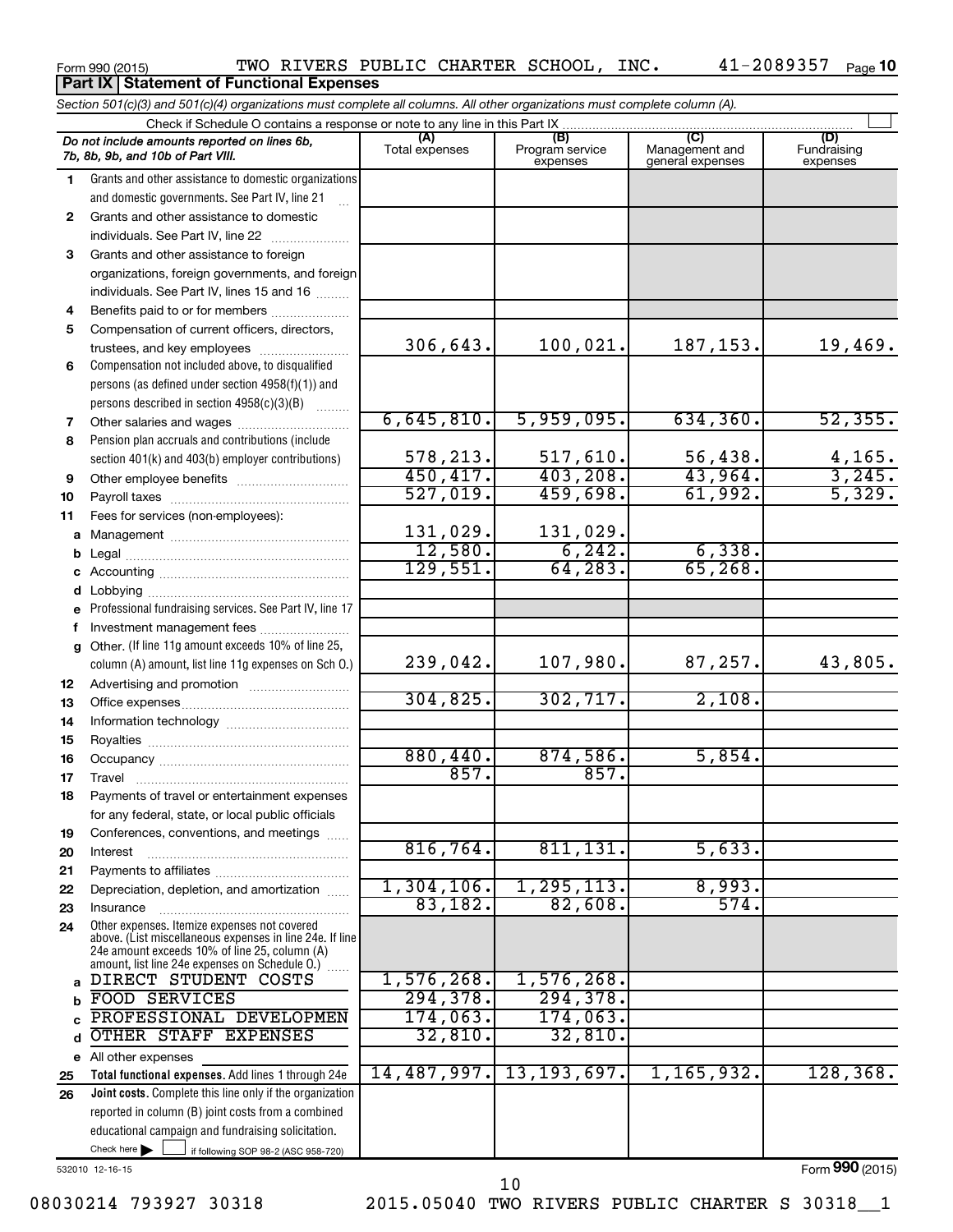Form 990 (2015) TWO RIVERS PUBLIC CHARTER SCHOOL, INC. 41-2089357 Page 10

**Part IX Statement of Functional Expenses**

*Section 501(c)(3) and 501(c)(4) organizations must complete all columns. All other organizations must complete column (A).*

Check if Schedule O contains a response or note to any line in this Part IX

| | *Do not include amounts reported on lines 6b, 7b, 8b, 9b, and 10b of Part VIII.* | (A) Total expenses | (B) Program service expenses | (C) Management and general expenses | (D) Fundraising expenses |
|---|---|---|---|---|---|
| 1 | Grants and other assistance to domestic organizations and domestic governments. See Part IV, line 21 | | | | |
| 2 | Grants and other assistance to domestic individuals. See Part IV, line 22 | | | | |
| 3 | Grants and other assistance to foreign organizations, foreign governments, and foreign individuals. See Part IV, lines 15 and 16 | | | | |
| 4 | Benefits paid to or for members | | | | |
| 5 | Compensation of current officers, directors, trustees, and key employees | 306,643. | 100,021. | 187,153. | 19,469. |
| 6 | Compensation not included above, to disqualified persons (as defined under section 4958(f)(1)) and persons described in section 4958(c)(3)(B) | | | | |
| 7 | Other salaries and wages | 6,645,810. | 5,959,095. | 634,360. | 52,355. |
| 8 | Pension plan accruals and contributions (include section 401(k) and 403(b) employer contributions) | 578,213. | 517,610. | 56,438. | 4,165. |
| 9 | Other employee benefits | 450,417. | 403,208. | 43,964. | 3,245. |
| 10 | Payroll taxes | 527,019. | 459,698. | 61,992. | 5,329. |
| 11 | Fees for services (non-employees): | | | | |
| a | Management | 131,029. | 131,029. | | |
| b | Legal | 12,580. | 6,242. | 6,338. | |
| c | Accounting | 129,551. | 64,283. | 65,268. | |
| d | Lobbying | | | | |
| e | Professional fundraising services. See Part IV, line 17 | | | | |
| f | Investment management fees | | | | |
| g | Other. (If line 11g amount exceeds 10% of line 25, column (A) amount, list line 11g expenses on Sch O.) | 239,042. | 107,980. | 87,257. | 43,805. |
| 12 | Advertising and promotion | | | | |
| 13 | Office expenses | 304,825. | 302,717. | 2,108. | |
| 14 | Information technology | | | | |
| 15 | Royalties | | | | |
| 16 | Occupancy | 880,440. | 874,586. | 5,854. | |
| 17 | Travel | 857. | 857. | | |
| 18 | Payments of travel or entertainment expenses for any federal, state, or local public officials | | | | |
| 19 | Conferences, conventions, and meetings | | | | |
| 20 | Interest | 816,764. | 811,131. | 5,633. | |
| 21 | Payments to affiliates | | | | |
| 22 | Depreciation, depletion, and amortization | 1,304,106. | 1,295,113. | 8,993. | |
| 23 | Insurance | 83,182. | 82,608. | 574. | |
| 24 | Other expenses. Itemize expenses not covered above. (List miscellaneous expenses in line 24e. If line 24e amount exceeds 10% of line 25, column (A) amount, list line 24e expenses on Schedule O.) | | | | |
| a | DIRECT STUDENT COSTS | 1,576,268. | 1,576,268. | | |
| b | FOOD SERVICES | 294,378. | 294,378. | | |
| c | PROFESSIONAL DEVELOPMEN | 174,063. | 174,063. | | |
| d | OTHER STAFF EXPENSES | 32,810. | 32,810. | | |
| e | All other expenses | | | | |
| 25 | **Total functional expenses.** Add lines 1 through 24e | 14,487,997. | 13,193,697. | 1,165,932. | 128,368. |
| 26 | **Joint costs.** Complete this line only if the organization reported in column (B) joint costs from a combined educational campaign and fundraising solicitation. Check here ☐ if following SOP 98-2 (ASC 958-720) | | | | |

532010 12-16-15

Form **990** (2015)

08030214 793927 30318 2015.05040 TWO RIVERS PUBLIC CHARTER S 30318__1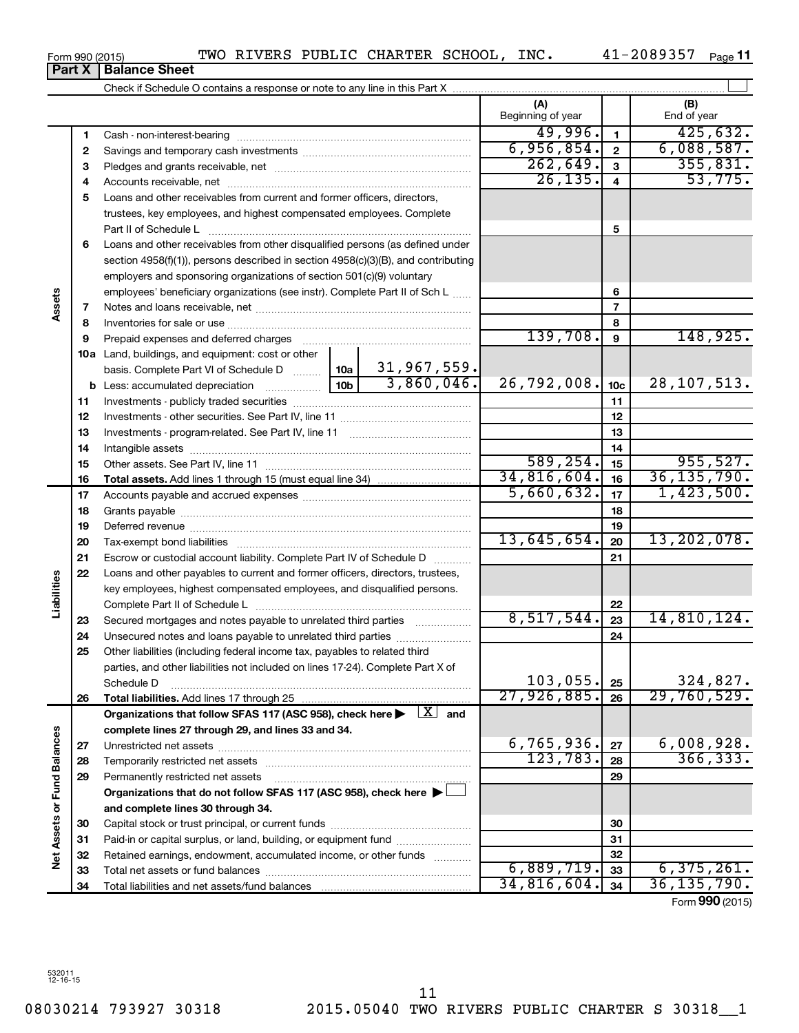Form 990 (2015) TWO RIVERS PUBLIC CHARTER SCHOOL, INC. 41-2089357 Page 11

## Part X | Balance Sheet

Check if Schedule O contains a response or note to any line in this Part X

| | | | | (A) Beginning of year | | (B) End of year |
|---|---|---|---|---|---|---|
| Assets | 1 | Cash - non-interest-bearing | | 49,996. | 1 | 425,632. |
| | 2 | Savings and temporary cash investments | | 6,956,854. | 2 | 6,088,587. |
| | 3 | Pledges and grants receivable, net | | 262,649. | 3 | 355,831. |
| | 4 | Accounts receivable, net | | 26,135. | 4 | 53,775. |
| | 5 | Loans and other receivables from current and former officers, directors, trustees, key employees, and highest compensated employees. Complete Part II of Schedule L | | | 5 | |
| | 6 | Loans and other receivables from other disqualified persons (as defined under section 4958(f)(1)), persons described in section 4958(c)(3)(B), and contributing employers and sponsoring organizations of section 501(c)(9) voluntary employees' beneficiary organizations (see instr). Complete Part II of Sch L | | | 6 | |
| | 7 | Notes and loans receivable, net | | | 7 | |
| | 8 | Inventories for sale or use | | | 8 | |
| | 9 | Prepaid expenses and deferred charges | | 139,708. | 9 | 148,925. |
| | 10a | Land, buildings, and equipment: cost or other basis. Complete Part VI of Schedule D | 10a 31,967,559. | | | |
| | b | Less: accumulated depreciation | 10b 3,860,046. | 26,792,008. | 10c | 28,107,513. |
| | 11 | Investments - publicly traded securities | | | 11 | |
| | 12 | Investments - other securities. See Part IV, line 11 | | | 12 | |
| | 13 | Investments - program-related. See Part IV, line 11 | | | 13 | |
| | 14 | Intangible assets | | | 14 | |
| | 15 | Other assets. See Part IV, line 11 | | 589,254. | 15 | 955,527. |
| | 16 | **Total assets.** Add lines 1 through 15 (must equal line 34) | | 34,816,604. | 16 | 36,135,790. |
| Liabilities | 17 | Accounts payable and accrued expenses | | 5,660,632. | 17 | 1,423,500. |
| | 18 | Grants payable | | | 18 | |
| | 19 | Deferred revenue | | | 19 | |
| | 20 | Tax-exempt bond liabilities | | 13,645,654. | 20 | 13,202,078. |
| | 21 | Escrow or custodial account liability. Complete Part IV of Schedule D | | | 21 | |
| | 22 | Loans and other payables to current and former officers, directors, trustees, key employees, highest compensated employees, and disqualified persons. Complete Part II of Schedule L | | | 22 | |
| | 23 | Secured mortgages and notes payable to unrelated third parties | | 8,517,544. | 23 | 14,810,124. |
| | 24 | Unsecured notes and loans payable to unrelated third parties | | | 24 | |
| | 25 | Other liabilities (including federal income tax, payables to related third parties, and other liabilities not included on lines 17-24). Complete Part X of Schedule D | | 103,055. | 25 | 324,827. |
| | 26 | **Total liabilities.** Add lines 17 through 25 | | 27,926,885. | 26 | 29,760,529. |
| Net Assets or Fund Balances | | **Organizations that follow SFAS 117 (ASC 958), check here ▶ [X] and complete lines 27 through 29, and lines 33 and 34.** | | | | |
| | 27 | Unrestricted net assets | | 6,765,936. | 27 | 6,008,928. |
| | 28 | Temporarily restricted net assets | | 123,783. | 28 | 366,333. |
| | 29 | Permanently restricted net assets | | | 29 | |
| | | **Organizations that do not follow SFAS 117 (ASC 958), check here ▶ [ ] and complete lines 30 through 34.** | | | | |
| | 30 | Capital stock or trust principal, or current funds | | | 30 | |
| | 31 | Paid-in or capital surplus, or land, building, or equipment fund | | | 31 | |
| | 32 | Retained earnings, endowment, accumulated income, or other funds | | | 32 | |
| | 33 | Total net assets or fund balances | | 6,889,719. | 33 | 6,375,261. |
| | 34 | Total liabilities and net assets/fund balances | | 34,816,604. | 34 | 36,135,790. |

Form **990** (2015)

532011 12-16-15

08030214 793927 30318 2015.05040 TWO RIVERS PUBLIC CHARTER S 30318__1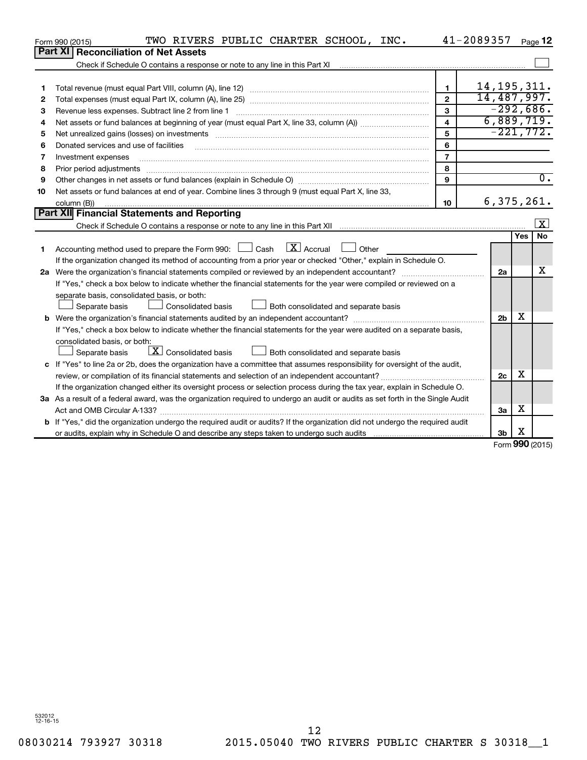Form 990 (2015) TWO RIVERS PUBLIC CHARTER SCHOOL, INC. 41-2089357 Page **12**

## Part XI Reconciliation of Net Assets

Check if Schedule O contains a response or note to any line in this Part XI ☐

| | | | |
|---|---|---|---|
| 1 | Total revenue (must equal Part VIII, column (A), line 12) | 1 | 14,195,311. |
| 2 | Total expenses (must equal Part IX, column (A), line 25) | 2 | 14,487,997. |
| 3 | Revenue less expenses. Subtract line 2 from line 1 | 3 | -292,686. |
| 4 | Net assets or fund balances at beginning of year (must equal Part X, line 33, column (A)) | 4 | 6,889,719. |
| 5 | Net unrealized gains (losses) on investments | 5 | -221,772. |
| 6 | Donated services and use of facilities | 6 | |
| 7 | Investment expenses | 7 | |
| 8 | Prior period adjustments | 8 | |
| 9 | Other changes in net assets or fund balances (explain in Schedule O) | 9 | 0. |
| 10 | Net assets or fund balances at end of year. Combine lines 3 through 9 (must equal Part X, line 33, column (B)) | 10 | 6,375,261. |

## Part XII Financial Statements and Reporting

Check if Schedule O contains a response or note to any line in this Part XII ☒

| | | | Yes | No |
|---|---|---|---|---|
| 1 | Accounting method used to prepare the Form 990: ☐ Cash ☒ Accrual ☐ Other<br>If the organization changed its method of accounting from a prior year or checked "Other," explain in Schedule O. | | | |
| 2a | Were the organization's financial statements compiled or reviewed by an independent accountant?<br>If "Yes," check a box below to indicate whether the financial statements for the year were compiled or reviewed on a separate basis, consolidated basis, or both:<br>☐ Separate basis ☐ Consolidated basis ☐ Both consolidated and separate basis | 2a | | X |
| b | Were the organization's financial statements audited by an independent accountant?<br>If "Yes," check a box below to indicate whether the financial statements for the year were audited on a separate basis, consolidated basis, or both:<br>☐ Separate basis ☒ Consolidated basis ☐ Both consolidated and separate basis | 2b | X | |
| c | If "Yes" to line 2a or 2b, does the organization have a committee that assumes responsibility for oversight of the audit, review, or compilation of its financial statements and selection of an independent accountant?<br>If the organization changed either its oversight process or selection process during the tax year, explain in Schedule O. | 2c | X | |
| 3a | As a result of a federal award, was the organization required to undergo an audit or audits as set forth in the Single Audit Act and OMB Circular A-133? | 3a | X | |
| b | If "Yes," did the organization undergo the required audit or audits? If the organization did not undergo the required audit or audits, explain why in Schedule O and describe any steps taken to undergo such audits | 3b | X | |

Form **990** (2015)

532012 12-16-15

08030214 793927 30318 2015.05040 TWO RIVERS PUBLIC CHARTER S 30318__1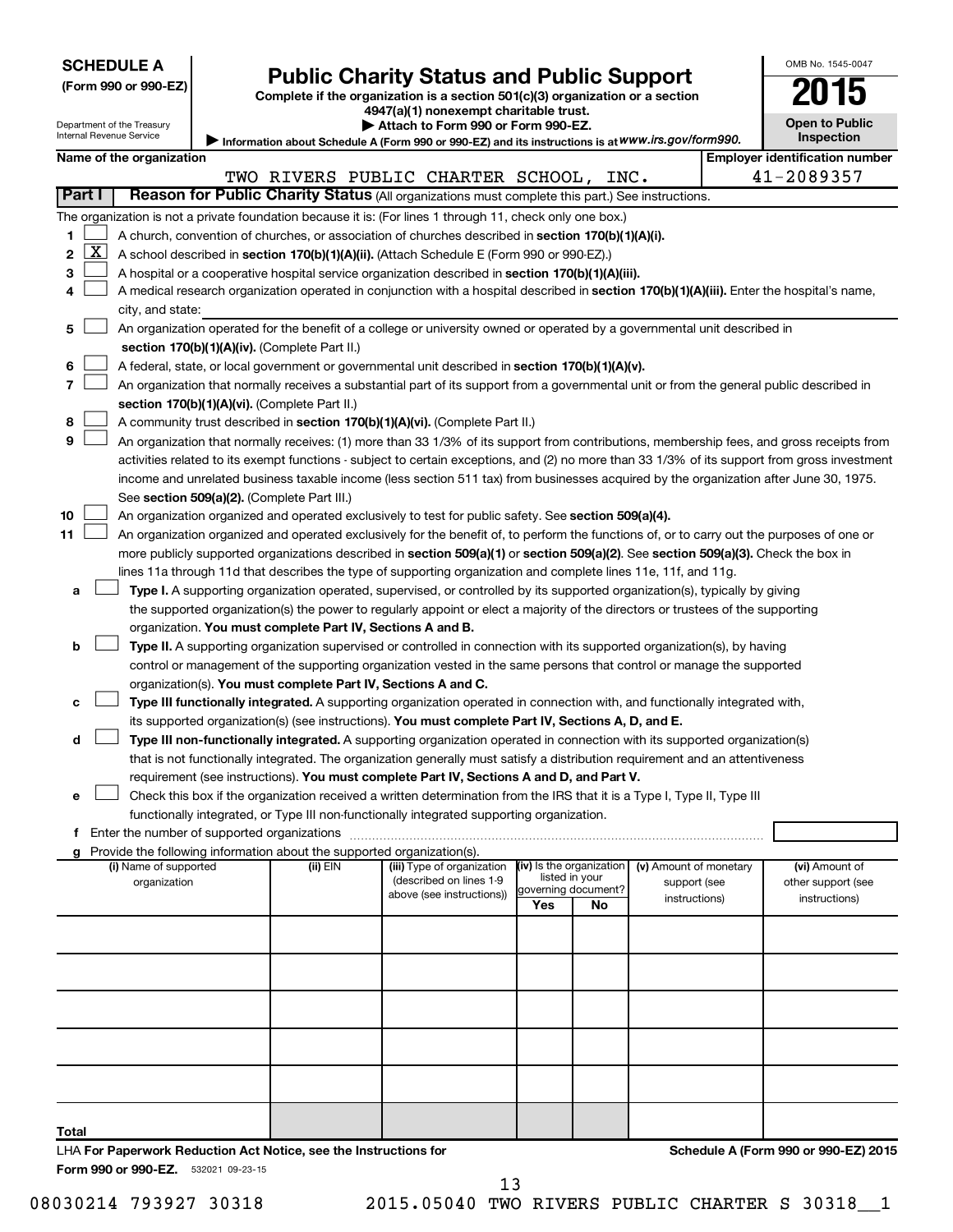**SCHEDULE A**
**(Form 990 or 990-EZ)**

Department of the Treasury
Internal Revenue Service

# Public Charity Status and Public Support

**Complete if the organization is a section 501(c)(3) organization or a section 4947(a)(1) nonexempt charitable trust.**
**▶ Attach to Form 990 or Form 990-EZ.**
**▶ Information about Schedule A (Form 990 or 990-EZ) and its instructions is at** *www.irs.gov/form990.*

OMB No. 1545-0047
**2015**
**Open to Public Inspection**

**Name of the organization:** TWO RIVERS PUBLIC CHARTER SCHOOL, INC.
**Employer identification number:** 41-2089357

## Part I — Reason for Public Charity Status (All organizations must complete this part.) See instructions.

The organization is not a private foundation because it is: (For lines 1 through 11, check only one box.)

1 [ ] A church, convention of churches, or association of churches described in **section 170(b)(1)(A)(i).**

2 [X] A school described in **section 170(b)(1)(A)(ii).** (Attach Schedule E (Form 990 or 990-EZ).)

3 [ ] A hospital or a cooperative hospital service organization described in **section 170(b)(1)(A)(iii).**

4 [ ] A medical research organization operated in conjunction with a hospital described in **section 170(b)(1)(A)(iii).** Enter the hospital's name, city, and state: ____________

5 [ ] An organization operated for the benefit of a college or university owned or operated by a governmental unit described in **section 170(b)(1)(A)(iv).** (Complete Part II.)

6 [ ] A federal, state, or local government or governmental unit described in **section 170(b)(1)(A)(v).**

7 [ ] An organization that normally receives a substantial part of its support from a governmental unit or from the general public described in **section 170(b)(1)(A)(vi).** (Complete Part II.)

8 [ ] A community trust described in **section 170(b)(1)(A)(vi).** (Complete Part II.)

9 [ ] An organization that normally receives: (1) more than 33 1/3% of its support from contributions, membership fees, and gross receipts from activities related to its exempt functions - subject to certain exceptions, and (2) no more than 33 1/3% of its support from gross investment income and unrelated business taxable income (less section 511 tax) from businesses acquired by the organization after June 30, 1975. See **section 509(a)(2).** (Complete Part III.)

10 [ ] An organization organized and operated exclusively to test for public safety. See **section 509(a)(4).**

11 [ ] An organization organized and operated exclusively for the benefit of, to perform the functions of, or to carry out the purposes of one or more publicly supported organizations described in **section 509(a)(1)** or **section 509(a)(2).** See **section 509(a)(3).** Check the box in lines 11a through 11d that describes the type of supporting organization and complete lines 11e, 11f, and 11g.

a [ ] **Type I.** A supporting organization operated, supervised, or controlled by its supported organization(s), typically by giving the supported organization(s) the power to regularly appoint or elect a majority of the directors or trustees of the supporting organization. **You must complete Part IV, Sections A and B.**

b [ ] **Type II.** A supporting organization supervised or controlled in connection with its supported organization(s), by having control or management of the supporting organization vested in the same persons that control or manage the supported organization(s). **You must complete Part IV, Sections A and C.**

c [ ] **Type III functionally integrated.** A supporting organization operated in connection with, and functionally integrated with, its supported organization(s) (see instructions). **You must complete Part IV, Sections A, D, and E.**

d [ ] **Type III non-functionally integrated.** A supporting organization operated in connection with its supported organization(s) that is not functionally integrated. The organization generally must satisfy a distribution requirement and an attentiveness requirement (see instructions). **You must complete Part IV, Sections A and D, and Part V.**

e [ ] Check this box if the organization received a written determination from the IRS that it is a Type I, Type II, Type III functionally integrated, or Type III non-functionally integrated supporting organization.

f Enter the number of supported organizations ____________

g Provide the following information about the supported organization(s).

| (i) Name of supported organization | (ii) EIN | (iii) Type of organization (described on lines 1-9 above (see instructions)) | (iv) Is the organization listed in your governing document? Yes | No | (v) Amount of monetary support (see instructions) | (vi) Amount of other support (see instructions) |
|---|---|---|---|---|---|---|
| | | | | | | |
| | | | | | | |
| | | | | | | |
| | | | | | | |
| | | | | | | |
| **Total** | | | | | | |

LHA **For Paperwork Reduction Act Notice, see the Instructions for Form 990 or 990-EZ.** 532021 09-23-15

**Schedule A (Form 990 or 990-EZ) 2015**

08030214 793927 30318 2015.05040 TWO RIVERS PUBLIC CHARTER S 30318__1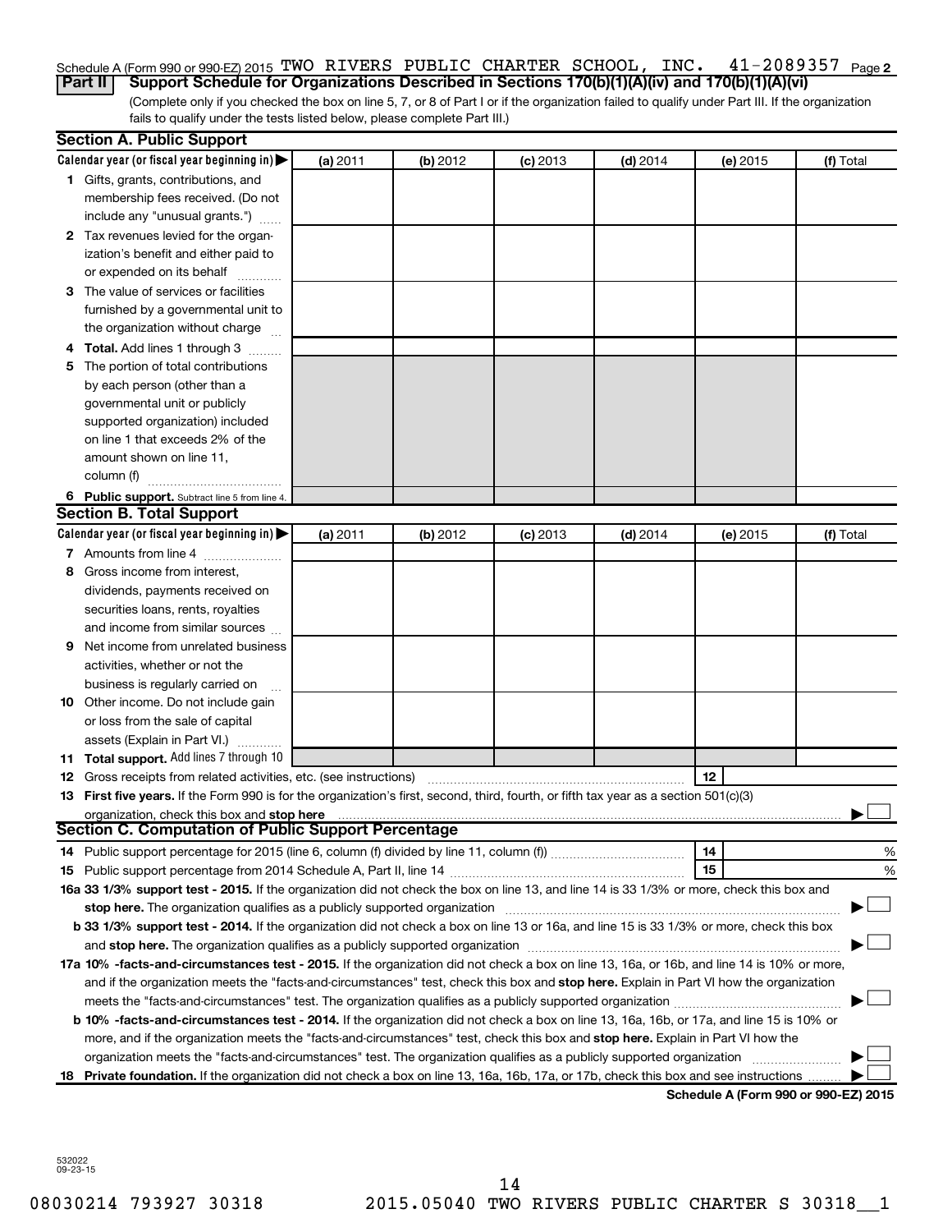Schedule A (Form 990 or 990-EZ) 2015 TWO RIVERS PUBLIC CHARTER SCHOOL, INC. 41-2089357 Page 2

**Part II** **Support Schedule for Organizations Described in Sections 170(b)(1)(A)(iv) and 170(b)(1)(A)(vi)**

(Complete only if you checked the box on line 5, 7, or 8 of Part I or if the organization failed to qualify under Part III. If the organization fails to qualify under the tests listed below, please complete Part III.)

**Section A. Public Support**

| Calendar year (or fiscal year beginning in) ▶ | (a) 2011 | (b) 2012 | (c) 2013 | (d) 2014 | (e) 2015 | (f) Total |
|---|---|---|---|---|---|---|
| **1** Gifts, grants, contributions, and membership fees received. (Do not include any "unusual grants.") | | | | | | |
| **2** Tax revenues levied for the organization's benefit and either paid to or expended on its behalf | | | | | | |
| **3** The value of services or facilities furnished by a governmental unit to the organization without charge | | | | | | |
| **4** **Total.** Add lines 1 through 3 | | | | | | |
| **5** The portion of total contributions by each person (other than a governmental unit or publicly supported organization) included on line 1 that exceeds 2% of the amount shown on line 11, column (f) | | | | | | |
| **6** **Public support.** Subtract line 5 from line 4. | | | | | | |

**Section B. Total Support**

| Calendar year (or fiscal year beginning in) ▶ | (a) 2011 | (b) 2012 | (c) 2013 | (d) 2014 | (e) 2015 | (f) Total |
|---|---|---|---|---|---|---|
| **7** Amounts from line 4 | | | | | | |
| **8** Gross income from interest, dividends, payments received on securities loans, rents, royalties and income from similar sources | | | | | | |
| **9** Net income from unrelated business activities, whether or not the business is regularly carried on | | | | | | |
| **10** Other income. Do not include gain or loss from the sale of capital assets (Explain in Part VI.) | | | | | | |
| **11** **Total support.** Add lines 7 through 10 | | | | | | |

**12** Gross receipts from related activities, etc. (see instructions) | **12** |

**13** **First five years.** If the Form 990 is for the organization's first, second, third, fourth, or fifth tax year as a section 501(c)(3) organization, check this box and **stop here** ▶ ☐

**Section C. Computation of Public Support Percentage**

**14** Public support percentage for 2015 (line 6, column (f) divided by line 11, column (f)) | **14** | %

**15** Public support percentage from 2014 Schedule A, Part II, line 14 | **15** | %

**16a** **33 1/3% support test - 2015.** If the organization did not check the box on line 13, and line 14 is 33 1/3% or more, check this box and **stop here.** The organization qualifies as a publicly supported organization ▶ ☐

**b** **33 1/3% support test - 2014.** If the organization did not check a box on line 13 or 16a, and line 15 is 33 1/3% or more, check this box and **stop here.** The organization qualifies as a publicly supported organization ▶ ☐

**17a** **10% -facts-and-circumstances test - 2015.** If the organization did not check a box on line 13, 16a, or 16b, and line 14 is 10% or more, and if the organization meets the "facts-and-circumstances" test, check this box and **stop here.** Explain in Part VI how the organization meets the "facts-and-circumstances" test. The organization qualifies as a publicly supported organization ▶ ☐

**b** **10% -facts-and-circumstances test - 2014.** If the organization did not check a box on line 13, 16a, 16b, or 17a, and line 15 is 10% or more, and if the organization meets the "facts-and-circumstances" test, check this box and **stop here.** Explain in Part VI how the organization meets the "facts-and-circumstances" test. The organization qualifies as a publicly supported organization ▶ ☐

**18** **Private foundation.** If the organization did not check a box on line 13, 16a, 16b, 17a, or 17b, check this box and see instructions ▶ ☐

**Schedule A (Form 990 or 990-EZ) 2015**

532022 09-23-15

08030214 793927 30318 2015.05040 TWO RIVERS PUBLIC CHARTER S 30318__1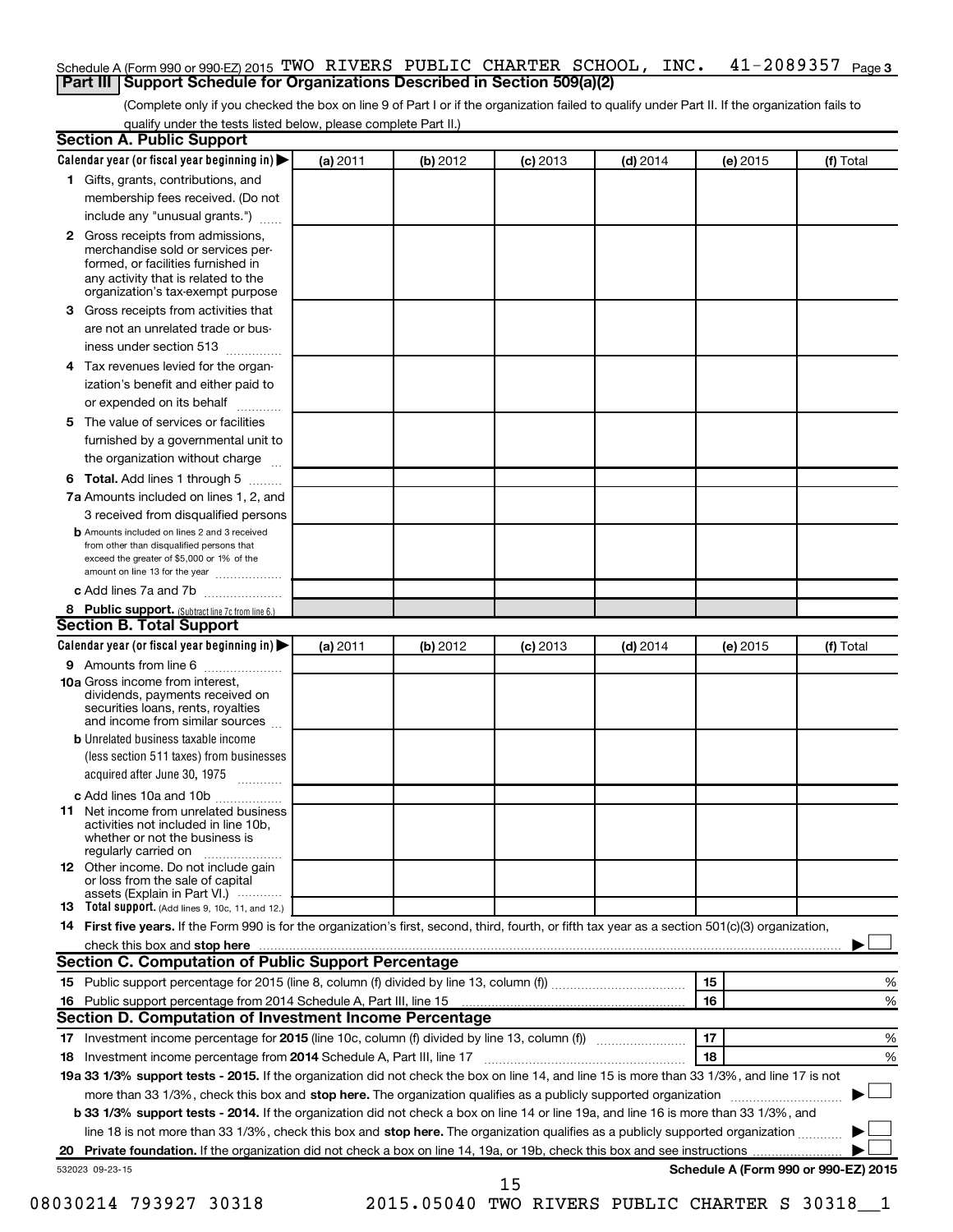Schedule A (Form 990 or 990-EZ) 2015 TWO RIVERS PUBLIC CHARTER SCHOOL, INC. 41-2089357 Page 3

## Part III Support Schedule for Organizations Described in Section 509(a)(2)

(Complete only if you checked the box on line 9 of Part I or if the organization failed to qualify under Part II. If the organization fails to qualify under the tests listed below, please complete Part II.)

### Section A. Public Support

| Calendar year (or fiscal year beginning in) ▶ | (a) 2011 | (b) 2012 | (c) 2013 | (d) 2014 | (e) 2015 | (f) Total |
|---|---|---|---|---|---|---|
| 1 Gifts, grants, contributions, and membership fees received. (Do not include any "unusual grants.") | | | | | | |
| 2 Gross receipts from admissions, merchandise sold or services performed, or facilities furnished in any activity that is related to the organization's tax-exempt purpose | | | | | | |
| 3 Gross receipts from activities that are not an unrelated trade or business under section 513 | | | | | | |
| 4 Tax revenues levied for the organization's benefit and either paid to or expended on its behalf | | | | | | |
| 5 The value of services or facilities furnished by a governmental unit to the organization without charge | | | | | | |
| 6 **Total.** Add lines 1 through 5 | | | | | | |
| 7a Amounts included on lines 1, 2, and 3 received from disqualified persons | | | | | | |
| b Amounts included on lines 2 and 3 received from other than disqualified persons that exceed the greater of $5,000 or 1% of the amount on line 13 for the year | | | | | | |
| c Add lines 7a and 7b | | | | | | |
| 8 **Public support.** (Subtract line 7c from line 6.) | | | | | | |

### Section B. Total Support

| Calendar year (or fiscal year beginning in) ▶ | (a) 2011 | (b) 2012 | (c) 2013 | (d) 2014 | (e) 2015 | (f) Total |
|---|---|---|---|---|---|---|
| 9 Amounts from line 6 | | | | | | |
| 10a Gross income from interest, dividends, payments received on securities loans, rents, royalties and income from similar sources | | | | | | |
| b Unrelated business taxable income (less section 511 taxes) from businesses acquired after June 30, 1975 | | | | | | |
| c Add lines 10a and 10b | | | | | | |
| 11 Net income from unrelated business activities not included in line 10b, whether or not the business is regularly carried on | | | | | | |
| 12 Other income. Do not include gain or loss from the sale of capital assets (Explain in Part VI.) | | | | | | |
| 13 **Total support.** (Add lines 9, 10c, 11, and 12.) | | | | | | |

14 **First five years.** If the Form 990 is for the organization's first, second, third, fourth, or fifth tax year as a section 501(c)(3) organization, check this box and **stop here** ▶ ☐

### Section C. Computation of Public Support Percentage

| | | | |
|---|---|---|---|
| 15 Public support percentage for 2015 (line 8, column (f) divided by line 13, column (f)) | 15 | | % |
| 16 Public support percentage from 2014 Schedule A, Part III, line 15 | 16 | | % |

### Section D. Computation of Investment Income Percentage

| | | | |
|---|---|---|---|
| 17 Investment income percentage for **2015** (line 10c, column (f) divided by line 13, column (f)) | 17 | | % |
| 18 Investment income percentage from **2014** Schedule A, Part III, line 17 | 18 | | % |

**19a 33 1/3% support tests - 2015.** If the organization did not check the box on line 14, and line 15 is more than 33 1/3%, and line 17 is not more than 33 1/3%, check this box and **stop here.** The organization qualifies as a publicly supported organization ▶ ☐

**b 33 1/3% support tests - 2014.** If the organization did not check a box on line 14 or line 19a, and line 16 is more than 33 1/3%, and line 18 is not more than 33 1/3%, check this box and **stop here.** The organization qualifies as a publicly supported organization ▶ ☐

**20 Private foundation.** If the organization did not check a box on line 14, 19a, or 19b, check this box and see instructions ▶ ☐

532023 09-23-15

**Schedule A (Form 990 or 990-EZ) 2015**

08030214 793927 30318 2015.05040 TWO RIVERS PUBLIC CHARTER S 30318__1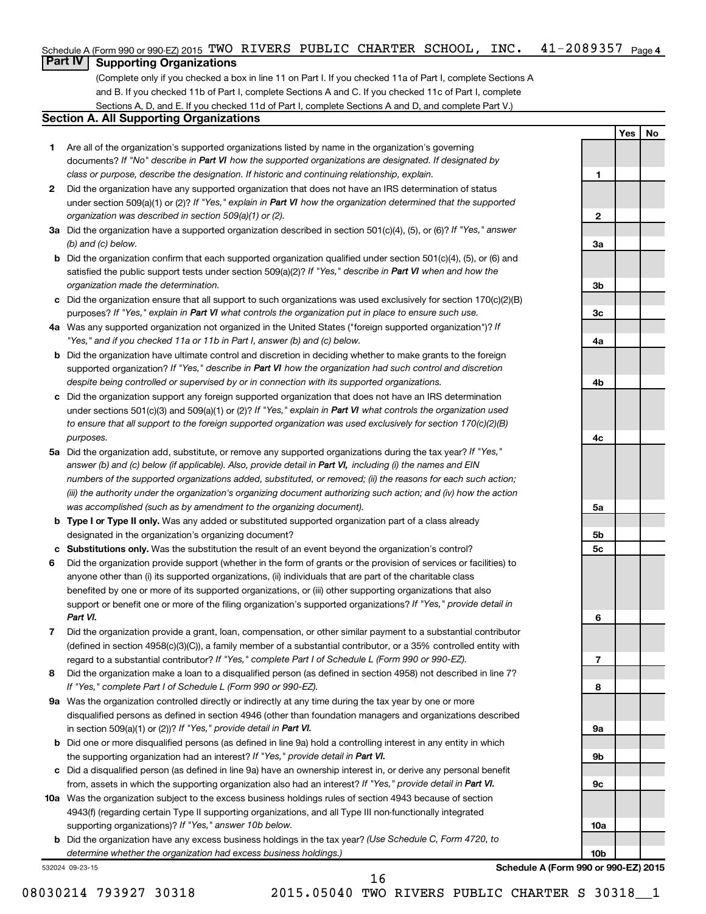Schedule A (Form 990 or 990-EZ) 2015 TWO RIVERS PUBLIC CHARTER SCHOOL, INC. 41-2089357

## Part IV Supporting Organizations

(Complete only if you checked a box in line 11 on Part I. If you checked 11a of Part I, complete Sections A and B. If you checked 11b of Part I, complete Sections A and C. If you checked 11c of Part I, complete Sections A, D, and E. If you checked 11d of Part I, complete Sections A and D, and complete Part V.)

### Section A. All Supporting Organizations

| | | Line | Yes | No |
|---|---|---|---|---|
| **1** | Are all of the organization's supported organizations listed by name in the organization's governing documents? *If "No" describe in **Part VI** how the supported organizations are designated. If designated by class or purpose, describe the designation. If historic and continuing relationship, explain.* | 1 | | |
| **2** | Did the organization have any supported organization that does not have an IRS determination of status under section 509(a)(1) or (2)? *If "Yes," explain in **Part VI** how the organization determined that the supported organization was described in section 509(a)(1) or (2).* | 2 | | |
| **3a** | Did the organization have a supported organization described in section 501(c)(4), (5), or (6)? *If "Yes," answer (b) and (c) below.* | 3a | | |
| **b** | Did the organization confirm that each supported organization qualified under section 501(c)(4), (5), or (6) and satisfied the public support tests under section 509(a)(2)? *If "Yes," describe in **Part VI** when and how the organization made the determination.* | 3b | | |
| **c** | Did the organization ensure that all support to such organizations was used exclusively for section 170(c)(2)(B) purposes? *If "Yes," explain in **Part VI** what controls the organization put in place to ensure such use.* | 3c | | |
| **4a** | Was any supported organization not organized in the United States ("foreign supported organization")? *If "Yes," and if you checked 11a or 11b in Part I, answer (b) and (c) below.* | 4a | | |
| **b** | Did the organization have ultimate control and discretion in deciding whether to make grants to the foreign supported organization? *If "Yes," describe in **Part VI** how the organization had such control and discretion despite being controlled or supervised by or in connection with its supported organizations.* | 4b | | |
| **c** | Did the organization support any foreign supported organization that does not have an IRS determination under sections 501(c)(3) and 509(a)(1) or (2)? *If "Yes," explain in **Part VI** what controls the organization used to ensure that all support to the foreign supported organization was used exclusively for section 170(c)(2)(B) purposes.* | 4c | | |
| **5a** | Did the organization add, substitute, or remove any supported organizations during the tax year? *If "Yes," answer (b) and (c) below (if applicable). Also, provide detail in **Part VI,** including (i) the names and EIN numbers of the supported organizations added, substituted, or removed; (ii) the reasons for each such action; (iii) the authority under the organization's organizing document authorizing such action; and (iv) how the action was accomplished (such as by amendment to the organizing document).* | 5a | | |
| **b** | **Type I or Type II only.** Was any added or substituted supported organization part of a class already designated in the organization's organizing document? | 5b | | |
| **c** | **Substitutions only.** Was the substitution the result of an event beyond the organization's control? | 5c | | |
| **6** | Did the organization provide support (whether in the form of grants or the provision of services or facilities) to anyone other than (i) its supported organizations, (ii) individuals that are part of the charitable class benefited by one or more of its supported organizations, or (iii) other supporting organizations that also support or benefit one or more of the filing organization's supported organizations? *If "Yes," provide detail in **Part VI.*** | 6 | | |
| **7** | Did the organization provide a grant, loan, compensation, or other similar payment to a substantial contributor (defined in section 4958(c)(3)(C)), a family member of a substantial contributor, or a 35% controlled entity with regard to a substantial contributor? *If "Yes," complete Part I of Schedule L (Form 990 or 990-EZ).* | 7 | | |
| **8** | Did the organization make a loan to a disqualified person (as defined in section 4958) not described in line 7? *If "Yes," complete Part I of Schedule L (Form 990 or 990-EZ).* | 8 | | |
| **9a** | Was the organization controlled directly or indirectly at any time during the tax year by one or more disqualified persons as defined in section 4946 (other than foundation managers and organizations described in section 509(a)(1) or (2))? *If "Yes," provide detail in **Part VI.*** | 9a | | |
| **b** | Did one or more disqualified persons (as defined in line 9a) hold a controlling interest in any entity in which the supporting organization had an interest? *If "Yes," provide detail in **Part VI.*** | 9b | | |
| **c** | Did a disqualified person (as defined in line 9a) have an ownership interest in, or derive any personal benefit from, assets in which the supporting organization also had an interest? *If "Yes," provide detail in **Part VI.*** | 9c | | |
| **10a** | Was the organization subject to the excess business holdings rules of section 4943 because of section 4943(f) (regarding certain Type II supporting organizations, and all Type III non-functionally integrated supporting organizations)? *If "Yes," answer 10b below.* | 10a | | |
| **b** | Did the organization have any excess business holdings in the tax year? *(Use Schedule C, Form 4720, to determine whether the organization had excess business holdings.)* | 10b | | |

532024 09-23-15

**Schedule A (Form 990 or 990-EZ) 2015**

08030214 793927 30318 2015.05040 TWO RIVERS PUBLIC CHARTER S 30318__1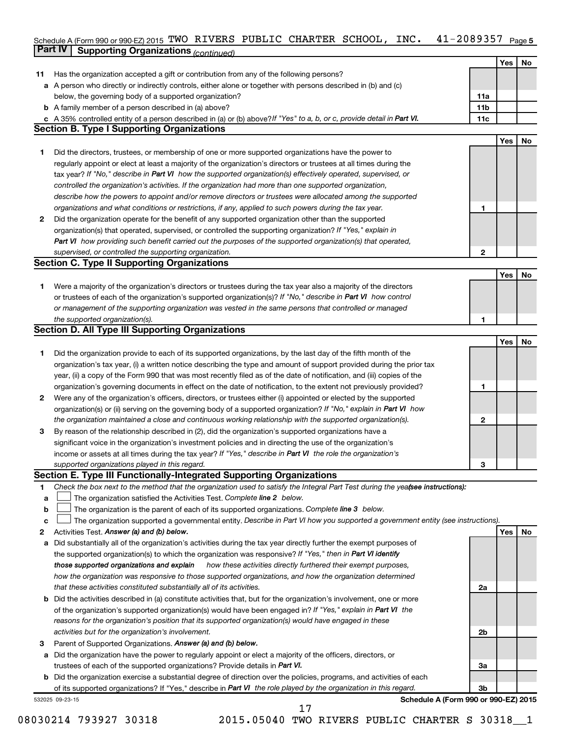Schedule A (Form 990 or 990-EZ) 2015 TWO RIVERS PUBLIC CHARTER SCHOOL, INC. 41-2089357 Page 5

**Part IV Supporting Organizations** *(continued)*

| | | | Yes | No |
|---|---|---|---|---|
| **11** | Has the organization accepted a gift or contribution from any of the following persons? | | | |
| **a** | A person who directly or indirectly controls, either alone or together with persons described in (b) and (c) below, the governing body of a supported organization? | 11a | | |
| **b** | A family member of a person described in (a) above? | 11b | | |
| **c** | A 35% controlled entity of a person described in (a) or (b) above? *If "Yes" to a, b, or c, provide detail in* ***Part VI.*** | 11c | | |

**Section B. Type I Supporting Organizations**

| | | | Yes | No |
|---|---|---|---|---|
| **1** | Did the directors, trustees, or membership of one or more supported organizations have the power to regularly appoint or elect at least a majority of the organization's directors or trustees at all times during the tax year? *If "No," describe in* ***Part VI*** *how the supported organization(s) effectively operated, supervised, or controlled the organization's activities. If the organization had more than one supported organization, describe how the powers to appoint and/or remove directors or trustees were allocated among the supported organizations and what conditions or restrictions, if any, applied to such powers during the tax year.* | 1 | | |
| **2** | Did the organization operate for the benefit of any supported organization other than the supported organization(s) that operated, supervised, or controlled the supporting organization? *If "Yes," explain in* ***Part VI*** *how providing such benefit carried out the purposes of the supported organization(s) that operated, supervised, or controlled the supporting organization.* | 2 | | |

**Section C. Type II Supporting Organizations**

| | | | Yes | No |
|---|---|---|---|---|
| **1** | Were a majority of the organization's directors or trustees during the tax year also a majority of the directors or trustees of each of the organization's supported organization(s)? *If "No," describe in* ***Part VI*** *how control or management of the supporting organization was vested in the same persons that controlled or managed the supported organization(s).* | 1 | | |

**Section D. All Type III Supporting Organizations**

| | | | Yes | No |
|---|---|---|---|---|
| **1** | Did the organization provide to each of its supported organizations, by the last day of the fifth month of the organization's tax year, (i) a written notice describing the type and amount of support provided during the prior tax year, (ii) a copy of the Form 990 that was most recently filed as of the date of notification, and (iii) copies of the organization's governing documents in effect on the date of notification, to the extent not previously provided? | 1 | | |
| **2** | Were any of the organization's officers, directors, or trustees either (i) appointed or elected by the supported organization(s) or (ii) serving on the governing body of a supported organization? *If "No," explain in* ***Part VI*** *how the organization maintained a close and continuous working relationship with the supported organization(s).* | 2 | | |
| **3** | By reason of the relationship described in (2), did the organization's supported organizations have a significant voice in the organization's investment policies and in directing the use of the organization's income or assets at all times during the tax year? *If "Yes," describe in* ***Part VI*** *the role the organization's supported organizations played in this regard.* | 3 | | |

**Section E. Type III Functionally-Integrated Supporting Organizations**

**1** *Check the box next to the method that the organization used to satisfy the Integral Part Test during the year* ***(see instructions):***

**a** ☐ The organization satisfied the Activities Test. *Complete* ***line 2*** *below.*

**b** ☐ The organization is the parent of each of its supported organizations. *Complete* ***line 3*** *below.*

**c** ☐ The organization supported a governmental entity. *Describe in Part VI how you supported a government entity (see instructions).*

| | | | Yes | No |
|---|---|---|---|---|
| **2** | Activities Test. ***Answer (a) and (b) below.*** | | | |
| **a** | Did substantially all of the organization's activities during the tax year directly further the exempt purposes of the supported organization(s) to which the organization was responsive? *If "Yes," then in* ***Part VI identify those supported organizations and explain*** *how these activities directly furthered their exempt purposes, how the organization was responsive to those supported organizations, and how the organization determined that these activities constituted substantially all of its activities.* | 2a | | |
| **b** | Did the activities described in (a) constitute activities that, but for the organization's involvement, one or more of the organization's supported organization(s) would have been engaged in? *If "Yes," explain in* ***Part VI*** *the reasons for the organization's position that its supported organization(s) would have engaged in these activities but for the organization's involvement.* | 2b | | |
| **3** | Parent of Supported Organizations. ***Answer (a) and (b) below.*** | | | |
| **a** | Did the organization have the power to regularly appoint or elect a majority of the officers, directors, or trustees of each of the supported organizations? Provide details in ***Part VI.*** | 3a | | |
| **b** | Did the organization exercise a substantial degree of direction over the policies, programs, and activities of each of its supported organizations? If "Yes," describe in ***Part VI*** *the role played by the organization in this regard.* | 3b | | |

532025 09-23-15 **Schedule A (Form 990 or 990-EZ) 2015**

08030214 793927 30318 2015.05040 TWO RIVERS PUBLIC CHARTER S 30318__1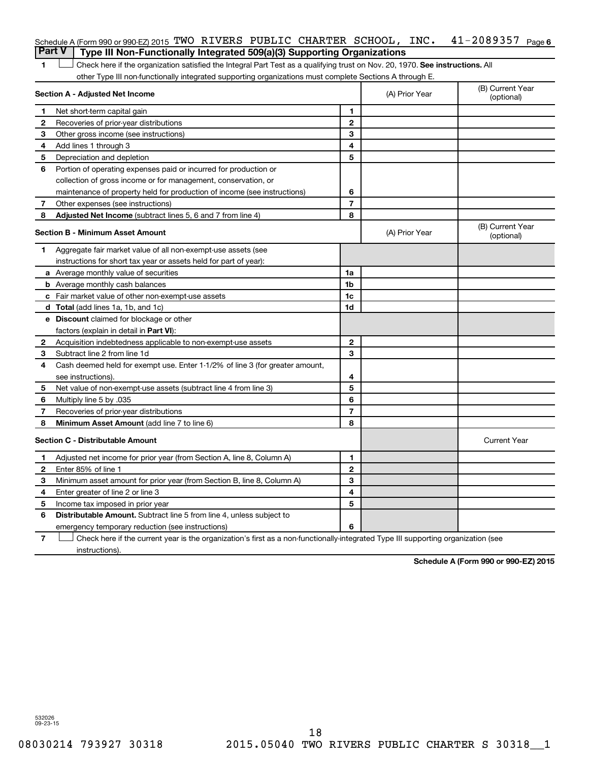Schedule A (Form 990 or 990-EZ) 2015 TWO RIVERS PUBLIC CHARTER SCHOOL, INC. 41-2089357 Page 6

## Part V Type III Non-Functionally Integrated 509(a)(3) Supporting Organizations

**1** ☐ Check here if the organization satisfied the Integral Part Test as a qualifying trust on Nov. 20, 1970. **See instructions.** All other Type III non-functionally integrated supporting organizations must complete Sections A through E.

| **Section A - Adjusted Net Income** | | (A) Prior Year | (B) Current Year (optional) |
|---|---|---|---|
| **1** Net short-term capital gain | 1 | | |
| **2** Recoveries of prior-year distributions | 2 | | |
| **3** Other gross income (see instructions) | 3 | | |
| **4** Add lines 1 through 3 | 4 | | |
| **5** Depreciation and depletion | 5 | | |
| **6** Portion of operating expenses paid or incurred for production or collection of gross income or for management, conservation, or maintenance of property held for production of income (see instructions) | 6 | | |
| **7** Other expenses (see instructions) | 7 | | |
| **8** **Adjusted Net Income** (subtract lines 5, 6 and 7 from line 4) | 8 | | |

| **Section B - Minimum Asset Amount** | | (A) Prior Year | (B) Current Year (optional) |
|---|---|---|---|
| **1** Aggregate fair market value of all non-exempt-use assets (see instructions for short tax year or assets held for part of year): | | | |
| **a** Average monthly value of securities | 1a | | |
| **b** Average monthly cash balances | 1b | | |
| **c** Fair market value of other non-exempt-use assets | 1c | | |
| **d** **Total** (add lines 1a, 1b, and 1c) | 1d | | |
| **e** **Discount** claimed for blockage or other factors (explain in detail in **Part VI**): | | | |
| **2** Acquisition indebtedness applicable to non-exempt-use assets | 2 | | |
| **3** Subtract line 2 from line 1d | 3 | | |
| **4** Cash deemed held for exempt use. Enter 1-1/2% of line 3 (for greater amount, see instructions). | 4 | | |
| **5** Net value of non-exempt-use assets (subtract line 4 from line 3) | 5 | | |
| **6** Multiply line 5 by .035 | 6 | | |
| **7** Recoveries of prior-year distributions | 7 | | |
| **8** **Minimum Asset Amount** (add line 7 to line 6) | 8 | | |

| **Section C - Distributable Amount** | | | Current Year |
|---|---|---|---|
| **1** Adjusted net income for prior year (from Section A, line 8, Column A) | 1 | | |
| **2** Enter 85% of line 1 | 2 | | |
| **3** Minimum asset amount for prior year (from Section B, line 8, Column A) | 3 | | |
| **4** Enter greater of line 2 or line 3 | 4 | | |
| **5** Income tax imposed in prior year | 5 | | |
| **6** **Distributable Amount.** Subtract line 5 from line 4, unless subject to emergency temporary reduction (see instructions) | 6 | | |

**7** ☐ Check here if the current year is the organization's first as a non-functionally-integrated Type III supporting organization (see instructions).

**Schedule A (Form 990 or 990-EZ) 2015**

532026 09-23-15

08030214 793927 30318 2015.05040 TWO RIVERS PUBLIC CHARTER S 30318__1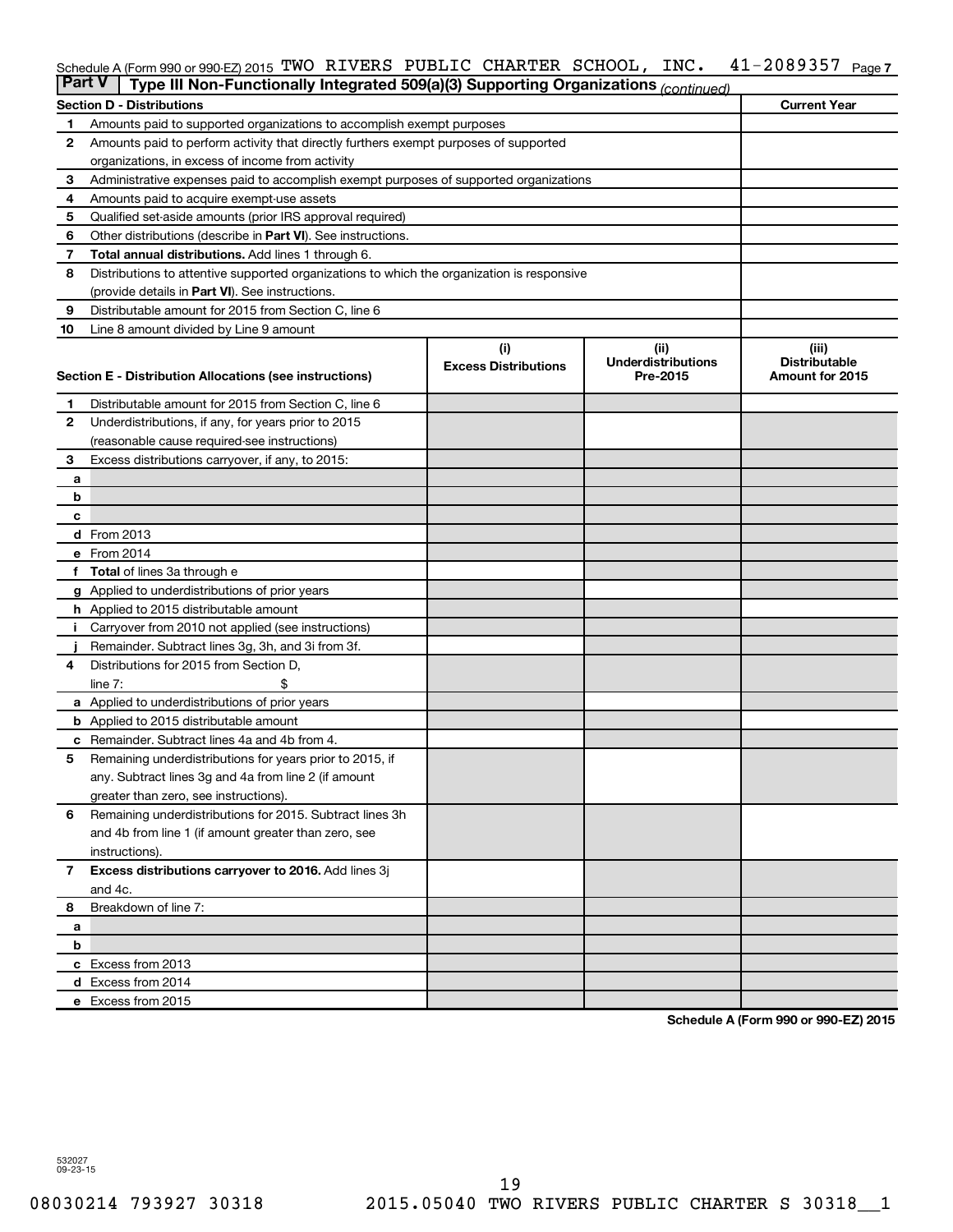Schedule A (Form 990 or 990-EZ) 2015 TWO RIVERS PUBLIC CHARTER SCHOOL, INC. 41-2089357 Page 7

**Part V | Type III Non-Functionally Integrated 509(a)(3) Supporting Organizations** *(continued)*

| Section D - Distributions | | Current Year |
|---|---|---|
| 1 | Amounts paid to supported organizations to accomplish exempt purposes | |
| 2 | Amounts paid to perform activity that directly furthers exempt purposes of supported organizations, in excess of income from activity | |
| 3 | Administrative expenses paid to accomplish exempt purposes of supported organizations | |
| 4 | Amounts paid to acquire exempt-use assets | |
| 5 | Qualified set-aside amounts (prior IRS approval required) | |
| 6 | Other distributions (describe in **Part VI**). See instructions. | |
| 7 | **Total annual distributions.** Add lines 1 through 6. | |
| 8 | Distributions to attentive supported organizations to which the organization is responsive (provide details in **Part VI**). See instructions. | |
| 9 | Distributable amount for 2015 from Section C, line 6 | |
| 10 | Line 8 amount divided by Line 9 amount | |

| Section E - Distribution Allocations (see instructions) | | (i) Excess Distributions | (ii) Underdistributions Pre-2015 | (iii) Distributable Amount for 2015 |
|---|---|---|---|---|
| 1 | Distributable amount for 2015 from Section C, line 6 | | | |
| 2 | Underdistributions, if any, for years prior to 2015 (reasonable cause required-see instructions) | | | |
| 3 | Excess distributions carryover, if any, to 2015: | | | |
| a | | | | |
| b | | | | |
| c | | | | |
| d | From 2013 | | | |
| e | From 2014 | | | |
| f | **Total** of lines 3a through e | | | |
| g | Applied to underdistributions of prior years | | | |
| h | Applied to 2015 distributable amount | | | |
| i | Carryover from 2010 not applied (see instructions) | | | |
| j | Remainder. Subtract lines 3g, 3h, and 3i from 3f. | | | |
| 4 | Distributions for 2015 from Section D, line 7: $ | | | |
| a | Applied to underdistributions of prior years | | | |
| b | Applied to 2015 distributable amount | | | |
| c | Remainder. Subtract lines 4a and 4b from 4. | | | |
| 5 | Remaining underdistributions for years prior to 2015, if any. Subtract lines 3g and 4a from line 2 (if amount greater than zero, see instructions). | | | |
| 6 | Remaining underdistributions for 2015. Subtract lines 3h and 4b from line 1 (if amount greater than zero, see instructions). | | | |
| 7 | **Excess distributions carryover to 2016.** Add lines 3j and 4c. | | | |
| 8 | Breakdown of line 7: | | | |
| a | | | | |
| b | | | | |
| c | Excess from 2013 | | | |
| d | Excess from 2014 | | | |
| e | Excess from 2015 | | | |

**Schedule A (Form 990 or 990-EZ) 2015**

532027
09-23-15

08030214 793927 30318 2015.05040 TWO RIVERS PUBLIC CHARTER S 30318__1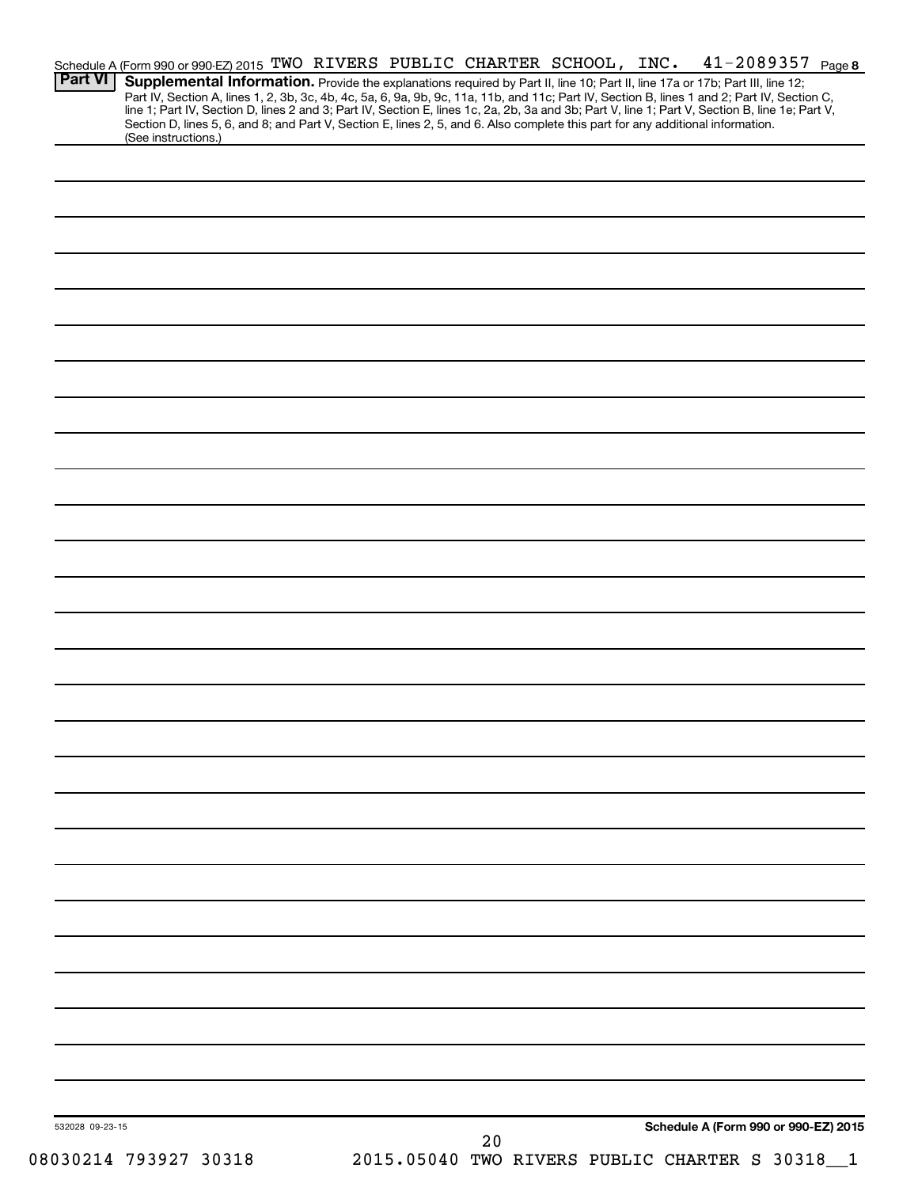Schedule A (Form 990 or 990-EZ) 2015 TWO RIVERS PUBLIC CHARTER SCHOOL, INC. 41-2089357 Page 8

**Part VI** **Supplemental Information.** Provide the explanations required by Part II, line 10; Part II, line 17a or 17b; Part III, line 12; Part IV, Section A, lines 1, 2, 3b, 3c, 4b, 4c, 5a, 6, 9a, 9b, 9c, 11a, 11b, and 11c; Part IV, Section B, lines 1 and 2; Part IV, Section C, line 1; Part IV, Section D, lines 2 and 3; Part IV, Section E, lines 1c, 2a, 2b, 3a and 3b; Part V, line 1; Part V, Section B, line 1e; Part V, Section D, lines 5, 6, and 8; and Part V, Section E, lines 2, 5, and 6. Also complete this part for any additional information. (See instructions.)

532028 09-23-15

**Schedule A (Form 990 or 990-EZ) 2015**

08030214 793927 30318 2015.05040 TWO RIVERS PUBLIC CHARTER S 30318__1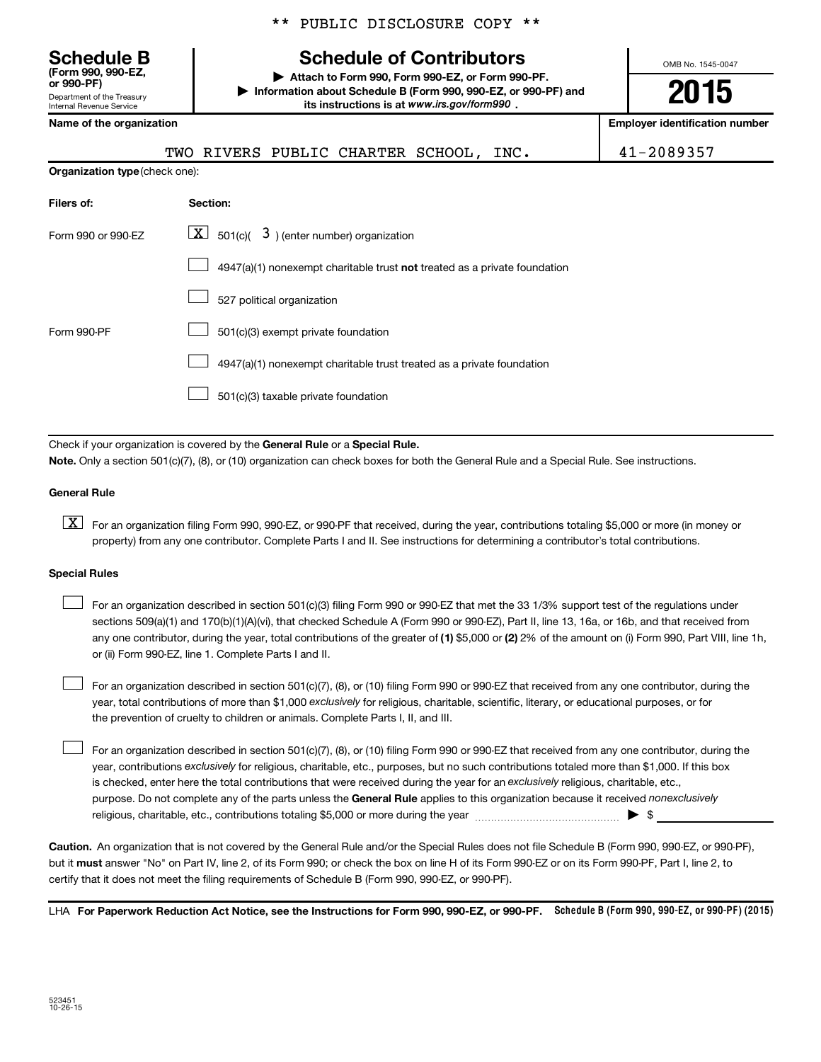\*\* PUBLIC DISCLOSURE COPY \*\*

# Schedule B
**(Form 990, 990-EZ, or 990-PF)**
Department of the Treasury
Internal Revenue Service

## Schedule of Contributors

▶ **Attach to Form 990, Form 990-EZ, or Form 990-PF.**
▶ **Information about Schedule B (Form 990, 990-EZ, or 990-PF) and its instructions is at** ***www.irs.gov/form990*** **.**

OMB No. 1545-0047

**2015**

| Name of the organization | Employer identification number |
|---|---|
| TWO RIVERS PUBLIC CHARTER SCHOOL, INC. | 41-2089357 |

**Organization type** (check one):

| Filers of: | Section: |
|---|---|
| Form 990 or 990-EZ | [X] 501(c)( 3 ) (enter number) organization |
| | [ ] 4947(a)(1) nonexempt charitable trust **not** treated as a private foundation |
| | [ ] 527 political organization |
| Form 990-PF | [ ] 501(c)(3) exempt private foundation |
| | [ ] 4947(a)(1) nonexempt charitable trust treated as a private foundation |
| | [ ] 501(c)(3) taxable private foundation |

Check if your organization is covered by the **General Rule** or a **Special Rule.**

**Note.** Only a section 501(c)(7), (8), or (10) organization can check boxes for both the General Rule and a Special Rule. See instructions.

**General Rule**

[X] For an organization filing Form 990, 990-EZ, or 990-PF that received, during the year, contributions totaling $5,000 or more (in money or property) from any one contributor. Complete Parts I and II. See instructions for determining a contributor's total contributions.

**Special Rules**

[ ] For an organization described in section 501(c)(3) filing Form 990 or 990-EZ that met the 33 1/3% support test of the regulations under sections 509(a)(1) and 170(b)(1)(A)(vi), that checked Schedule A (Form 990 or 990-EZ), Part II, line 13, 16a, or 16b, and that received from any one contributor, during the year, total contributions of the greater of **(1)** $5,000 or **(2)** 2% of the amount on (i) Form 990, Part VIII, line 1h, or (ii) Form 990-EZ, line 1. Complete Parts I and II.

[ ] For an organization described in section 501(c)(7), (8), or (10) filing Form 990 or 990-EZ that received from any one contributor, during the year, total contributions of more than $1,000 *exclusively* for religious, charitable, scientific, literary, or educational purposes, or for the prevention of cruelty to children or animals. Complete Parts I, II, and III.

[ ] For an organization described in section 501(c)(7), (8), or (10) filing Form 990 or 990-EZ that received from any one contributor, during the year, contributions *exclusively* for religious, charitable, etc., purposes, but no such contributions totaled more than $1,000. If this box is checked, enter here the total contributions that were received during the year for an *exclusively* religious, charitable, etc., purpose. Do not complete any of the parts unless the **General Rule** applies to this organization because it received *nonexclusively* religious, charitable, etc., contributions totaling $5,000 or more during the year ▶ $ ____________

**Caution.** An organization that is not covered by the General Rule and/or the Special Rules does not file Schedule B (Form 990, 990-EZ, or 990-PF), but it **must** answer "No" on Part IV, line 2, of its Form 990; or check the box on line H of its Form 990-EZ or on its Form 990-PF, Part I, line 2, to certify that it does not meet the filing requirements of Schedule B (Form 990, 990-EZ, or 990-PF).

LHA **For Paperwork Reduction Act Notice, see the Instructions for Form 990, 990-EZ, or 990-PF.** **Schedule B (Form 990, 990-EZ, or 990-PF) (2015)**

523451
10-26-15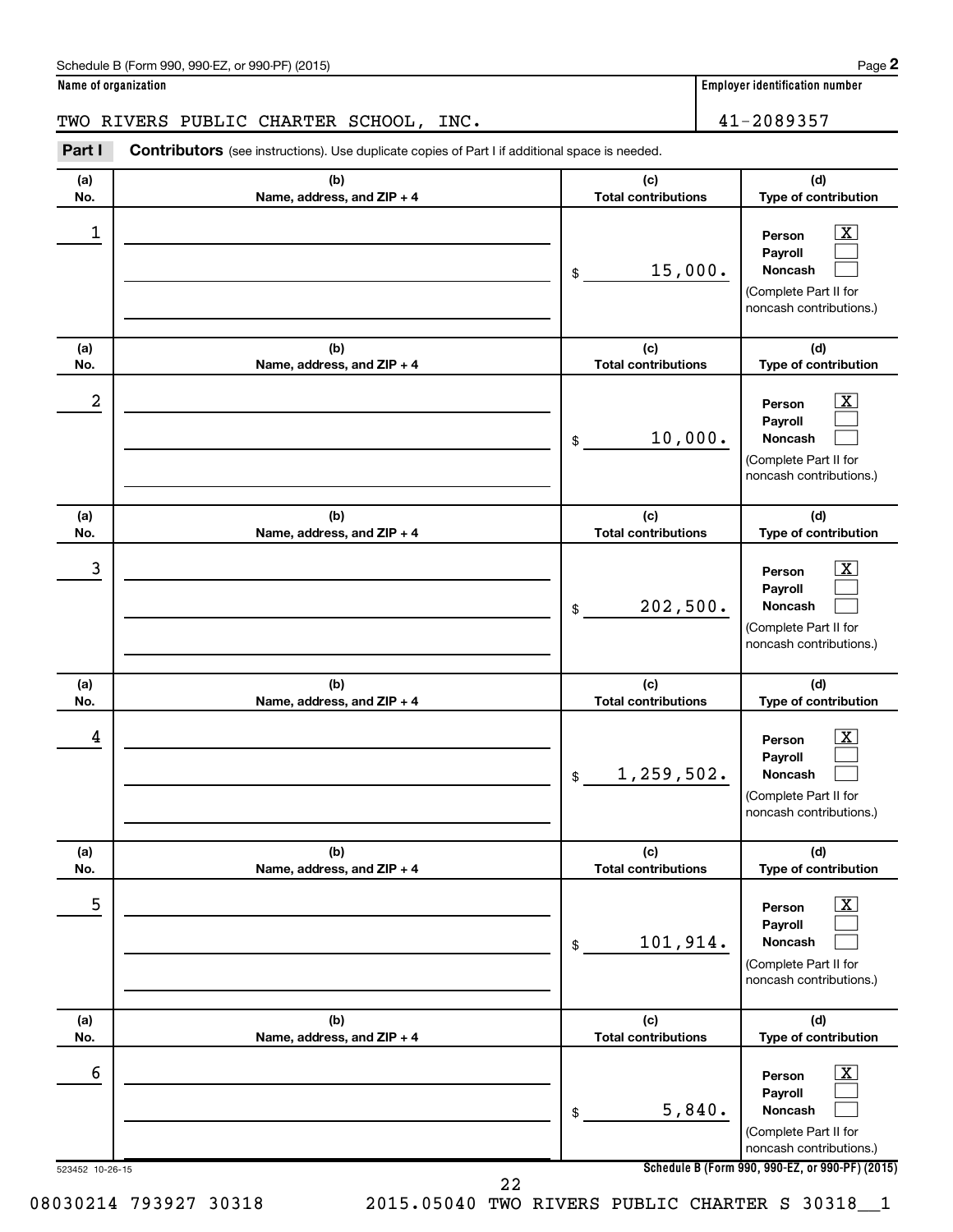Schedule B (Form 990, 990-EZ, or 990-PF) (2015) Page **2**

**Name of organization** | **Employer identification number**

TWO RIVERS PUBLIC CHARTER SCHOOL, INC. | 41-2089357

**Part I** **Contributors** (see instructions). Use duplicate copies of Part I if additional space is needed.

| (a) No. | (b) Name, address, and ZIP + 4 | (c) Total contributions | (d) Type of contribution |
|---|---|---|---|
| 1 | | $ 15,000. | Person [X] Payroll [ ] Noncash [ ] (Complete Part II for noncash contributions.) |
| 2 | | $ 10,000. | Person [X] Payroll [ ] Noncash [ ] (Complete Part II for noncash contributions.) |
| 3 | | $ 202,500. | Person [X] Payroll [ ] Noncash [ ] (Complete Part II for noncash contributions.) |
| 4 | | $ 1,259,502. | Person [X] Payroll [ ] Noncash [ ] (Complete Part II for noncash contributions.) |
| 5 | | $ 101,914. | Person [X] Payroll [ ] Noncash [ ] (Complete Part II for noncash contributions.) |
| 6 | | $ 5,840. | Person [X] Payroll [ ] Noncash [ ] (Complete Part II for noncash contributions.) |

523452 10-26-15 **Schedule B (Form 990, 990-EZ, or 990-PF) (2015)**

08030214 793927 30318 2015.05040 TWO RIVERS PUBLIC CHARTER S 30318__1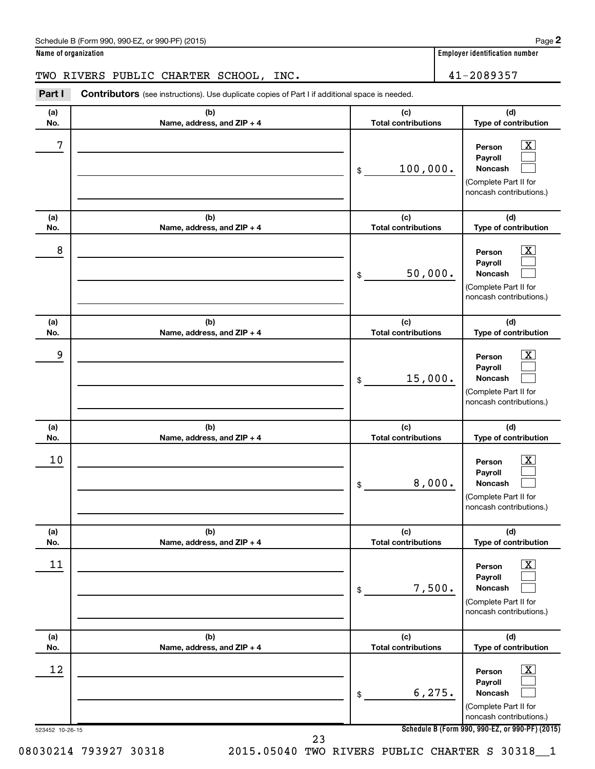Schedule B (Form 990, 990-EZ, or 990-PF) (2015)

**Name of organization**

TWO RIVERS PUBLIC CHARTER SCHOOL, INC.

**Employer identification number**

41-2089357

**Part I** **Contributors** (see instructions). Use duplicate copies of Part I if additional space is needed.

| (a) No. | (b) Name, address, and ZIP + 4 | (c) Total contributions | (d) Type of contribution |
|---|---|---|---|
| 7 | | $ 100,000. | Person [X] Payroll [ ] Noncash [ ] (Complete Part II for noncash contributions.) |
| 8 | | $ 50,000. | Person [X] Payroll [ ] Noncash [ ] (Complete Part II for noncash contributions.) |
| 9 | | $ 15,000. | Person [X] Payroll [ ] Noncash [ ] (Complete Part II for noncash contributions.) |
| 10 | | $ 8,000. | Person [X] Payroll [ ] Noncash [ ] (Complete Part II for noncash contributions.) |
| 11 | | $ 7,500. | Person [X] Payroll [ ] Noncash [ ] (Complete Part II for noncash contributions.) |
| 12 | | $ 6,275. | Person [X] Payroll [ ] Noncash [ ] (Complete Part II for noncash contributions.) |

523452 10-26-15

**Schedule B (Form 990, 990-EZ, or 990-PF) (2015)**

08030214 793927 30318 2015.05040 TWO RIVERS PUBLIC CHARTER S 30318__1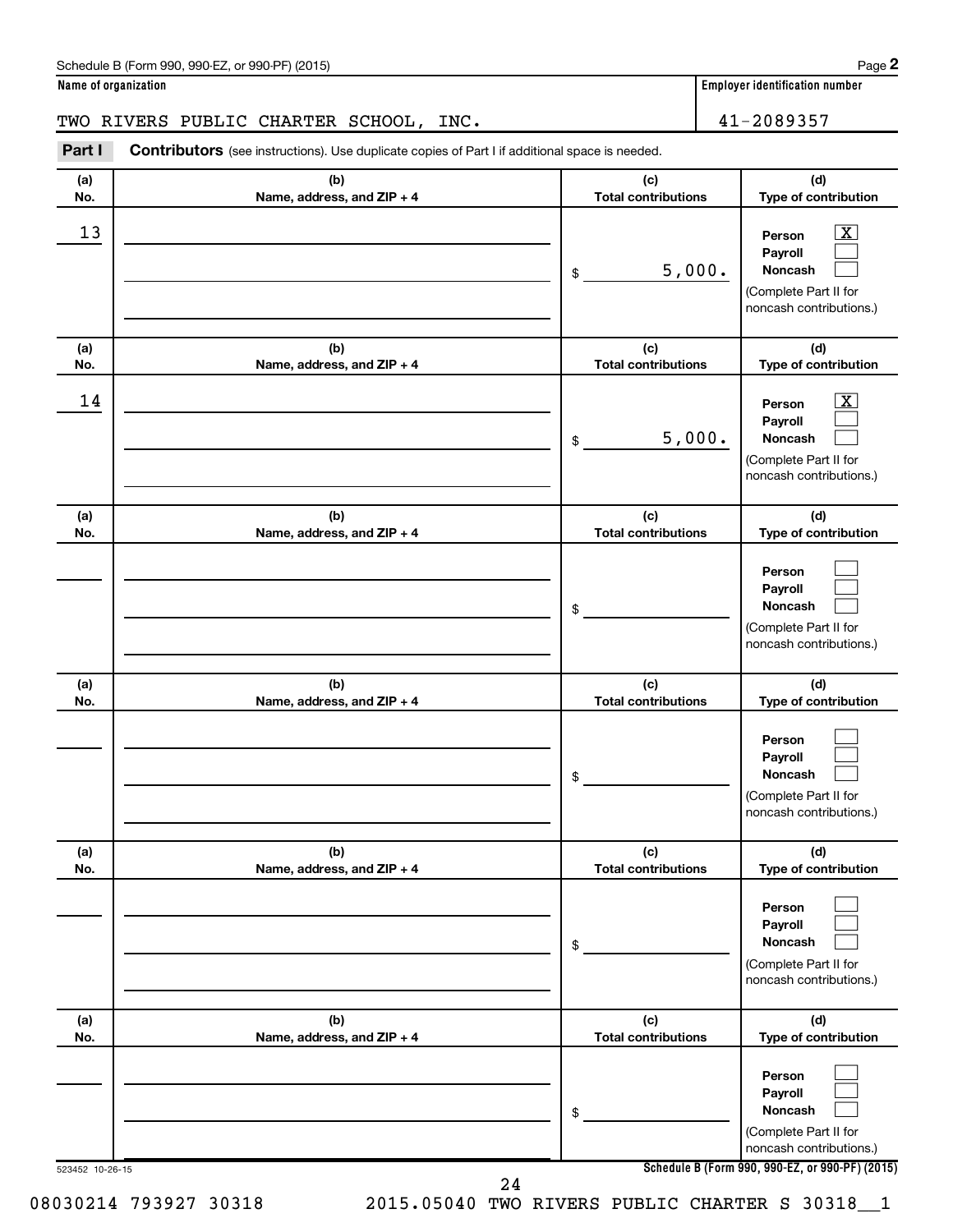Schedule B (Form 990, 990-EZ, or 990-PF) (2015)

**Name of organization**

TWO RIVERS PUBLIC CHARTER SCHOOL, INC.

**Employer identification number**

41-2089357

**Part I** **Contributors** (see instructions). Use duplicate copies of Part I if additional space is needed.

| (a) No. | (b) Name, address, and ZIP + 4 | (c) Total contributions | (d) Type of contribution |
|---|---|---|---|
| 13 | | $ 5,000. | Person [X] Payroll [ ] Noncash [ ] (Complete Part II for noncash contributions.) |
| 14 | | $ 5,000. | Person [X] Payroll [ ] Noncash [ ] (Complete Part II for noncash contributions.) |
| | | $ | Person [ ] Payroll [ ] Noncash [ ] (Complete Part II for noncash contributions.) |
| | | $ | Person [ ] Payroll [ ] Noncash [ ] (Complete Part II for noncash contributions.) |
| | | $ | Person [ ] Payroll [ ] Noncash [ ] (Complete Part II for noncash contributions.) |
| | | $ | Person [ ] Payroll [ ] Noncash [ ] (Complete Part II for noncash contributions.) |

523452 10-26-15

**Schedule B (Form 990, 990-EZ, or 990-PF) (2015)**

08030214 793927 30318 2015.05040 TWO RIVERS PUBLIC CHARTER S 30318__1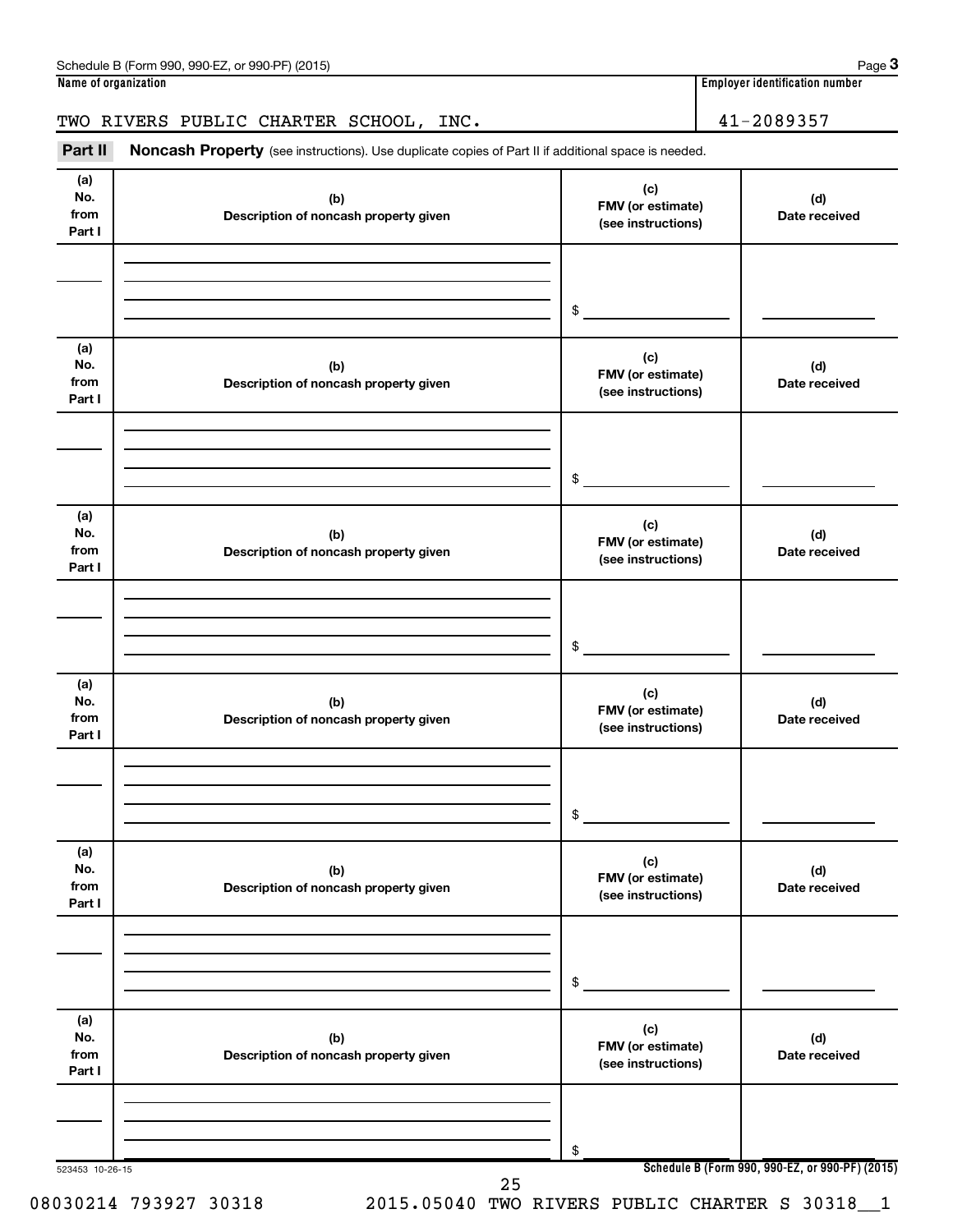**Name of organization**

TWO RIVERS PUBLIC CHARTER SCHOOL, INC.

**Employer identification number**

41-2089357

**Part II** **Noncash Property** (see instructions). Use duplicate copies of Part II if additional space is needed.

| (a) No. from Part I | (b) Description of noncash property given | (c) FMV (or estimate) (see instructions) | (d) Date received |
|---|---|---|---|
| | | $ | |

| (a) No. from Part I | (b) Description of noncash property given | (c) FMV (or estimate) (see instructions) | (d) Date received |
|---|---|---|---|
| | | $ | |

| (a) No. from Part I | (b) Description of noncash property given | (c) FMV (or estimate) (see instructions) | (d) Date received |
|---|---|---|---|
| | | $ | |

| (a) No. from Part I | (b) Description of noncash property given | (c) FMV (or estimate) (see instructions) | (d) Date received |
|---|---|---|---|
| | | $ | |

| (a) No. from Part I | (b) Description of noncash property given | (c) FMV (or estimate) (see instructions) | (d) Date received |
|---|---|---|---|
| | | $ | |

| (a) No. from Part I | (b) Description of noncash property given | (c) FMV (or estimate) (see instructions) | (d) Date received |
|---|---|---|---|
| | | $ | |

523453 10-26-15

08030214 793927 30318 2015.05040 TWO RIVERS PUBLIC CHARTER S 30318__1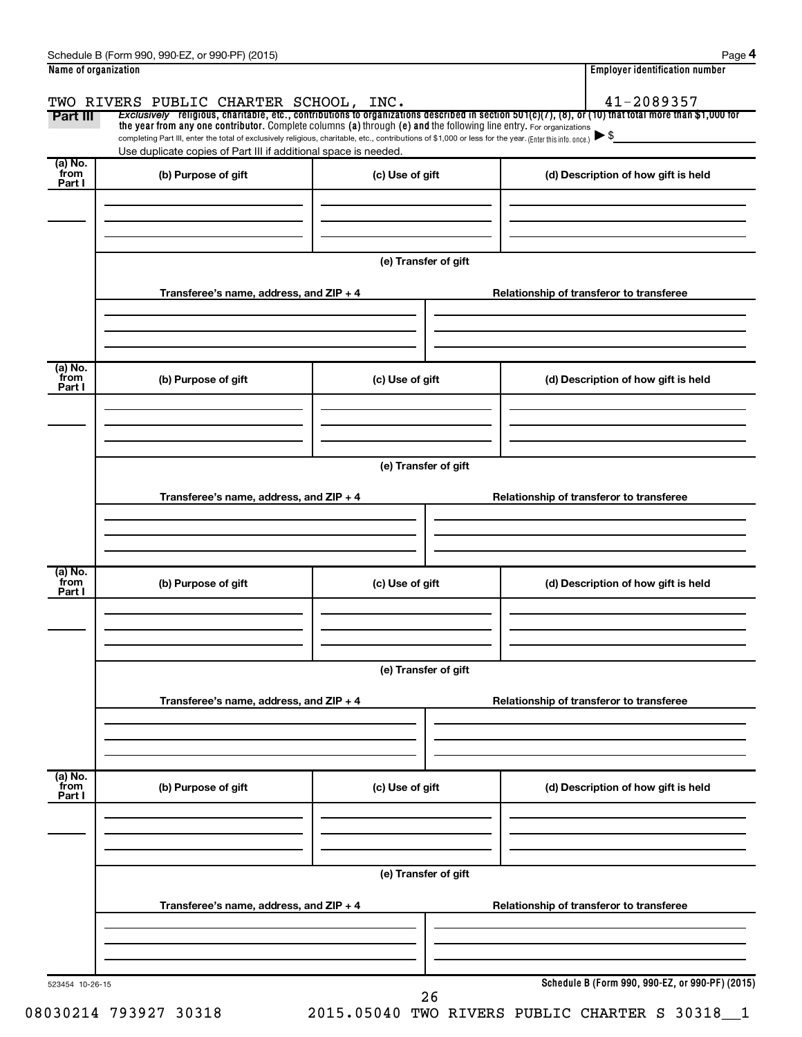Schedule B (Form 990, 990-EZ, or 990-PF) (2015)

| Name of organization | Employer identification number |
|---|---|
| TWO RIVERS PUBLIC CHARTER SCHOOL, INC. | 41-2089357 |

**Part III** *Exclusively* religious, charitable, etc., contributions to organizations described in section 501(c)(7), (8), or (10) that total more than $1,000 for the year from any one contributor. Complete columns (a) through (e) and the following line entry. For organizations completing Part III, enter the total of exclusively religious, charitable, etc., contributions of $1,000 or less for the year. (Enter this info. once.) ▶ $

Use duplicate copies of Part III if additional space is needed.

| (a) No. from Part I | (b) Purpose of gift | (c) Use of gift | (d) Description of how gift is held |
|---|---|---|---|
| | | | |

(e) Transfer of gift

| Transferee's name, address, and ZIP + 4 | Relationship of transferor to transferee |
|---|---|
| | |

| (a) No. from Part I | (b) Purpose of gift | (c) Use of gift | (d) Description of how gift is held |
|---|---|---|---|
| | | | |

(e) Transfer of gift

| Transferee's name, address, and ZIP + 4 | Relationship of transferor to transferee |
|---|---|
| | |

| (a) No. from Part I | (b) Purpose of gift | (c) Use of gift | (d) Description of how gift is held |
|---|---|---|---|
| | | | |

(e) Transfer of gift

| Transferee's name, address, and ZIP + 4 | Relationship of transferor to transferee |
|---|---|
| | |

| (a) No. from Part I | (b) Purpose of gift | (c) Use of gift | (d) Description of how gift is held |
|---|---|---|---|
| | | | |

(e) Transfer of gift

| Transferee's name, address, and ZIP + 4 | Relationship of transferor to transferee |
|---|---|
| | |

523454 10-26-15

**Schedule B (Form 990, 990-EZ, or 990-PF) (2015)**

08030214 793927 30318 2015.05040 TWO RIVERS PUBLIC CHARTER S 30318__1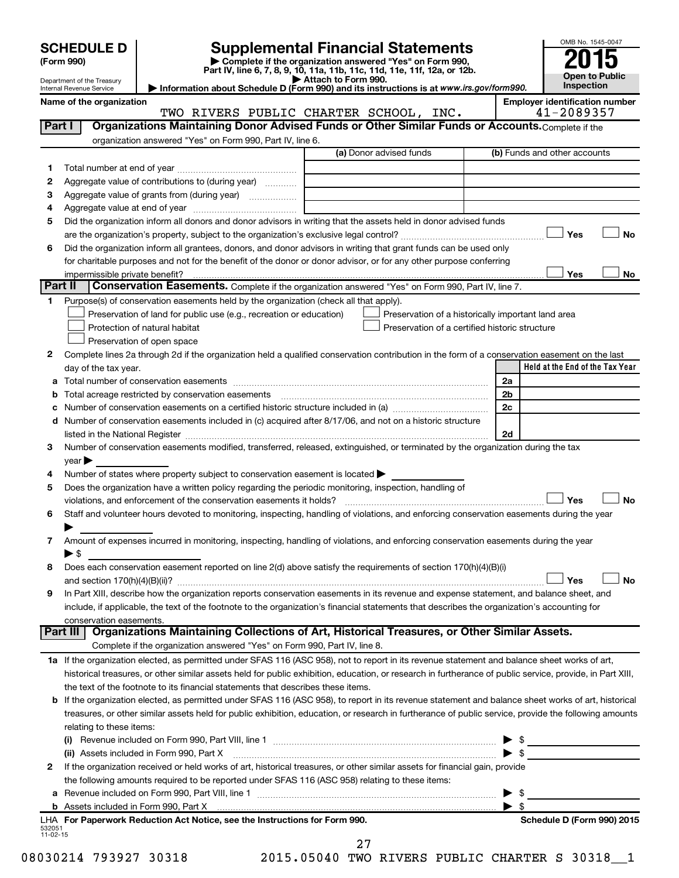**SCHEDULE D (Form 990)**

Department of the Treasury
Internal Revenue Service

# Supplemental Financial Statements

▶ Complete if the organization answered "Yes" on Form 990, Part IV, line 6, 7, 8, 9, 10, 11a, 11b, 11c, 11d, 11e, 11f, 12a, or 12b.
▶ Attach to Form 990.
▶ Information about Schedule D (Form 990) and its instructions is at *www.irs.gov/form990.*

OMB No. 1545-0047

**2015**

**Open to Public Inspection**

**Name of the organization:** TWO RIVERS PUBLIC CHARTER SCHOOL, INC.

**Employer identification number:** 41-2089357

## Part I Organizations Maintaining Donor Advised Funds or Other Similar Funds or Accounts.

Complete if the organization answered "Yes" on Form 990, Part IV, line 6.

| | | (a) Donor advised funds | (b) Funds and other accounts |
|---|---|---|---|
| 1 | Total number at end of year | | |
| 2 | Aggregate value of contributions to (during year) | | |
| 3 | Aggregate value of grants from (during year) | | |
| 4 | Aggregate value at end of year | | |

5 Did the organization inform all donors and donor advisors in writing that the assets held in donor advised funds are the organization's property, subject to the organization's exclusive legal control? ☐ Yes ☐ No

6 Did the organization inform all grantees, donors, and donor advisors in writing that grant funds can be used only for charitable purposes and not for the benefit of the donor or donor advisor, or for any other purpose conferring impermissible private benefit? ☐ Yes ☐ No

## Part II Conservation Easements.

Complete if the organization answered "Yes" on Form 990, Part IV, line 7.

1 Purpose(s) of conservation easements held by the organization (check all that apply).

- ☐ Preservation of land for public use (e.g., recreation or education)
- ☐ Preservation of a historically important land area
- ☐ Protection of natural habitat
- ☐ Preservation of a certified historic structure
- ☐ Preservation of open space

2 Complete lines 2a through 2d if the organization held a qualified conservation contribution in the form of a conservation easement on the last day of the tax year.

| | | | Held at the End of the Tax Year |
|---|---|---|---|
| a | Total number of conservation easements | 2a | |
| b | Total acreage restricted by conservation easements | 2b | |
| c | Number of conservation easements on a certified historic structure included in (a) | 2c | |
| d | Number of conservation easements included in (c) acquired after 8/17/06, and not on a historic structure listed in the National Register | 2d | |

3 Number of conservation easements modified, transferred, released, extinguished, or terminated by the organization during the tax year ▶

4 Number of states where property subject to conservation easement is located ▶

5 Does the organization have a written policy regarding the periodic monitoring, inspection, handling of violations, and enforcement of the conservation easements it holds? ☐ Yes ☐ No

6 Staff and volunteer hours devoted to monitoring, inspecting, handling of violations, and enforcing conservation easements during the year ▶

7 Amount of expenses incurred in monitoring, inspecting, handling of violations, and enforcing conservation easements during the year ▶ $

8 Does each conservation easement reported on line 2(d) above satisfy the requirements of section 170(h)(4)(B)(i) and section 170(h)(4)(B)(ii)? ☐ Yes ☐ No

9 In Part XIII, describe how the organization reports conservation easements in its revenue and expense statement, and balance sheet, and include, if applicable, the text of the footnote to the organization's financial statements that describes the organization's accounting for conservation easements.

## Part III Organizations Maintaining Collections of Art, Historical Treasures, or Other Similar Assets.

Complete if the organization answered "Yes" on Form 990, Part IV, line 8.

1a If the organization elected, as permitted under SFAS 116 (ASC 958), not to report in its revenue statement and balance sheet works of art, historical treasures, or other similar assets held for public exhibition, education, or research in furtherance of public service, provide, in Part XIII, the text of the footnote to its financial statements that describes these items.

b If the organization elected, as permitted under SFAS 116 (ASC 958), to report in its revenue statement and balance sheet works of art, historical treasures, or other similar assets held for public exhibition, education, or research in furtherance of public service, provide the following amounts relating to these items:

(i) Revenue included on Form 990, Part VIII, line 1 ▶ $

(ii) Assets included in Form 990, Part X ▶ $

2 If the organization received or held works of art, historical treasures, or other similar assets for financial gain, provide the following amounts required to be reported under SFAS 116 (ASC 958) relating to these items:

a Revenue included on Form 990, Part VIII, line 1 ▶ $

b Assets included in Form 990, Part X ▶ $

LHA For Paperwork Reduction Act Notice, see the Instructions for Form 990. Schedule D (Form 990) 2015

532051
11-02-15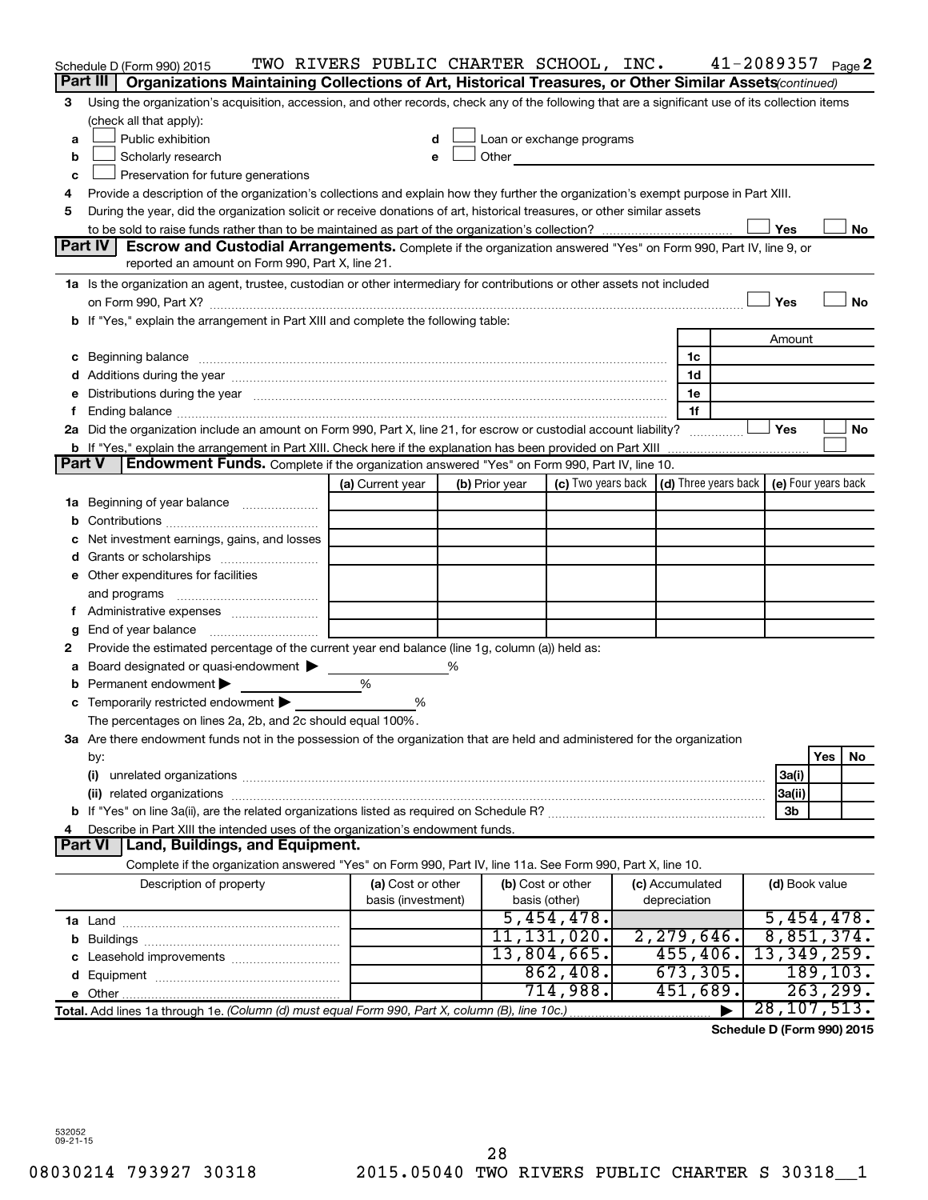Schedule D (Form 990) 2015 TWO RIVERS PUBLIC CHARTER SCHOOL, INC. 41-2089357 Page 2

## Part III Organizations Maintaining Collections of Art, Historical Treasures, or Other Similar Assets *(continued)*

3 Using the organization's acquisition, accession, and other records, check any of the following that are a significant use of its collection items (check all that apply):

- a ☐ Public exhibition
- b ☐ Scholarly research
- c ☐ Preservation for future generations
- d ☐ Loan or exchange programs
- e ☐ Other

4 Provide a description of the organization's collections and explain how they further the organization's exempt purpose in Part XIII.

5 During the year, did the organization solicit or receive donations of art, historical treasures, or other similar assets to be sold to raise funds rather than to be maintained as part of the organization's collection? ☐ Yes ☐ No

## Part IV Escrow and Custodial Arrangements.

Complete if the organization answered "Yes" on Form 990, Part IV, line 9, or reported an amount on Form 990, Part X, line 21.

1a Is the organization an agent, trustee, custodian or other intermediary for contributions or other assets not included on Form 990, Part X? ☐ Yes ☐ No

b If "Yes," explain the arrangement in Part XIII and complete the following table:

| | | Amount |
|---|---|---|
| c Beginning balance | 1c | |
| d Additions during the year | 1d | |
| e Distributions during the year | 1e | |
| f Ending balance | 1f | |

2a Did the organization include an amount on Form 990, Part X, line 21, for escrow or custodial account liability? ☐ Yes ☐ No

b If "Yes," explain the arrangement in Part XIII. Check here if the explanation has been provided on Part XIII ☐

## Part V Endowment Funds.

Complete if the organization answered "Yes" on Form 990, Part IV, line 10.

| | (a) Current year | (b) Prior year | (c) Two years back | (d) Three years back | (e) Four years back |
|---|---|---|---|---|---|
| 1a Beginning of year balance | | | | | |
| b Contributions | | | | | |
| c Net investment earnings, gains, and losses | | | | | |
| d Grants or scholarships | | | | | |
| e Other expenditures for facilities and programs | | | | | |
| f Administrative expenses | | | | | |
| g End of year balance | | | | | |

2 Provide the estimated percentage of the current year end balance (line 1g, column (a)) held as:

- a Board designated or quasi-endowment ▶ %
- b Permanent endowment ▶ %
- c Temporarily restricted endowment ▶ %

The percentages on lines 2a, 2b, and 2c should equal 100%.

3a Are there endowment funds not in the possession of the organization that are held and administered for the organization by:

| | | Yes | No |
|---|---|---|---|
| (i) unrelated organizations | 3a(i) | | |
| (ii) related organizations | 3a(ii) | | |
| b If "Yes" on line 3a(ii), are the related organizations listed as required on Schedule R? | 3b | | |

4 Describe in Part XIII the intended uses of the organization's endowment funds.

## Part VI Land, Buildings, and Equipment.

Complete if the organization answered "Yes" on Form 990, Part IV, line 11a. See Form 990, Part X, line 10.

| Description of property | (a) Cost or other basis (investment) | (b) Cost or other basis (other) | (c) Accumulated depreciation | (d) Book value |
|---|---|---|---|---|
| 1a Land | | 5,454,478. | | 5,454,478. |
| b Buildings | | 11,131,020. | 2,279,646. | 8,851,374. |
| c Leasehold improvements | | 13,804,665. | 455,406. | 13,349,259. |
| d Equipment | | 862,408. | 673,305. | 189,103. |
| e Other | | 714,988. | 451,689. | 263,299. |
| **Total.** Add lines 1a through 1e. *(Column (d) must equal Form 990, Part X, column (B), line 10c.)* ▶ | | | | 28,107,513. |

**Schedule D (Form 990) 2015**

532052 09-21-15

08030214 793927 30318 2015.05040 TWO RIVERS PUBLIC CHARTER S 30318__1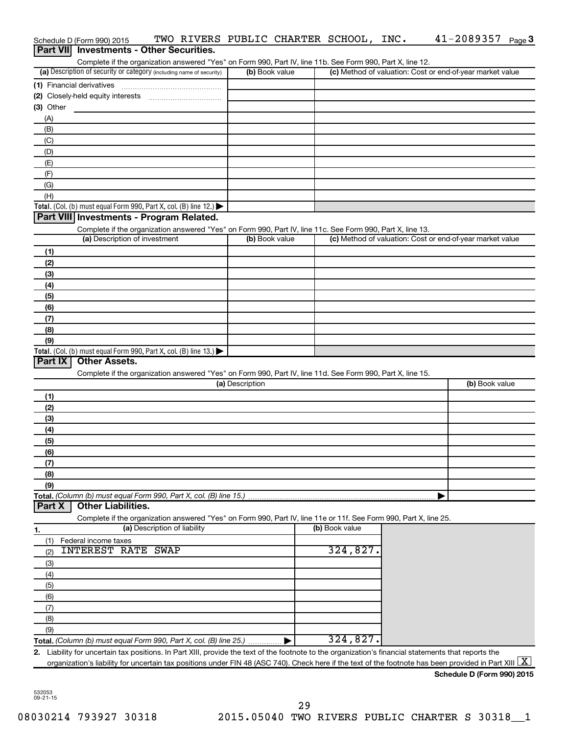Schedule D (Form 990) 2015 TWO RIVERS PUBLIC CHARTER SCHOOL, INC. 41-2089357 Page 3

## Part VII Investments - Other Securities.

Complete if the organization answered "Yes" on Form 990, Part IV, line 11b. See Form 990, Part X, line 12.

| (a) Description of security or category (including name of security) | (b) Book value | (c) Method of valuation: Cost or end-of-year market value |
|---|---|---|
| (1) Financial derivatives | | |
| (2) Closely-held equity interests | | |
| (3) Other | | |
| (A) | | |
| (B) | | |
| (C) | | |
| (D) | | |
| (E) | | |
| (F) | | |
| (G) | | |
| (H) | | |
| **Total.** (Col. (b) must equal Form 990, Part X, col. (B) line 12.) ▶ | | |

## Part VIII Investments - Program Related.

Complete if the organization answered "Yes" on Form 990, Part IV, line 11c. See Form 990, Part X, line 13.

| (a) Description of investment | (b) Book value | (c) Method of valuation: Cost or end-of-year market value |
|---|---|---|
| (1) | | |
| (2) | | |
| (3) | | |
| (4) | | |
| (5) | | |
| (6) | | |
| (7) | | |
| (8) | | |
| (9) | | |
| **Total.** (Col. (b) must equal Form 990, Part X, col. (B) line 13.) ▶ | | |

## Part IX Other Assets.

Complete if the organization answered "Yes" on Form 990, Part IV, line 11d. See Form 990, Part X, line 15.

| (a) Description | (b) Book value |
|---|---|
| (1) | |
| (2) | |
| (3) | |
| (4) | |
| (5) | |
| (6) | |
| (7) | |
| (8) | |
| (9) | |
| **Total.** *(Column (b) must equal Form 990, Part X, col. (B) line 15.)* ▶ | |

## Part X Other Liabilities.

Complete if the organization answered "Yes" on Form 990, Part IV, line 11e or 11f. See Form 990, Part X, line 25.

| 1. (a) Description of liability | (b) Book value |
|---|---|
| (1) Federal income taxes | |
| (2) INTEREST RATE SWAP | 324,827. |
| (3) | |
| (4) | |
| (5) | |
| (6) | |
| (7) | |
| (8) | |
| (9) | |
| **Total.** *(Column (b) must equal Form 990, Part X, col. (B) line 25.)* ▶ | 324,827. |

2. Liability for uncertain tax positions. In Part XIII, provide the text of the footnote to the organization's financial statements that reports the organization's liability for uncertain tax positions under FIN 48 (ASC 740). Check here if the text of the footnote has been provided in Part XIII [X]

**Schedule D (Form 990) 2015**

532053 09-21-15

08030214 793927 30318 2015.05040 TWO RIVERS PUBLIC CHARTER S 30318__1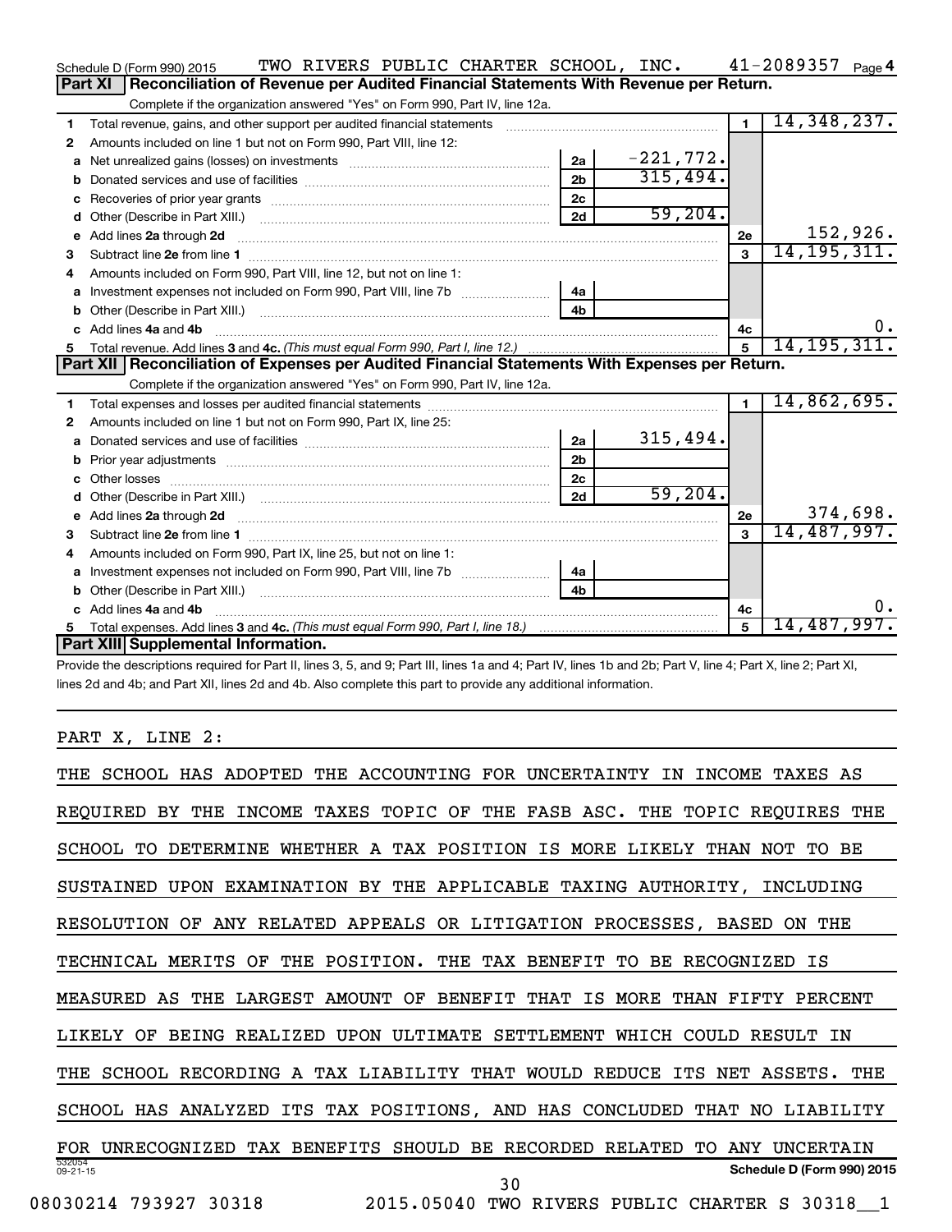Schedule D (Form 990) 2015 TWO RIVERS PUBLIC CHARTER SCHOOL, INC. 41-2089357 Page 4

## Part XI Reconciliation of Revenue per Audited Financial Statements With Revenue per Return.

Complete if the organization answered "Yes" on Form 990, Part IV, line 12a.

| | | | | | |
|---|---|---|---|---|---|
| 1 | Total revenue, gains, and other support per audited financial statements | | | 1 | 14,348,237. |
| 2 | Amounts included on line 1 but not on Form 990, Part VIII, line 12: | | | | |
| a | Net unrealized gains (losses) on investments | 2a | -221,772. | | |
| b | Donated services and use of facilities | 2b | 315,494. | | |
| c | Recoveries of prior year grants | 2c | | | |
| d | Other (Describe in Part XIII.) | 2d | 59,204. | | |
| e | Add lines 2a through 2d | | | 2e | 152,926. |
| 3 | Subtract line 2e from line 1 | | | 3 | 14,195,311. |
| 4 | Amounts included on Form 990, Part VIII, line 12, but not on line 1: | | | | |
| a | Investment expenses not included on Form 990, Part VIII, line 7b | 4a | | | |
| b | Other (Describe in Part XIII.) | 4b | | | |
| c | Add lines 4a and 4b | | | 4c | 0. |
| 5 | Total revenue. Add lines 3 and 4c. *(This must equal Form 990, Part I, line 12.)* | | | 5 | 14,195,311. |

## Part XII Reconciliation of Expenses per Audited Financial Statements With Expenses per Return.

Complete if the organization answered "Yes" on Form 990, Part IV, line 12a.

| | | | | | |
|---|---|---|---|---|---|
| 1 | Total expenses and losses per audited financial statements | | | 1 | 14,862,695. |
| 2 | Amounts included on line 1 but not on Form 990, Part IX, line 25: | | | | |
| a | Donated services and use of facilities | 2a | 315,494. | | |
| b | Prior year adjustments | 2b | | | |
| c | Other losses | 2c | | | |
| d | Other (Describe in Part XIII.) | 2d | 59,204. | | |
| e | Add lines 2a through 2d | | | 2e | 374,698. |
| 3 | Subtract line 2e from line 1 | | | 3 | 14,487,997. |
| 4 | Amounts included on Form 990, Part IX, line 25, but not on line 1: | | | | |
| a | Investment expenses not included on Form 990, Part VIII, line 7b | 4a | | | |
| b | Other (Describe in Part XIII.) | 4b | | | |
| c | Add lines 4a and 4b | | | 4c | 0. |
| 5 | Total expenses. Add lines 3 and 4c. *(This must equal Form 990, Part I, line 18.)* | | | 5 | 14,487,997. |

## Part XIII Supplemental Information.

Provide the descriptions required for Part II, lines 3, 5, and 9; Part III, lines 1a and 4; Part IV, lines 1b and 2b; Part V, line 4; Part X, line 2; Part XI, lines 2d and 4b; and Part XII, lines 2d and 4b. Also complete this part to provide any additional information.

PART X, LINE 2:

THE SCHOOL HAS ADOPTED THE ACCOUNTING FOR UNCERTAINTY IN INCOME TAXES AS REQUIRED BY THE INCOME TAXES TOPIC OF THE FASB ASC. THE TOPIC REQUIRES THE SCHOOL TO DETERMINE WHETHER A TAX POSITION IS MORE LIKELY THAN NOT TO BE SUSTAINED UPON EXAMINATION BY THE APPLICABLE TAXING AUTHORITY, INCLUDING RESOLUTION OF ANY RELATED APPEALS OR LITIGATION PROCESSES, BASED ON THE TECHNICAL MERITS OF THE POSITION. THE TAX BENEFIT TO BE RECOGNIZED IS MEASURED AS THE LARGEST AMOUNT OF BENEFIT THAT IS MORE THAN FIFTY PERCENT LIKELY OF BEING REALIZED UPON ULTIMATE SETTLEMENT WHICH COULD RESULT IN THE SCHOOL RECORDING A TAX LIABILITY THAT WOULD REDUCE ITS NET ASSETS. THE SCHOOL HAS ANALYZED ITS TAX POSITIONS, AND HAS CONCLUDED THAT NO LIABILITY FOR UNRECOGNIZED TAX BENEFITS SHOULD BE RECORDED RELATED TO ANY UNCERTAIN

532054 09-21-15 Schedule D (Form 990) 2015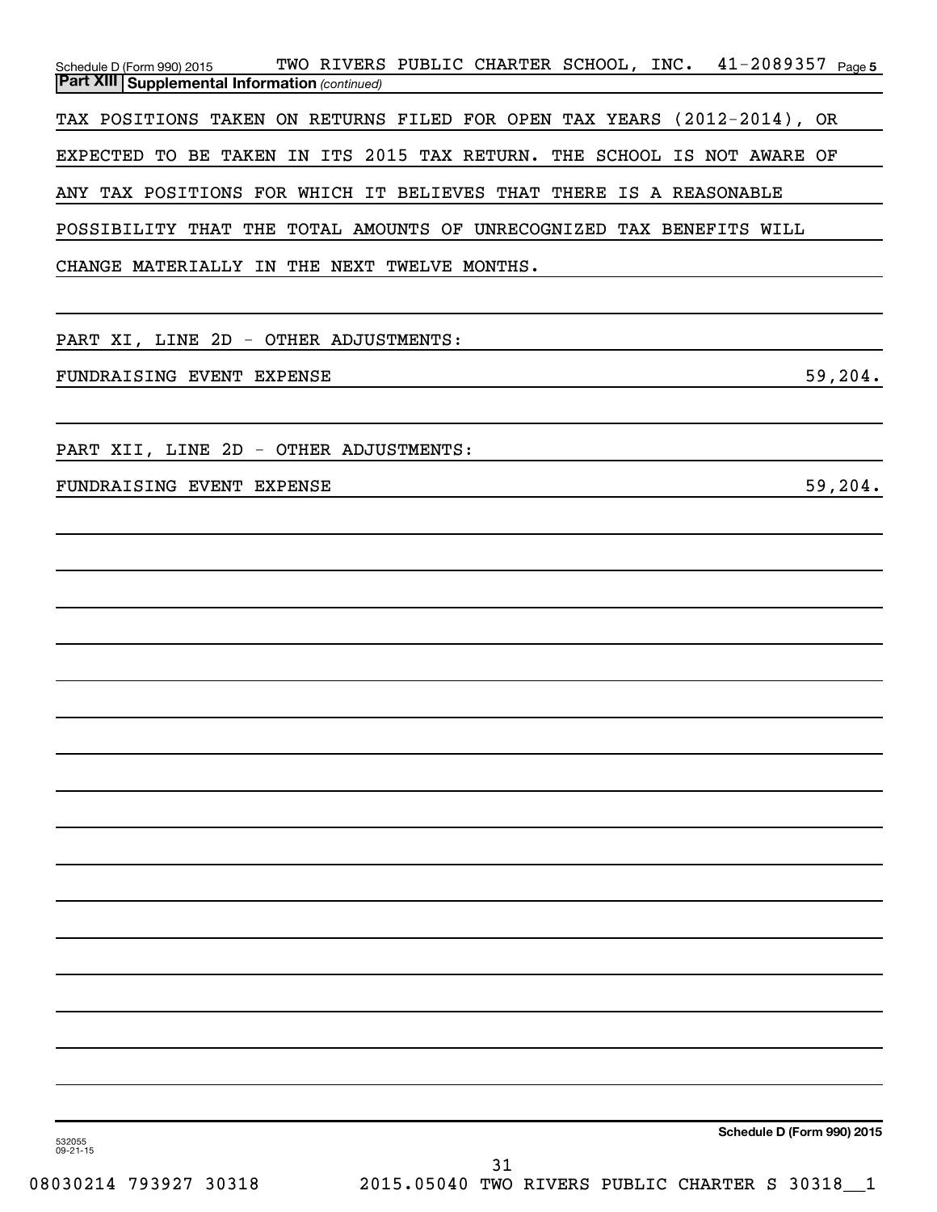Schedule D (Form 990) 2015 TWO RIVERS PUBLIC CHARTER SCHOOL, INC. 41-2089357 Page 5

**Part XIII** **Supplemental Information** *(continued)*

TAX POSITIONS TAKEN ON RETURNS FILED FOR OPEN TAX YEARS (2012-2014), OR EXPECTED TO BE TAKEN IN ITS 2015 TAX RETURN. THE SCHOOL IS NOT AWARE OF ANY TAX POSITIONS FOR WHICH IT BELIEVES THAT THERE IS A REASONABLE POSSIBILITY THAT THE TOTAL AMOUNTS OF UNRECOGNIZED TAX BENEFITS WILL CHANGE MATERIALLY IN THE NEXT TWELVE MONTHS.

PART XI, LINE 2D - OTHER ADJUSTMENTS:

FUNDRAISING EVENT EXPENSE 59,204.

PART XII, LINE 2D - OTHER ADJUSTMENTS:

FUNDRAISING EVENT EXPENSE 59,204.

532055 09-21-15

Schedule D (Form 990) 2015

08030214 793927 30318 2015.05040 TWO RIVERS PUBLIC CHARTER S 30318__1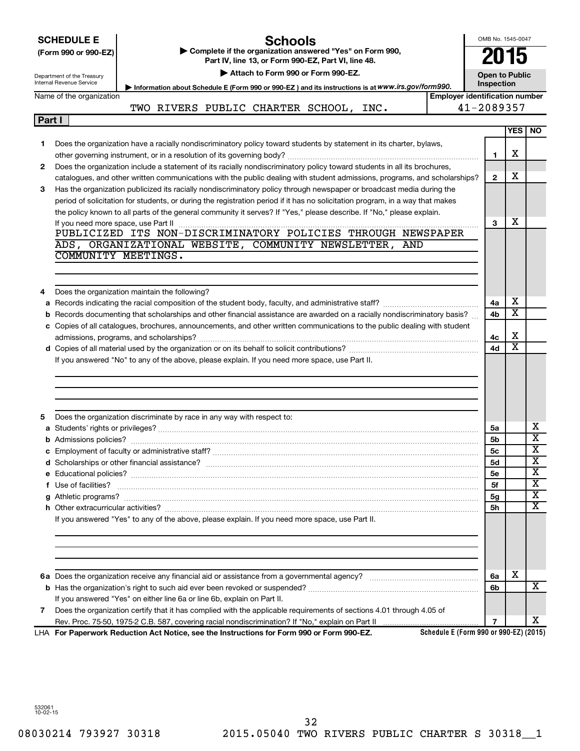**SCHEDULE E**
**(Form 990 or 990-EZ)**

Department of the Treasury
Internal Revenue Service

# Schools

▶ **Complete if the organization answered "Yes" on Form 990, Part IV, line 13, or Form 990-EZ, Part VI, line 48.**

▶ **Attach to Form 990 or Form 990-EZ.**

▶ **Information about Schedule E (Form 990 or 990-EZ) and its instructions is at** *www.irs.gov/form990.*

OMB No. 1545-0047

**2015**

**Open to Public Inspection**

| Name of the organization | Employer identification number |
|---|---|
| TWO RIVERS PUBLIC CHARTER SCHOOL, INC. | 41-2089357 |

**Part I**

| | | Line | YES | NO |
|---|---|---|---|---|
| 1 | Does the organization have a racially nondiscriminatory policy toward students by statement in its charter, bylaws, other governing instrument, or in a resolution of its governing body? | 1 | X | |
| 2 | Does the organization include a statement of its racially nondiscriminatory policy toward students in all its brochures, catalogues, and other written communications with the public dealing with student admissions, programs, and scholarships? | 2 | X | |
| 3 | Has the organization publicized its racially nondiscriminatory policy through newspaper or broadcast media during the period of solicitation for students, or during the registration period if it has no solicitation program, in a way that makes the policy known to all parts of the general community it serves? If "Yes," please describe. If "No," please explain. If you need more space, use Part II | 3 | X | |

PUBLICIZED ITS NON-DISCRIMINATORY POLICIES THROUGH NEWSPAPER ADS, ORGANIZATIONAL WEBSITE, COMMUNITY NEWSLETTER, AND COMMUNITY MEETINGS.

| | | Line | YES | NO |
|---|---|---|---|---|
| 4 | Does the organization maintain the following? | | | |
| a | Records indicating the racial composition of the student body, faculty, and administrative staff? | 4a | X | |
| b | Records documenting that scholarships and other financial assistance are awarded on a racially nondiscriminatory basis? | 4b | X | |
| c | Copies of all catalogues, brochures, announcements, and other written communications to the public dealing with student admissions, programs, and scholarships? | 4c | X | |
| d | Copies of all material used by the organization or on its behalf to solicit contributions? | 4d | X | |

If you answered "No" to any of the above, please explain. If you need more space, use Part II.

| | | Line | YES | NO |
|---|---|---|---|---|
| 5 | Does the organization discriminate by race in any way with respect to: | | | |
| a | Students' rights or privileges? | 5a | | X |
| b | Admissions policies? | 5b | | X |
| c | Employment of faculty or administrative staff? | 5c | | X |
| d | Scholarships or other financial assistance? | 5d | | X |
| e | Educational policies? | 5e | | X |
| f | Use of facilities? | 5f | | X |
| g | Athletic programs? | 5g | | X |
| h | Other extracurricular activities? | 5h | | X |

If you answered "Yes" to any of the above, please explain. If you need more space, use Part II.

| | | Line | YES | NO |
|---|---|---|---|---|
| 6a | Does the organization receive any financial aid or assistance from a governmental agency? | 6a | X | |
| b | Has the organization's right to such aid ever been revoked or suspended? | 6b | | X |
| | If you answered "Yes" on either line 6a or line 6b, explain on Part II. | | | |
| 7 | Does the organization certify that it has complied with the applicable requirements of sections 4.01 through 4.05 of Rev. Proc. 75-50, 1975-2 C.B. 587, covering racial nondiscrimination? If "No," explain on Part II | 7 | | X |

LHA **For Paperwork Reduction Act Notice, see the Instructions for Form 990 or Form 990-EZ.** **Schedule E (Form 990 or 990-EZ) (2015)**

532061
10-02-15

08030214 793927 30318 2015.05040 TWO RIVERS PUBLIC CHARTER S 30318__1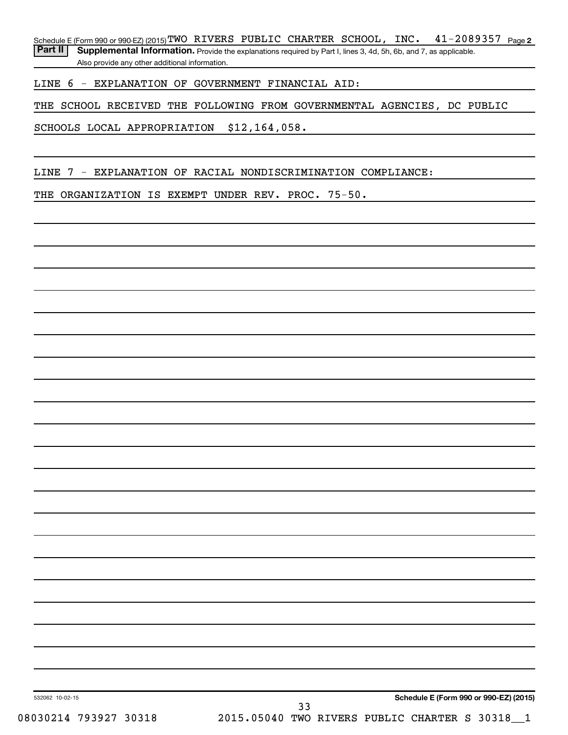Schedule E (Form 990 or 990-EZ) (2015) TWO RIVERS PUBLIC CHARTER SCHOOL, INC. 41-2089357 Page 2

**Part II** **Supplemental Information.** Provide the explanations required by Part I, lines 3, 4d, 5h, 6b, and 7, as applicable. Also provide any other additional information.

LINE 6 - EXPLANATION OF GOVERNMENT FINANCIAL AID:

THE SCHOOL RECEIVED THE FOLLOWING FROM GOVERNMENTAL AGENCIES, DC PUBLIC SCHOOLS LOCAL APPROPRIATION $12,164,058.

LINE 7 - EXPLANATION OF RACIAL NONDISCRIMINATION COMPLIANCE:

THE ORGANIZATION IS EXEMPT UNDER REV. PROC. 75-50.

532062 10-02-15

**Schedule E (Form 990 or 990-EZ) (2015)**

08030214 793927 30318 2015.05040 TWO RIVERS PUBLIC CHARTER S 30318__1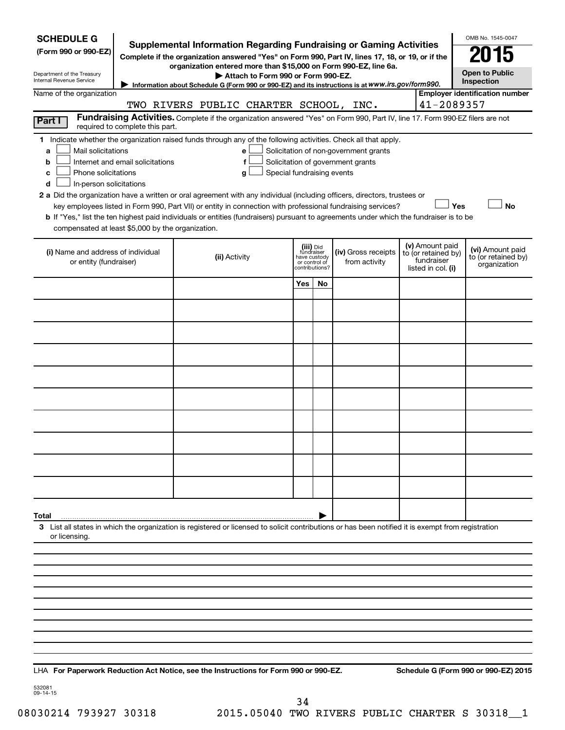**SCHEDULE G**
**(Form 990 or 990-EZ)**

Department of the Treasury
Internal Revenue Service

# Supplemental Information Regarding Fundraising or Gaming Activities

**Complete if the organization answered "Yes" on Form 990, Part IV, lines 17, 18, or 19, or if the organization entered more than $15,000 on Form 990-EZ, line 6a.**

▶ **Attach to Form 990 or Form 990-EZ.**

▶ Information about Schedule G (Form 990 or 990-EZ) and its instructions is at *www.irs.gov/form990.*

OMB No. 1545-0047

**2015**

**Open to Public Inspection**

| Name of the organization | Employer identification number |
|---|---|
| TWO RIVERS PUBLIC CHARTER SCHOOL, INC. | 41-2089357 |

**Part I** **Fundraising Activities.** Complete if the organization answered "Yes" on Form 990, Part IV, line 17. Form 990-EZ filers are not required to complete this part.

**1** Indicate whether the organization raised funds through any of the following activities. Check all that apply.

- **a** ☐ Mail solicitations
- **b** ☐ Internet and email solicitations
- **c** ☐ Phone solicitations
- **d** ☐ In-person solicitations
- **e** ☐ Solicitation of non-government grants
- **f** ☐ Solicitation of government grants
- **g** ☐ Special fundraising events

**2 a** Did the organization have a written or oral agreement with any individual (including officers, directors, trustees or key employees listed in Form 990, Part VII) or entity in connection with professional fundraising services? ☐ **Yes** ☐ **No**

**b** If "Yes," list the ten highest paid individuals or entities (fundraisers) pursuant to agreements under which the fundraiser is to be compensated at least $5,000 by the organization.

| (i) Name and address of individual or entity (fundraiser) | (ii) Activity | (iii) Did fundraiser have custody or control of contributions? Yes | No | (iv) Gross receipts from activity | (v) Amount paid to (or retained by) fundraiser listed in col. (i) | (vi) Amount paid to (or retained by) organization |
|---|---|---|---|---|---|---|
| | | | | | | |
| | | | | | | |
| | | | | | | |
| | | | | | | |
| | | | | | | |
| | | | | | | |
| | | | | | | |
| | | | | | | |
| | | | | | | |
| | | | | | | |
| **Total** ▶ | | | | | | |

**3** List all states in which the organization is registered or licensed to solicit contributions or has been notified it is exempt from registration or licensing.

LHA **For Paperwork Reduction Act Notice, see the Instructions for Form 990 or 990-EZ.** **Schedule G (Form 990 or 990-EZ) 2015**

532081
09-14-15

08030214 793927 30318 2015.05040 TWO RIVERS PUBLIC CHARTER S 30318__1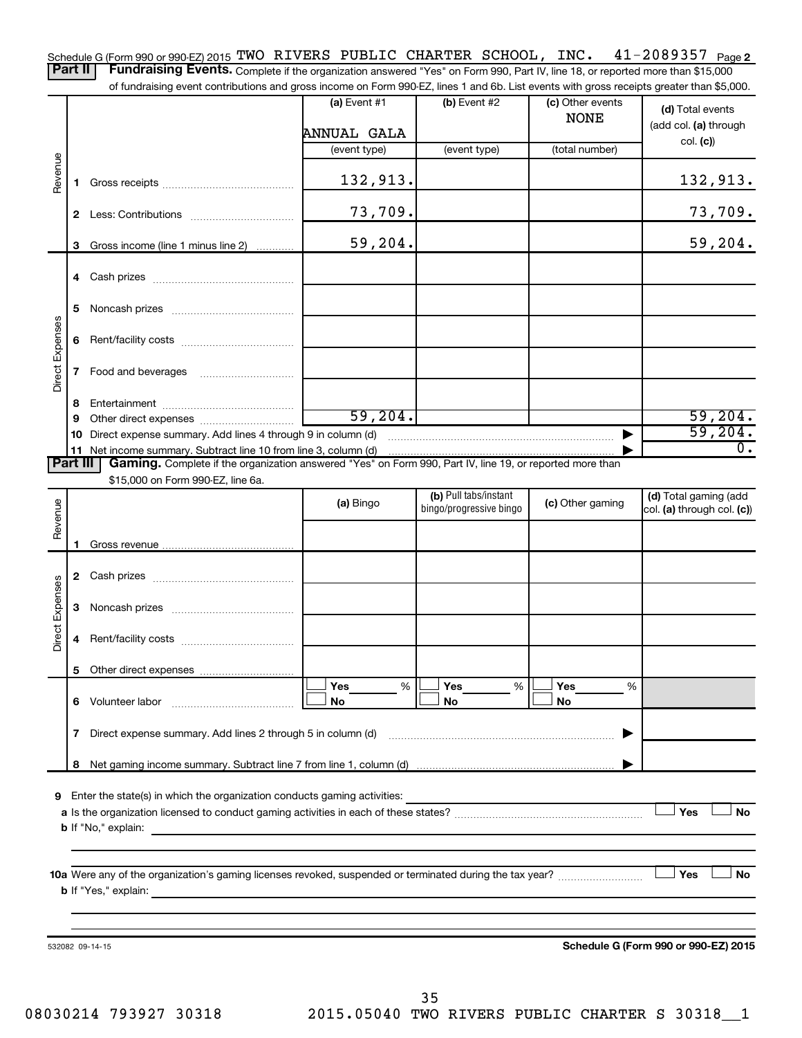Schedule G (Form 990 or 990-EZ) 2015 TWO RIVERS PUBLIC CHARTER SCHOOL, INC. 41-2089357 Page 2

**Part II Fundraising Events.** Complete if the organization answered "Yes" on Form 990, Part IV, line 18, or reported more than $15,000 of fundraising event contributions and gross income on Form 990-EZ, lines 1 and 6b. List events with gross receipts greater than $5,000.

| | | (a) Event #1 | (b) Event #2 | (c) Other events | (d) Total events (add col. (a) through col. (c)) |
|---|---|---|---|---|---|
| | | ANNUAL GALA | | NONE | |
| | | (event type) | (event type) | (total number) | |
| Revenue | 1 Gross receipts | 132,913. | | | 132,913. |
| | 2 Less: Contributions | 73,709. | | | 73,709. |
| | 3 Gross income (line 1 minus line 2) | 59,204. | | | 59,204. |
| Direct Expenses | 4 Cash prizes | | | | |
| | 5 Noncash prizes | | | | |
| | 6 Rent/facility costs | | | | |
| | 7 Food and beverages | | | | |
| | 8 Entertainment | | | | |
| | 9 Other direct expenses | 59,204. | | | 59,204. |
| | 10 Direct expense summary. Add lines 4 through 9 in column (d) | | | ▶ | 59,204. |
| | 11 Net income summary. Subtract line 10 from line 3, column (d) | | | ▶ | 0. |

**Part III Gaming.** Complete if the organization answered "Yes" on Form 990, Part IV, line 19, or reported more than $15,000 on Form 990-EZ, line 6a.

| | | (a) Bingo | (b) Pull tabs/instant bingo/progressive bingo | (c) Other gaming | (d) Total gaming (add col. (a) through col. (c)) |
|---|---|---|---|---|---|
| Revenue | 1 Gross revenue | | | | |
| Direct Expenses | 2 Cash prizes | | | | |
| | 3 Noncash prizes | | | | |
| | 4 Rent/facility costs | | | | |
| | 5 Other direct expenses | | | | |
| | 6 Volunteer labor | ☐ Yes ___ % ☐ No | ☐ Yes ___ % ☐ No | ☐ Yes ___ % ☐ No | |
| | 7 Direct expense summary. Add lines 2 through 5 in column (d) | | | ▶ | |
| | 8 Net gaming income summary. Subtract line 7 from line 1, column (d) | | | ▶ | |

9 Enter the state(s) in which the organization conducts gaming activities: ____________________

a Is the organization licensed to conduct gaming activities in each of these states? ☐ Yes ☐ No

b If "No," explain: ____________________

10a Were any of the organization's gaming licenses revoked, suspended or terminated during the tax year? ☐ Yes ☐ No

b If "Yes," explain: ____________________

532082 09-14-15

**Schedule G (Form 990 or 990-EZ) 2015**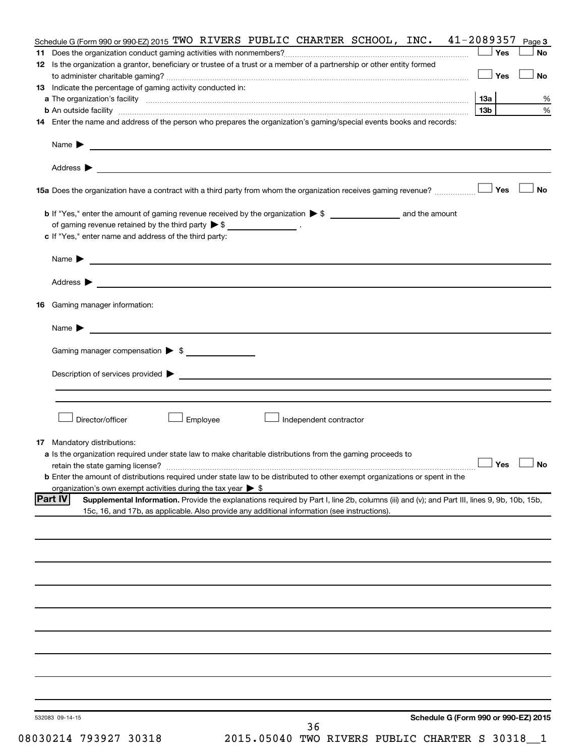Schedule G (Form 990 or 990-EZ) 2015 TWO RIVERS PUBLIC CHARTER SCHOOL, INC. 41-2089357 Page 3

**11** Does the organization conduct gaming activities with nonmembers? ☐ Yes ☐ No

**12** Is the organization a grantor, beneficiary or trustee of a trust or a member of a partnership or other entity formed to administer charitable gaming? ☐ Yes ☐ No

**13** Indicate the percentage of gaming activity conducted in:

**a** The organization's facility **13a** %

**b** An outside facility **13b** %

**14** Enter the name and address of the person who prepares the organization's gaming/special events books and records:

Name ▶

Address ▶

**15a** Does the organization have a contract with a third party from whom the organization receives gaming revenue? ☐ Yes ☐ No

**b** If "Yes," enter the amount of gaming revenue received by the organization ▶ $ ______ and the amount of gaming revenue retained by the third party ▶ $ ______ .

**c** If "Yes," enter name and address of the third party:

Name ▶

Address ▶

**16** Gaming manager information:

Name ▶

Gaming manager compensation ▶ $

Description of services provided ▶

☐ Director/officer ☐ Employee ☐ Independent contractor

**17** Mandatory distributions:

**a** Is the organization required under state law to make charitable distributions from the gaming proceeds to retain the state gaming license? ☐ Yes ☐ No

**b** Enter the amount of distributions required under state law to be distributed to other exempt organizations or spent in the organization's own exempt activities during the tax year ▶ $

**Part IV** **Supplemental Information.** Provide the explanations required by Part I, line 2b, columns (iii) and (v); and Part III, lines 9, 9b, 10b, 15b, 15c, 16, and 17b, as applicable. Also provide any additional information (see instructions).

532083 09-14-15

**Schedule G (Form 990 or 990-EZ) 2015**

08030214 793927 30318 2015.05040 TWO RIVERS PUBLIC CHARTER S 30318__1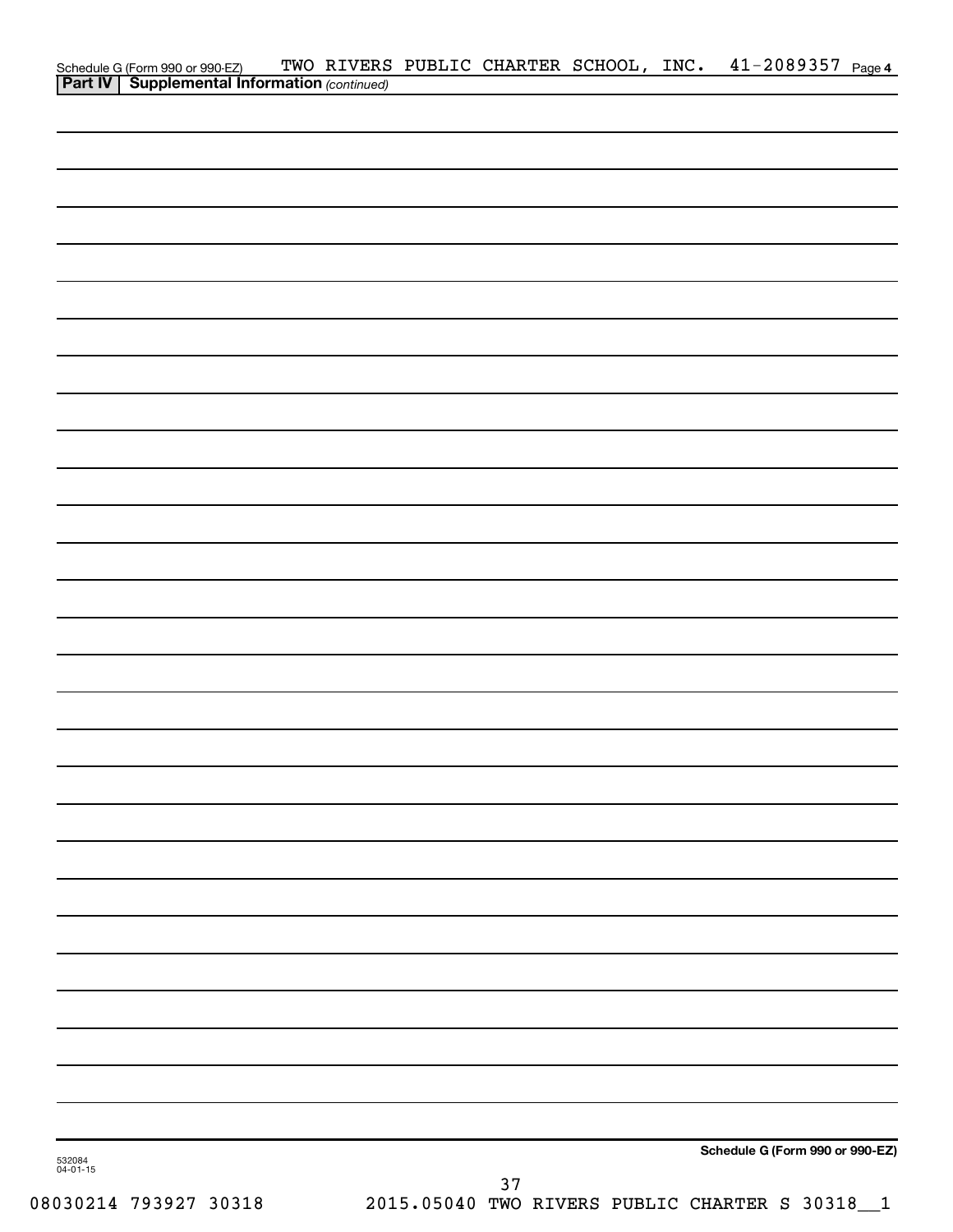Schedule G (Form 990 or 990-EZ) TWO RIVERS PUBLIC CHARTER SCHOOL, INC. 41-2089357 Page 4

**Part IV | Supplemental Information** *(continued)*

**Schedule G (Form 990 or 990-EZ)**

532084
04-01-15

08030214 793927 30318 2015.05040 TWO RIVERS PUBLIC CHARTER S 30318__1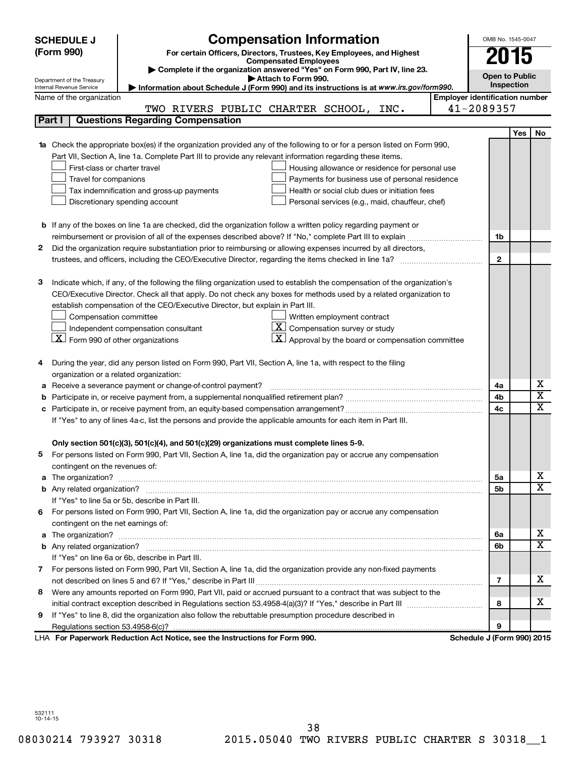# SCHEDULE J (Form 990)

## Compensation Information

**For certain Officers, Directors, Trustees, Key Employees, and Highest Compensated Employees**

▶ Complete if the organization answered "Yes" on Form 990, Part IV, line 23.

▶ Attach to Form 990.

▶ Information about Schedule J (Form 990) and its instructions is at *www.irs.gov/form990*.

Department of the Treasury
Internal Revenue Service

OMB No. 1545-0047

**2015**

**Open to Public Inspection**

Name of the organization: TWO RIVERS PUBLIC CHARTER SCHOOL, INC.

Employer identification number: 41-2089357

### Part I | Questions Regarding Compensation

| | | | Yes | No |
|---|---|---|---|---|
| **1a** | Check the appropriate box(es) if the organization provided any of the following to or for a person listed on Form 990, Part VII, Section A, line 1a. Complete Part III to provide any relevant information regarding these items.<br>☐ First-class or charter travel ☐ Housing allowance or residence for personal use<br>☐ Travel for companions ☐ Payments for business use of personal residence<br>☐ Tax indemnification and gross-up payments ☐ Health or social club dues or initiation fees<br>☐ Discretionary spending account ☐ Personal services (e.g., maid, chauffeur, chef) | | | |
| **b** | If any of the boxes on line 1a are checked, did the organization follow a written policy regarding payment or reimbursement or provision of all of the expenses described above? If "No," complete Part III to explain | 1b | | |
| **2** | Did the organization require substantiation prior to reimbursing or allowing expenses incurred by all directors, trustees, and officers, including the CEO/Executive Director, regarding the items checked in line 1a? | 2 | | |
| **3** | Indicate which, if any, of the following the filing organization used to establish the compensation of the organization's CEO/Executive Director. Check all that apply. Do not check any boxes for methods used by a related organization to establish compensation of the CEO/Executive Director, but explain in Part III.<br>☐ Compensation committee ☐ Written employment contract<br>☐ Independent compensation consultant ☒ Compensation survey or study<br>☒ Form 990 of other organizations ☒ Approval by the board or compensation committee | | | |
| **4** | During the year, did any person listed on Form 990, Part VII, Section A, line 1a, with respect to the filing organization or a related organization: | | | |
| **a** | Receive a severance payment or change-of-control payment? | 4a | | X |
| **b** | Participate in, or receive payment from, a supplemental nonqualified retirement plan? | 4b | | X |
| **c** | Participate in, or receive payment from, an equity-based compensation arrangement? | 4c | | X |
| | If "Yes" to any of lines 4a-c, list the persons and provide the applicable amounts for each item in Part III. | | | |
| | **Only section 501(c)(3), 501(c)(4), and 501(c)(29) organizations must complete lines 5-9.** | | | |
| **5** | For persons listed on Form 990, Part VII, Section A, line 1a, did the organization pay or accrue any compensation contingent on the revenues of: | | | |
| **a** | The organization? | 5a | | X |
| **b** | Any related organization? | 5b | | X |
| | If "Yes" to line 5a or 5b, describe in Part III. | | | |
| **6** | For persons listed on Form 990, Part VII, Section A, line 1a, did the organization pay or accrue any compensation contingent on the net earnings of: | | | |
| **a** | The organization? | 6a | | X |
| **b** | Any related organization? | 6b | | X |
| | If "Yes" on line 6a or 6b, describe in Part III. | | | |
| **7** | For persons listed on Form 990, Part VII, Section A, line 1a, did the organization provide any non-fixed payments not described on lines 5 and 6? If "Yes," describe in Part III | 7 | | X |
| **8** | Were any amounts reported on Form 990, Part VII, paid or accrued pursuant to a contract that was subject to the initial contract exception described in Regulations section 53.4958-4(a)(3)? If "Yes," describe in Part III | 8 | | X |
| **9** | If "Yes" to line 8, did the organization also follow the rebuttable presumption procedure described in Regulations section 53.4958-6(c)? | 9 | | |

LHA **For Paperwork Reduction Act Notice, see the Instructions for Form 990.** **Schedule J (Form 990) 2015**

532111 10-14-15

08030214 793927 30318 2015.05040 TWO RIVERS PUBLIC CHARTER S 30318__1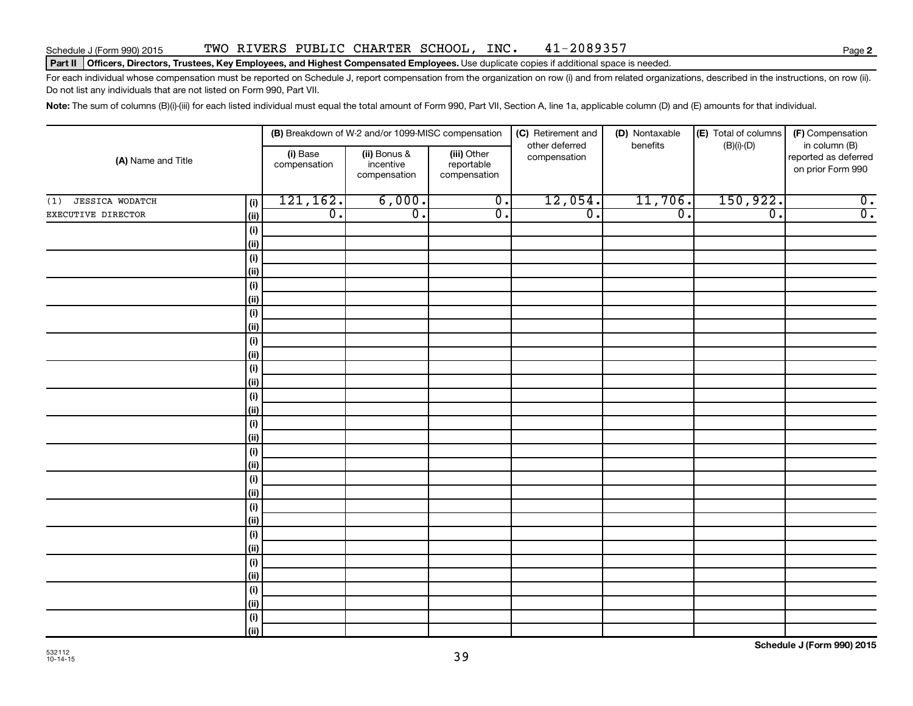Schedule J (Form 990) 2015 TWO RIVERS PUBLIC CHARTER SCHOOL, INC. 41-2089357 Page 2

**Part II Officers, Directors, Trustees, Key Employees, and Highest Compensated Employees.** Use duplicate copies if additional space is needed.

For each individual whose compensation must be reported on Schedule J, report compensation from the organization on row (i) and from related organizations, described in the instructions, on row (ii). Do not list any individuals that are not listed on Form 990, Part VII.

**Note:** The sum of columns (B)(i)-(iii) for each listed individual must equal the total amount of Form 990, Part VII, Section A, line 1a, applicable column (D) and (E) amounts for that individual.

| (A) Name and Title | | (B) Breakdown of W-2 and/or 1099-MISC compensation | | | (C) Retirement and other deferred compensation | (D) Nontaxable benefits | (E) Total of columns (B)(i)-(D) | (F) Compensation in column (B) reported as deferred on prior Form 990 |
|---|---|---|---|---|---|---|---|---|
| | | (i) Base compensation | (ii) Bonus & incentive compensation | (iii) Other reportable compensation | | | | |
| (1) JESSICA WODATCH | (i) | 121,162. | 6,000. | 0. | 12,054. | 11,706. | 150,922. | 0. |
| EXECUTIVE DIRECTOR | (ii) | 0. | 0. | 0. | 0. | 0. | 0. | 0. |
| | (i) | | | | | | | |
| | (ii) | | | | | | | |
| | (i) | | | | | | | |
| | (ii) | | | | | | | |
| | (i) | | | | | | | |
| | (ii) | | | | | | | |
| | (i) | | | | | | | |
| | (ii) | | | | | | | |
| | (i) | | | | | | | |
| | (ii) | | | | | | | |
| | (i) | | | | | | | |
| | (ii) | | | | | | | |
| | (i) | | | | | | | |
| | (ii) | | | | | | | |
| | (i) | | | | | | | |
| | (ii) | | | | | | | |
| | (i) | | | | | | | |
| | (ii) | | | | | | | |
| | (i) | | | | | | | |
| | (ii) | | | | | | | |
| | (i) | | | | | | | |
| | (ii) | | | | | | | |
| | (i) | | | | | | | |
| | (ii) | | | | | | | |
| | (i) | | | | | | | |
| | (ii) | | | | | | | |
| | (i) | | | | | | | |
| | (ii) | | | | | | | |
| | (i) | | | | | | | |
| | (ii) | | | | | | | |

532112 10-14-15

**Schedule J (Form 990) 2015**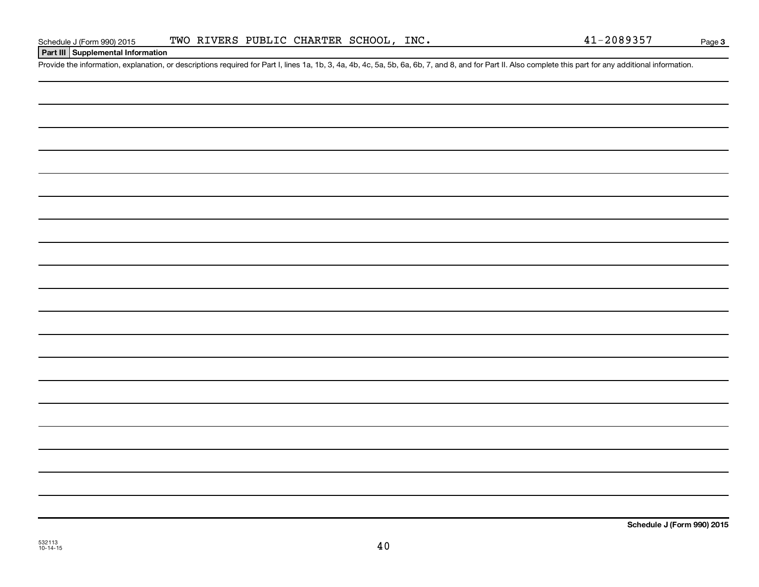Schedule J (Form 990) 2015 TWO RIVERS PUBLIC CHARTER SCHOOL, INC. 41-2089357

## Part III Supplemental Information

Provide the information, explanation, or descriptions required for Part I, lines 1a, 1b, 3, 4a, 4b, 4c, 5a, 5b, 6a, 6b, 7, and 8, and for Part II. Also complete this part for any additional information.

**Schedule J (Form 990) 2015**

532113
10-14-15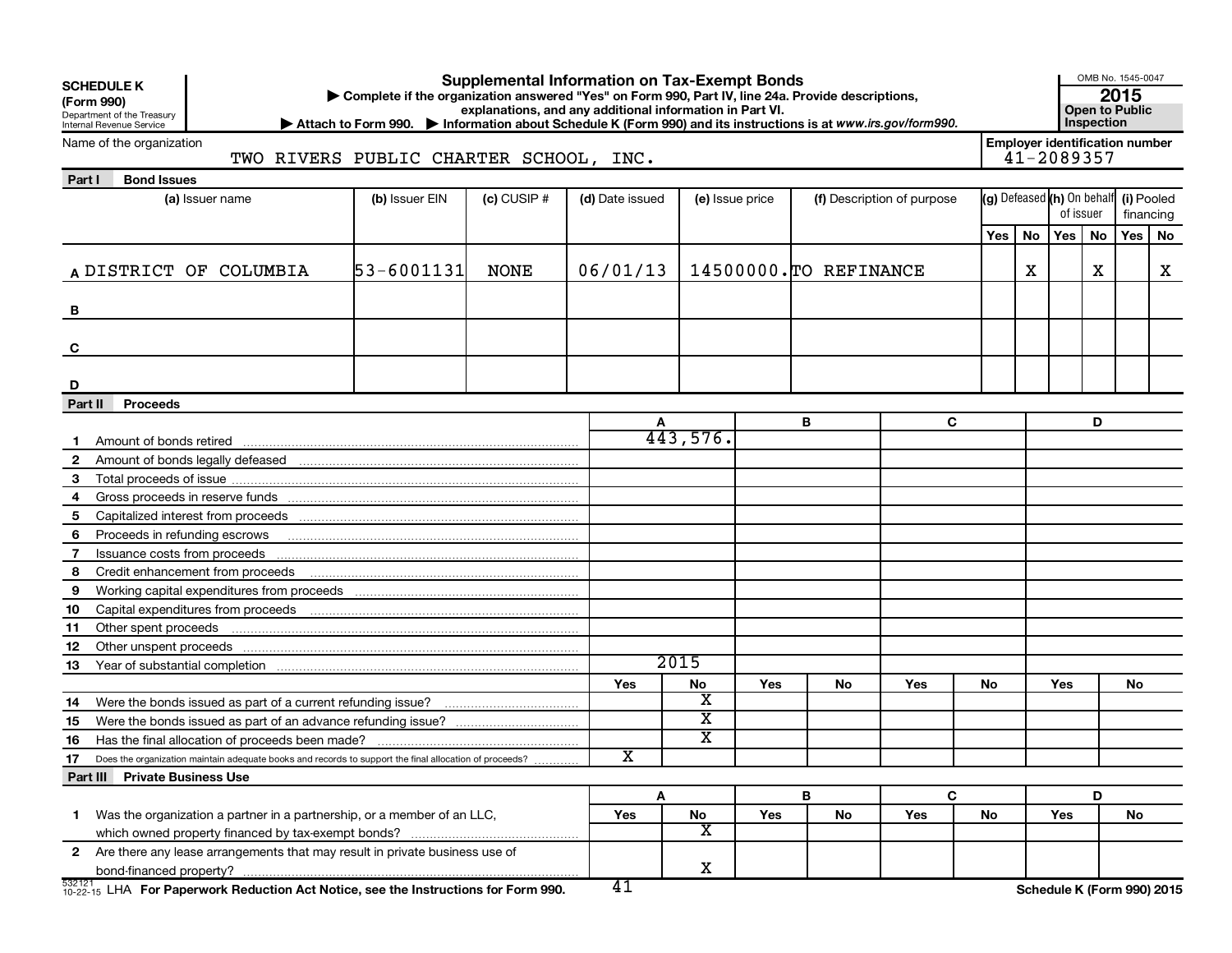**SCHEDULE K (Form 990)**

Department of the Treasury
Internal Revenue Service

# Supplemental Information on Tax-Exempt Bonds

▶ Complete if the organization answered "Yes" on Form 990, Part IV, line 24a. Provide descriptions, explanations, and any additional information in Part VI.

▶ Attach to Form 990. ▶ Information about Schedule K (Form 990) and its instructions is at *www.irs.gov/form990.*

OMB No. 1545-0047

**2015**

**Open to Public Inspection**

Name of the organization: TWO RIVERS PUBLIC CHARTER SCHOOL, INC.

Employer identification number: 41-2089357

## Part I Bond Issues

| | (a) Issuer name | (b) Issuer EIN | (c) CUSIP # | (d) Date issued | (e) Issue price | (f) Description of purpose | (g) Defeased Yes | (g) Defeased No | (h) On behalf of issuer Yes | (h) On behalf of issuer No | (i) Pooled financing Yes | (i) Pooled financing No |
|---|---|---|---|---|---|---|---|---|---|---|---|---|
| A | DISTRICT OF COLUMBIA | 53-6001131 | NONE | 06/01/13 | 14500000. | TO REFINANCE | | X | | X | | X |
| B | | | | | | | | | | | | |
| C | | | | | | | | | | | | |
| D | | | | | | | | | | | | |

## Part II Proceeds

| | | A | B | C | D |
|---|---|---|---|---|---|
| 1 | Amount of bonds retired | 443,576. | | | |
| 2 | Amount of bonds legally defeased | | | | |
| 3 | Total proceeds of issue | | | | |
| 4 | Gross proceeds in reserve funds | | | | |
| 5 | Capitalized interest from proceeds | | | | |
| 6 | Proceeds in refunding escrows | | | | |
| 7 | Issuance costs from proceeds | | | | |
| 8 | Credit enhancement from proceeds | | | | |
| 9 | Working capital expenditures from proceeds | | | | |
| 10 | Capital expenditures from proceeds | | | | |
| 11 | Other spent proceeds | | | | |
| 12 | Other unspent proceeds | | | | |
| 13 | Year of substantial completion | 2015 | | | |

| | | A Yes | A No | B Yes | B No | C Yes | C No | D Yes | D No |
|---|---|---|---|---|---|---|---|---|---|
| 14 | Were the bonds issued as part of a current refunding issue? | | X | | | | | | |
| 15 | Were the bonds issued as part of an advance refunding issue? | | X | | | | | | |
| 16 | Has the final allocation of proceeds been made? | | X | | | | | | |
| 17 | Does the organization maintain adequate books and records to support the final allocation of proceeds? | X | | | | | | | |

## Part III Private Business Use

| | | A Yes | A No | B Yes | B No | C Yes | C No | D Yes | D No |
|---|---|---|---|---|---|---|---|---|---|
| 1 | Was the organization a partner in a partnership, or a member of an LLC, which owned property financed by tax-exempt bonds? | | X | | | | | | |
| 2 | Are there any lease arrangements that may result in private business use of bond-financed property? | | X | | | | | | |

532121 10-22-15 LHA **For Paperwork Reduction Act Notice, see the Instructions for Form 990.** **Schedule K (Form 990) 2015**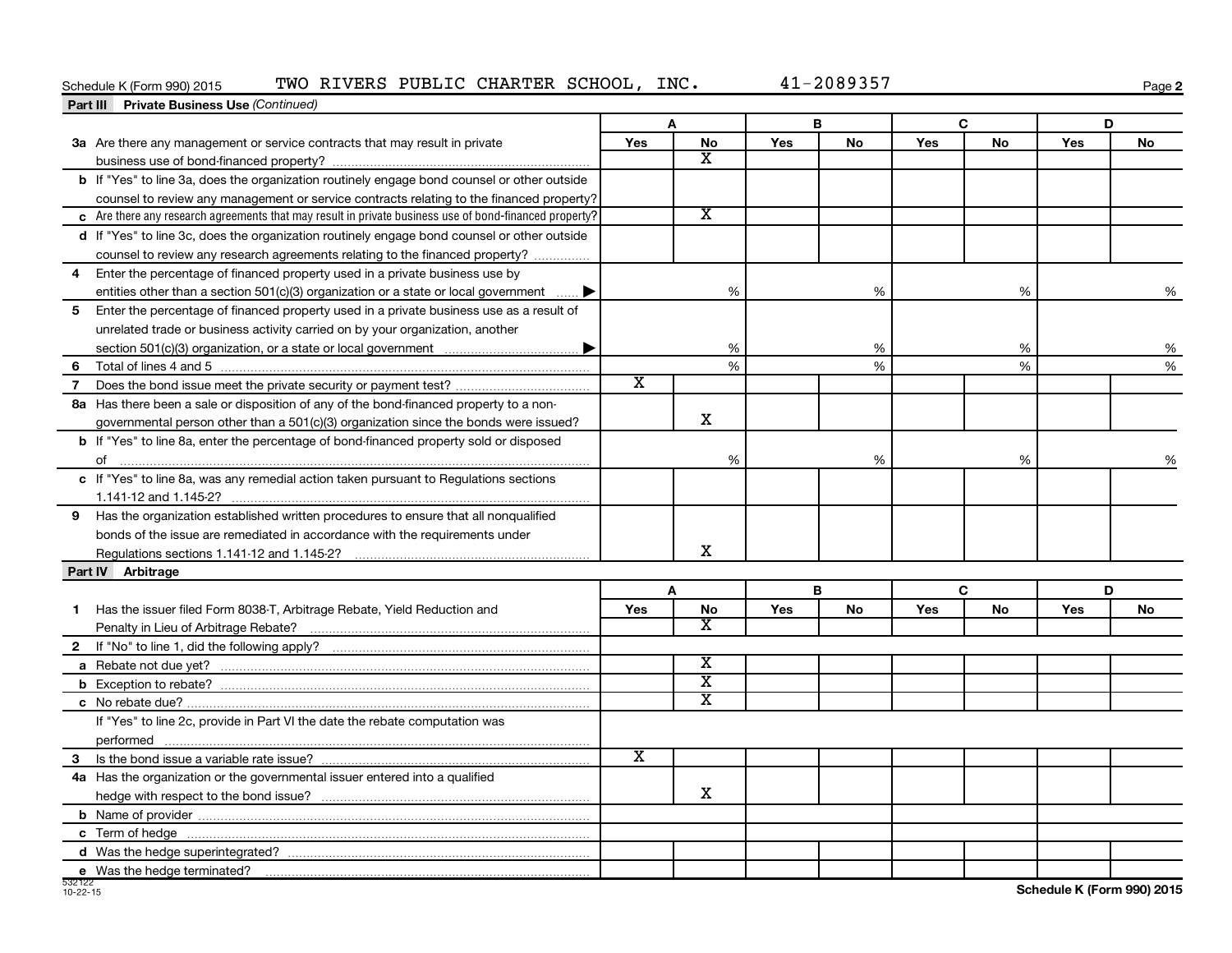Schedule K (Form 990) 2015 TWO RIVERS PUBLIC CHARTER SCHOOL, INC. 41-2089357

## Part III Private Business Use *(Continued)*

| | A | | B | | C | | D | |
|---|---|---|---|---|---|---|---|---|
| | Yes | No | Yes | No | Yes | No | Yes | No |
| **3a** Are there any management or service contracts that may result in private business use of bond-financed property? | | X | | | | | | |
| **b** If "Yes" to line 3a, does the organization routinely engage bond counsel or other outside counsel to review any management or service contracts relating to the financed property? | | | | | | | | |
| **c** Are there any research agreements that may result in private business use of bond-financed property? | | X | | | | | | |
| **d** If "Yes" to line 3c, does the organization routinely engage bond counsel or other outside counsel to review any research agreements relating to the financed property? | | | | | | | | |
| **4** Enter the percentage of financed property used in a private business use by entities other than a section 501(c)(3) organization or a state or local government ▶ | | % | | % | | % | | % |
| **5** Enter the percentage of financed property used in a private business use as a result of unrelated trade or business activity carried on by your organization, another section 501(c)(3) organization, or a state or local government ▶ | | % | | % | | % | | % |
| **6** Total of lines 4 and 5 | | % | | % | | % | | % |
| **7** Does the bond issue meet the private security or payment test? | X | | | | | | | |
| **8a** Has there been a sale or disposition of any of the bond-financed property to a non-governmental person other than a 501(c)(3) organization since the bonds were issued? | | X | | | | | | |
| **b** If "Yes" to line 8a, enter the percentage of bond-financed property sold or disposed of | | % | | % | | % | | % |
| **c** If "Yes" to line 8a, was any remedial action taken pursuant to Regulations sections 1.141-12 and 1.145-2? | | | | | | | | |
| **9** Has the organization established written procedures to ensure that all nonqualified bonds of the issue are remediated in accordance with the requirements under Regulations sections 1.141-12 and 1.145-2? | | X | | | | | | |

## Part IV Arbitrage

| | A | | B | | C | | D | |
|---|---|---|---|---|---|---|---|---|
| | Yes | No | Yes | No | Yes | No | Yes | No |
| **1** Has the issuer filed Form 8038-T, Arbitrage Rebate, Yield Reduction and Penalty in Lieu of Arbitrage Rebate? | | X | | | | | | |
| **2** If "No" to line 1, did the following apply? | | | | | | | | |
| **a** Rebate not due yet? | | X | | | | | | |
| **b** Exception to rebate? | | X | | | | | | |
| **c** No rebate due? | | X | | | | | | |
| If "Yes" to line 2c, provide in Part VI the date the rebate computation was performed | | | | | | | | |
| **3** Is the bond issue a variable rate issue? | X | | | | | | | |
| **4a** Has the organization or the governmental issuer entered into a qualified hedge with respect to the bond issue? | | X | | | | | | |
| **b** Name of provider | | | | | | | | |
| **c** Term of hedge | | | | | | | | |
| **d** Was the hedge superintegrated? | | | | | | | | |
| **e** Was the hedge terminated? | | | | | | | | |

532122 10-22-15

Schedule K (Form 990) 2015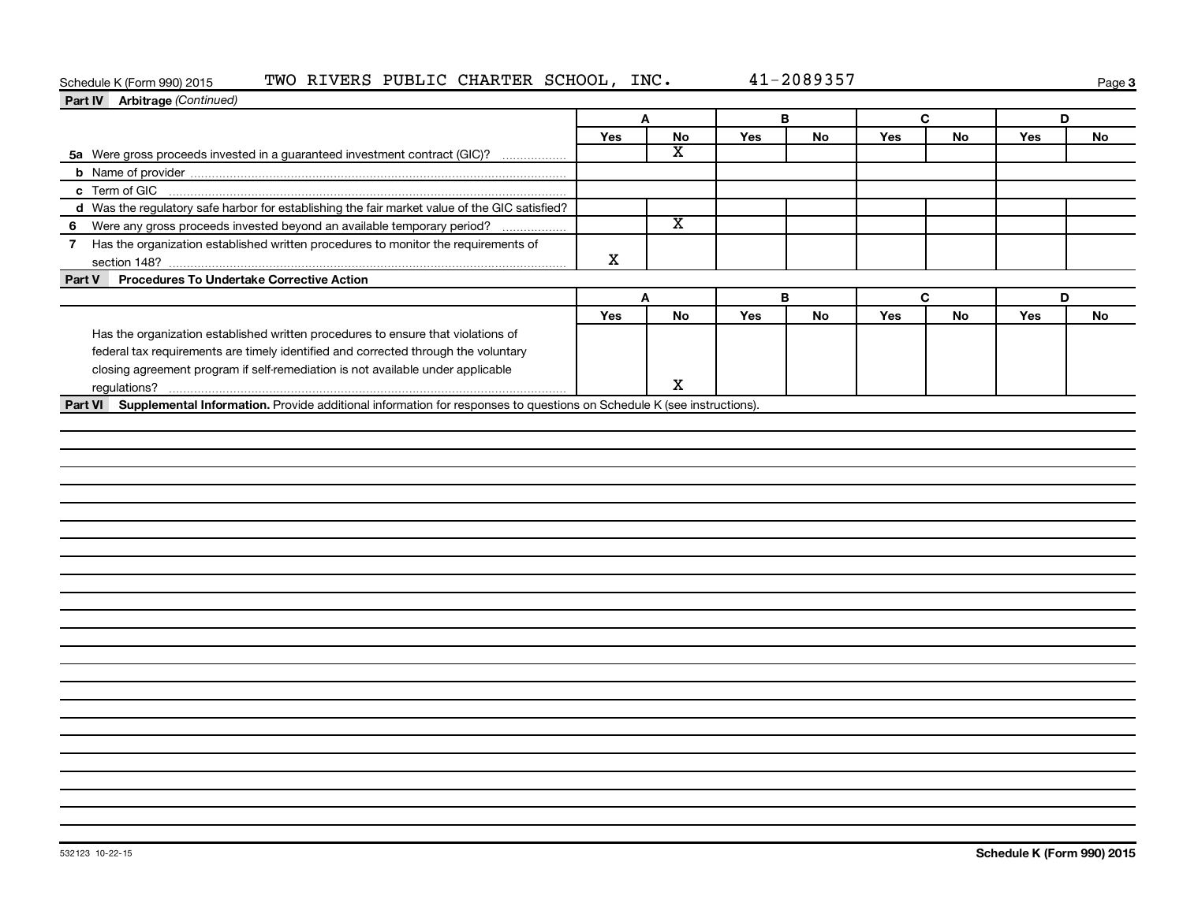Schedule K (Form 990) 2015 TWO RIVERS PUBLIC CHARTER SCHOOL, INC. 41-2089357

**Part IV Arbitrage** *(Continued)*

| | A | | B | | C | | D | |
|---|---|---|---|---|---|---|---|---|
| | Yes | No | Yes | No | Yes | No | Yes | No |
| 5a Were gross proceeds invested in a guaranteed investment contract (GIC)? | | X | | | | | | |
| b Name of provider | | | | | | | | |
| c Term of GIC | | | | | | | | |
| d Was the regulatory safe harbor for establishing the fair market value of the GIC satisfied? | | | | | | | | |
| 6 Were any gross proceeds invested beyond an available temporary period? | | X | | | | | | |
| 7 Has the organization established written procedures to monitor the requirements of section 148? | X | | | | | | | |

**Part V Procedures To Undertake Corrective Action**

| | A | | B | | C | | D | |
|---|---|---|---|---|---|---|---|---|
| | Yes | No | Yes | No | Yes | No | Yes | No |
| Has the organization established written procedures to ensure that violations of federal tax requirements are timely identified and corrected through the voluntary closing agreement program if self-remediation is not available under applicable regulations? | | X | | | | | | |

**Part VI Supplemental Information.** Provide additional information for responses to questions on Schedule K (see instructions).

532123 10-22-15

Schedule K (Form 990) 2015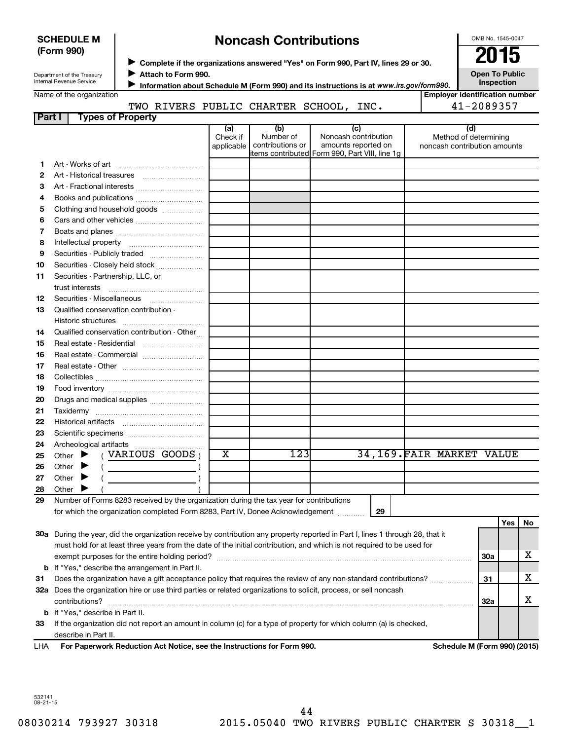**SCHEDULE M (Form 990)**

Department of the Treasury
Internal Revenue Service

# Noncash Contributions

▶ Complete if the organizations answered "Yes" on Form 990, Part IV, lines 29 or 30.
▶ Attach to Form 990.
▶ Information about Schedule M (Form 990) and its instructions is at *www.irs.gov/form990.*

OMB No. 1545-0047

**2015**

**Open To Public Inspection**

Name of the organization: TWO RIVERS PUBLIC CHARTER SCHOOL, INC.

Employer identification number: 41-2089357

**Part I — Types of Property**

| | | (a) Check if applicable | (b) Number of contributions or items contributed | (c) Noncash contribution amounts reported on Form 990, Part VIII, line 1g | (d) Method of determining noncash contribution amounts |
|---|---|---|---|---|---|
| 1 | Art - Works of art | | | | |
| 2 | Art - Historical treasures | | | | |
| 3 | Art - Fractional interests | | | | |
| 4 | Books and publications | | | | |
| 5 | Clothing and household goods | | | | |
| 6 | Cars and other vehicles | | | | |
| 7 | Boats and planes | | | | |
| 8 | Intellectual property | | | | |
| 9 | Securities - Publicly traded | | | | |
| 10 | Securities - Closely held stock | | | | |
| 11 | Securities - Partnership, LLC, or trust interests | | | | |
| 12 | Securities - Miscellaneous | | | | |
| 13 | Qualified conservation contribution - Historic structures | | | | |
| 14 | Qualified conservation contribution - Other | | | | |
| 15 | Real estate - Residential | | | | |
| 16 | Real estate - Commercial | | | | |
| 17 | Real estate - Other | | | | |
| 18 | Collectibles | | | | |
| 19 | Food inventory | | | | |
| 20 | Drugs and medical supplies | | | | |
| 21 | Taxidermy | | | | |
| 22 | Historical artifacts | | | | |
| 23 | Scientific specimens | | | | |
| 24 | Archeological artifacts | | | | |
| 25 | Other ▶ ( VARIOUS GOODS ) | X | 123 | 34,169. | FAIR MARKET VALUE |
| 26 | Other ▶ ( ) | | | | |
| 27 | Other ▶ ( ) | | | | |
| 28 | Other ▶ ( ) | | | | |

29 Number of Forms 8283 received by the organization during the tax year for contributions for which the organization completed Form 8283, Part IV, Donee Acknowledgement ..... **29**

| | | | Yes | No |
|---|---|---|---|---|
| 30a | During the year, did the organization receive by contribution any property reported in Part I, lines 1 through 28, that it must hold for at least three years from the date of the initial contribution, and which is not required to be used for exempt purposes for the entire holding period? | 30a | | X |
| b | If "Yes," describe the arrangement in Part II. | | | |
| 31 | Does the organization have a gift acceptance policy that requires the review of any non-standard contributions? | 31 | | X |
| 32a | Does the organization hire or use third parties or related organizations to solicit, process, or sell noncash contributions? | 32a | | X |
| b | If "Yes," describe in Part II. | | | |
| 33 | If the organization did not report an amount in column (c) for a type of property for which column (a) is checked, describe in Part II. | | | |

LHA **For Paperwork Reduction Act Notice, see the Instructions for Form 990.** **Schedule M (Form 990) (2015)**

532141 08-21-15

08030214 793927 30318 2015.05040 TWO RIVERS PUBLIC CHARTER S 30318__1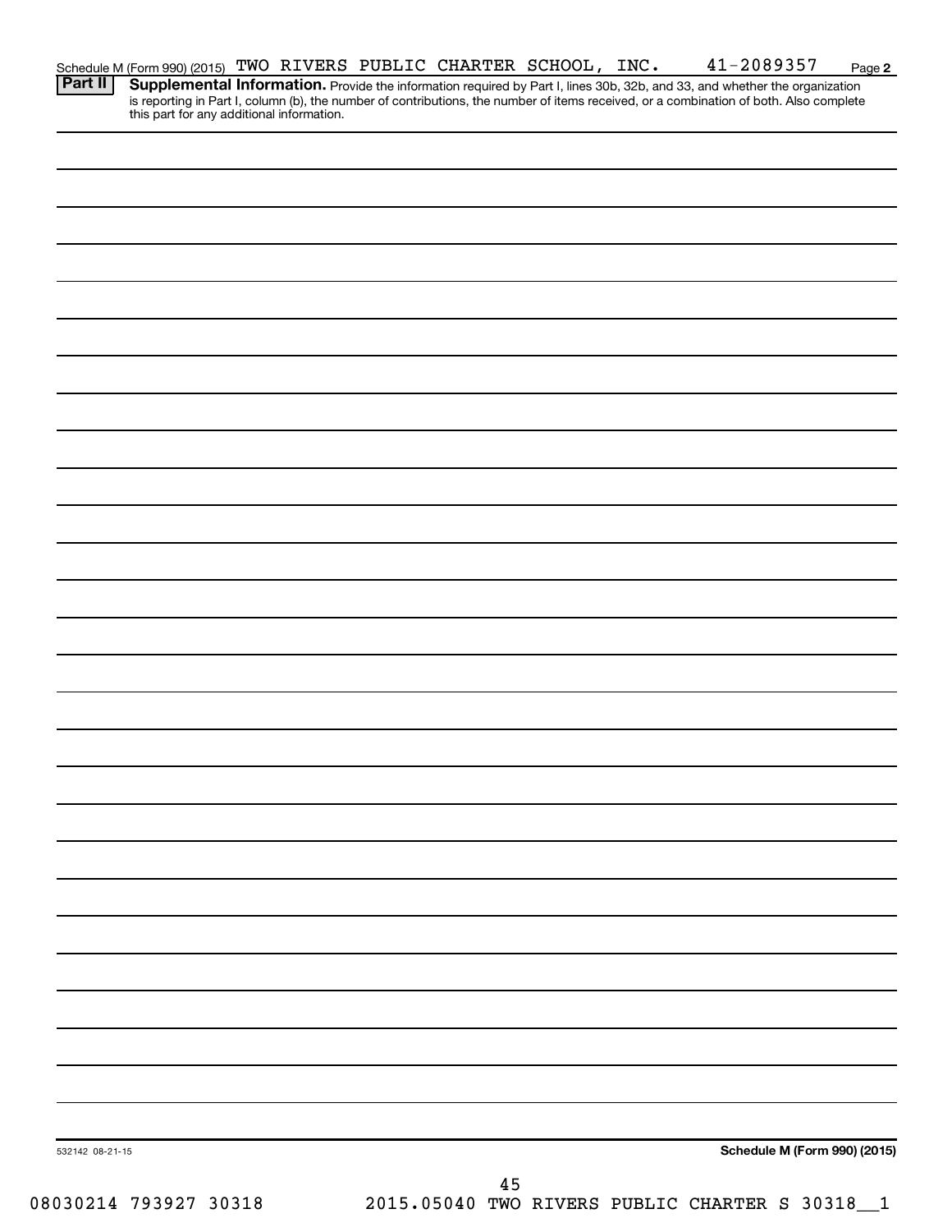Schedule M (Form 990) (2015) TWO RIVERS PUBLIC CHARTER SCHOOL, INC. 41-2089357 Page 2

**Part II** **Supplemental Information.** Provide the information required by Part I, lines 30b, 32b, and 33, and whether the organization is reporting in Part I, column (b), the number of contributions, the number of items received, or a combination of both. Also complete this part for any additional information.

532142 08-21-15

**Schedule M (Form 990) (2015)**

08030214 793927 30318 2015.05040 TWO RIVERS PUBLIC CHARTER S 30318__1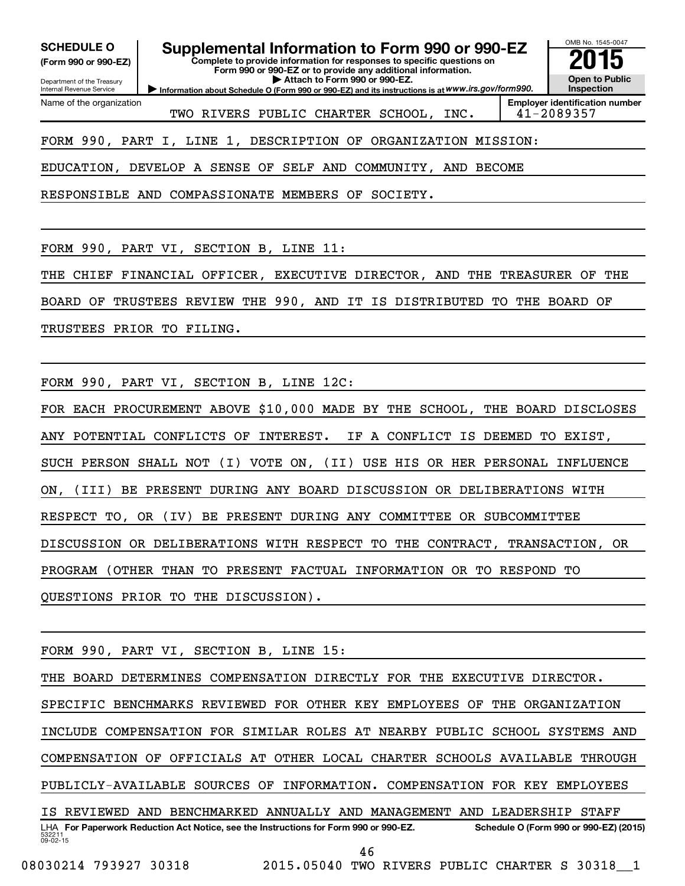**SCHEDULE O**
**(Form 990 or 990-EZ)**

Department of the Treasury
Internal Revenue Service

# Supplemental Information to Form 990 or 990-EZ

**Complete to provide information for responses to specific questions on Form 990 or 990-EZ or to provide any additional information.**
**▶ Attach to Form 990 or 990-EZ.**
**▶ Information about Schedule O (Form 990 or 990-EZ) and its instructions is at** *www.irs.gov/form990.*

OMB No. 1545-0047
**2015**
**Open to Public Inspection**

| Name of the organization | Employer identification number |
|---|---|
| TWO RIVERS PUBLIC CHARTER SCHOOL, INC. | 41-2089357 |

FORM 990, PART I, LINE 1, DESCRIPTION OF ORGANIZATION MISSION:

EDUCATION, DEVELOP A SENSE OF SELF AND COMMUNITY, AND BECOME RESPONSIBLE AND COMPASSIONATE MEMBERS OF SOCIETY.

FORM 990, PART VI, SECTION B, LINE 11:

THE CHIEF FINANCIAL OFFICER, EXECUTIVE DIRECTOR, AND THE TREASURER OF THE BOARD OF TRUSTEES REVIEW THE 990, AND IT IS DISTRIBUTED TO THE BOARD OF TRUSTEES PRIOR TO FILING.

FORM 990, PART VI, SECTION B, LINE 12C:

FOR EACH PROCUREMENT ABOVE $10,000 MADE BY THE SCHOOL, THE BOARD DISCLOSES ANY POTENTIAL CONFLICTS OF INTEREST. IF A CONFLICT IS DEEMED TO EXIST, SUCH PERSON SHALL NOT (I) VOTE ON, (II) USE HIS OR HER PERSONAL INFLUENCE ON, (III) BE PRESENT DURING ANY BOARD DISCUSSION OR DELIBERATIONS WITH RESPECT TO, OR (IV) BE PRESENT DURING ANY COMMITTEE OR SUBCOMMITTEE DISCUSSION OR DELIBERATIONS WITH RESPECT TO THE CONTRACT, TRANSACTION, OR PROGRAM (OTHER THAN TO PRESENT FACTUAL INFORMATION OR TO RESPOND TO QUESTIONS PRIOR TO THE DISCUSSION).

FORM 990, PART VI, SECTION B, LINE 15:

THE BOARD DETERMINES COMPENSATION DIRECTLY FOR THE EXECUTIVE DIRECTOR. SPECIFIC BENCHMARKS REVIEWED FOR OTHER KEY EMPLOYEES OF THE ORGANIZATION INCLUDE COMPENSATION FOR SIMILAR ROLES AT NEARBY PUBLIC SCHOOL SYSTEMS AND COMPENSATION OF OFFICIALS AT OTHER LOCAL CHARTER SCHOOLS AVAILABLE THROUGH PUBLICLY-AVAILABLE SOURCES OF INFORMATION. COMPENSATION FOR KEY EMPLOYEES IS REVIEWED AND BENCHMARKED ANNUALLY AND MANAGEMENT AND LEADERSHIP STAFF

LHA **For Paperwork Reduction Act Notice, see the Instructions for Form 990 or 990-EZ.** **Schedule O (Form 990 or 990-EZ) (2015)**
532211
09-02-15

08030214 793927 30318 2015.05040 TWO RIVERS PUBLIC CHARTER S 30318__1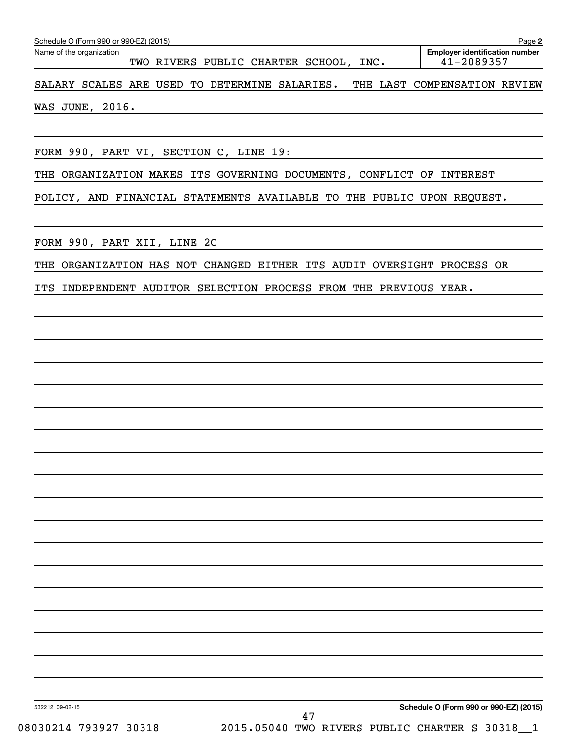Schedule O (Form 990 or 990-EZ) (2015)

Name of the organization: TWO RIVERS PUBLIC CHARTER SCHOOL, INC.

Employer identification number: 41-2089357

SALARY SCALES ARE USED TO DETERMINE SALARIES. THE LAST COMPENSATION REVIEW WAS JUNE, 2016.

FORM 990, PART VI, SECTION C, LINE 19:

THE ORGANIZATION MAKES ITS GOVERNING DOCUMENTS, CONFLICT OF INTEREST POLICY, AND FINANCIAL STATEMENTS AVAILABLE TO THE PUBLIC UPON REQUEST.

FORM 990, PART XII, LINE 2C

THE ORGANIZATION HAS NOT CHANGED EITHER ITS AUDIT OVERSIGHT PROCESS OR ITS INDEPENDENT AUDITOR SELECTION PROCESS FROM THE PREVIOUS YEAR.

532212 09-02-15

Schedule O (Form 990 or 990-EZ) (2015)

08030214 793927 30318 2015.05040 TWO RIVERS PUBLIC CHARTER S 30318__1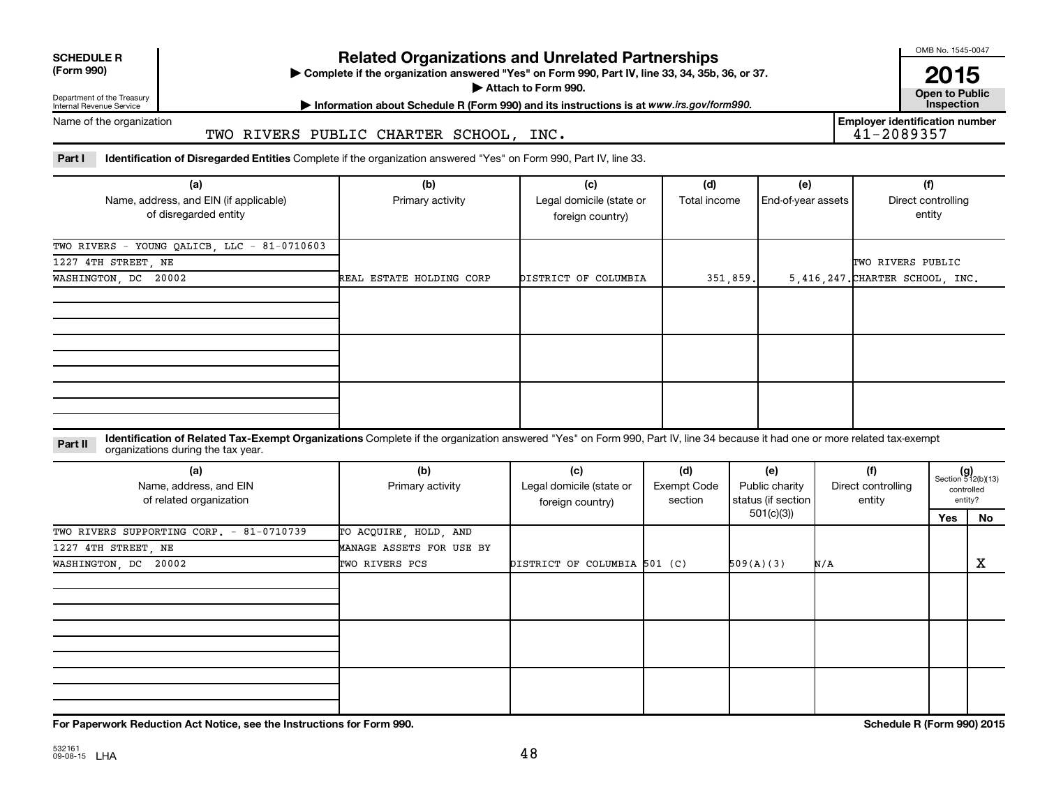**SCHEDULE R**
**(Form 990)**

Department of the Treasury
Internal Revenue Service

# Related Organizations and Unrelated Partnerships

▶ Complete if the organization answered "Yes" on Form 990, Part IV, line 33, 34, 35b, 36, or 37.
▶ Attach to Form 990.
▶ Information about Schedule R (Form 990) and its instructions is at *www.irs.gov/form990.*

OMB No. 1545-0047

**2015**

**Open to Public Inspection**

Name of the organization: TWO RIVERS PUBLIC CHARTER SCHOOL, INC.

**Employer identification number:** 41-2089357

**Part I** **Identification of Disregarded Entities** Complete if the organization answered "Yes" on Form 990, Part IV, line 33.

| (a) Name, address, and EIN (if applicable) of disregarded entity | (b) Primary activity | (c) Legal domicile (state or foreign country) | (d) Total income | (e) End-of-year assets | (f) Direct controlling entity |
|---|---|---|---|---|---|
| TWO RIVERS - YOUNG QALICB, LLC - 81-0710603<br>1227 4TH STREET, NE<br>WASHINGTON, DC 20002 | REAL ESTATE HOLDING CORP | DISTRICT OF COLUMBIA | 351,859. | 5,416,247. | TWO RIVERS PUBLIC CHARTER SCHOOL, INC. |
| | | | | | |
| | | | | | |
| | | | | | |

**Part II** **Identification of Related Tax-Exempt Organizations** Complete if the organization answered "Yes" on Form 990, Part IV, line 34 because it had one or more related tax-exempt organizations during the tax year.

| (a) Name, address, and EIN of related organization | (b) Primary activity | (c) Legal domicile (state or foreign country) | (d) Exempt Code section | (e) Public charity status (if section 501(c)(3)) | (f) Direct controlling entity | (g) Section 512(b)(13) controlled entity? Yes | No |
|---|---|---|---|---|---|---|---|
| TWO RIVERS SUPPORTING CORP. - 81-0710739<br>1227 4TH STREET, NE<br>WASHINGTON, DC 20002 | TO ACQUIRE, HOLD, AND MANAGE ASSETS FOR USE BY TWO RIVERS PCS | DISTRICT OF COLUMBIA | 501 (C) | 509(A)(3) | N/A | | X |
| | | | | | | | |
| | | | | | | | |
| | | | | | | | |

**For Paperwork Reduction Act Notice, see the Instructions for Form 990.**

**Schedule R (Form 990) 2015**

532161
09-08-15 LHA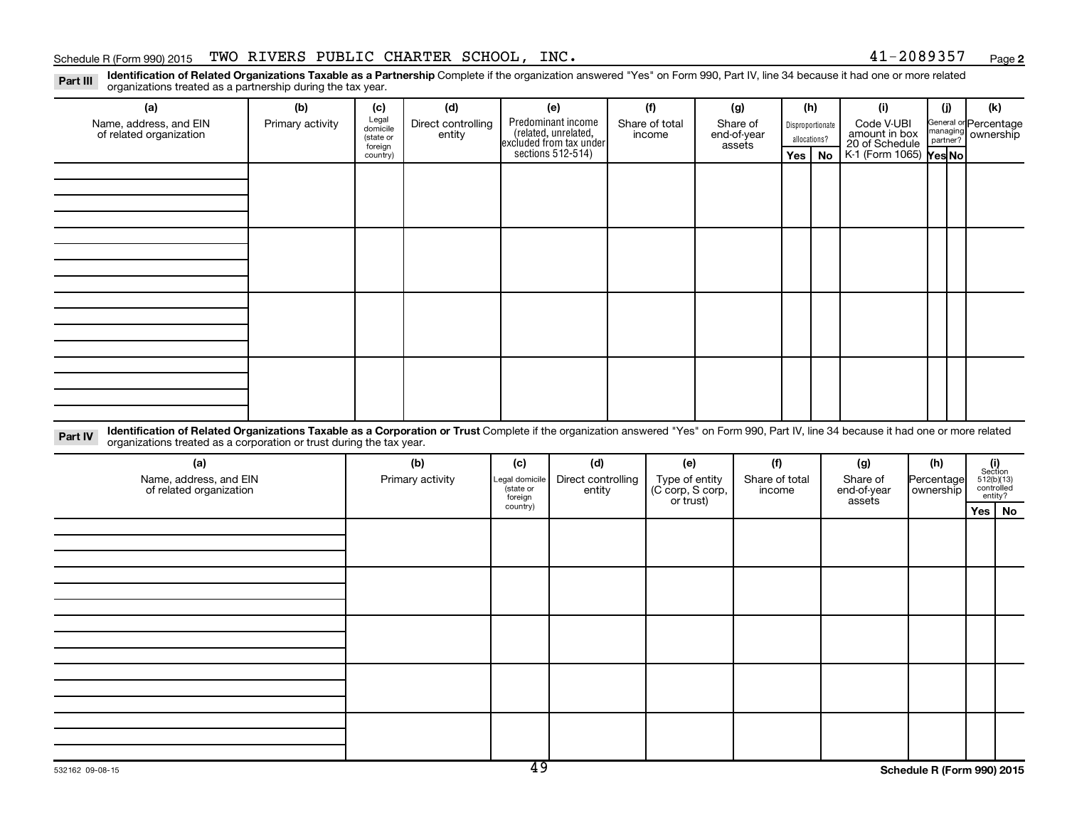Schedule R (Form 990) 2015 TWO RIVERS PUBLIC CHARTER SCHOOL, INC. 41-2089357 Page 2

**Part III** **Identification of Related Organizations Taxable as a Partnership** Complete if the organization answered "Yes" on Form 990, Part IV, line 34 because it had one or more related organizations treated as a partnership during the tax year.

| (a) Name, address, and EIN of related organization | (b) Primary activity | (c) Legal domicile (state or foreign country) | (d) Direct controlling entity | (e) Predominant income (related, unrelated, excluded from tax under sections 512-514) | (f) Share of total income | (g) Share of end-of-year assets | (h) Disproportionate allocations? | | (i) Code V-UBI amount in box 20 of Schedule K-1 (Form 1065) | (j) General or managing partner? | | (k) Percentage ownership |
|---|---|---|---|---|---|---|---|---|---|---|---|---|
| | | | | | | | Yes | No | | Yes | No | |
| | | | | | | | | | | | | |
| | | | | | | | | | | | | |
| | | | | | | | | | | | | |
| | | | | | | | | | | | | |

**Part IV** **Identification of Related Organizations Taxable as a Corporation or Trust** Complete if the organization answered "Yes" on Form 990, Part IV, line 34 because it had one or more related organizations treated as a corporation or trust during the tax year.

| (a) Name, address, and EIN of related organization | (b) Primary activity | (c) Legal domicile (state or foreign country) | (d) Direct controlling entity | (e) Type of entity (C corp, S corp, or trust) | (f) Share of total income | (g) Share of end-of-year assets | (h) Percentage ownership | (i) Section 512(b)(13) controlled entity? | |
|---|---|---|---|---|---|---|---|---|---|
| | | | | | | | | Yes | No |
| | | | | | | | | | |
| | | | | | | | | | |
| | | | | | | | | | |
| | | | | | | | | | |
| | | | | | | | | | |

532162 09-08-15

Schedule R (Form 990) 2015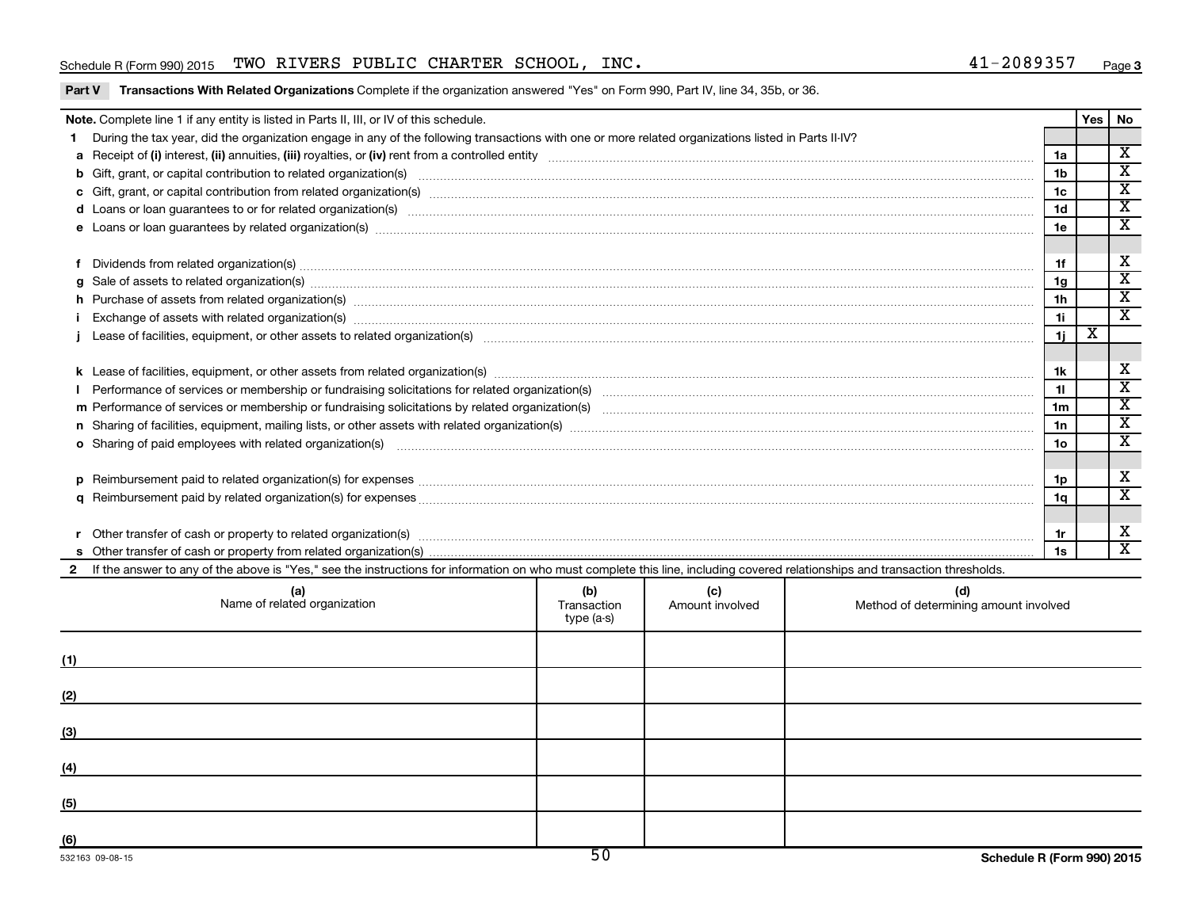Schedule R (Form 990) 2015 TWO RIVERS PUBLIC CHARTER SCHOOL, INC. 41-2089357 Page 3

**Part V Transactions With Related Organizations** Complete if the organization answered "Yes" on Form 990, Part IV, line 34, 35b, or 36.

| **Note.** Complete line 1 if any entity is listed in Parts II, III, or IV of this schedule. | | Yes | No |
|---|---|---|---|
| **1** During the tax year, did the organization engage in any of the following transactions with one or more related organizations listed in Parts II-IV? | | | |
| **a** Receipt of **(i)** interest, **(ii)** annuities, **(iii)** royalties, or **(iv)** rent from a controlled entity | 1a | | X |
| **b** Gift, grant, or capital contribution to related organization(s) | 1b | | X |
| **c** Gift, grant, or capital contribution from related organization(s) | 1c | | X |
| **d** Loans or loan guarantees to or for related organization(s) | 1d | | X |
| **e** Loans or loan guarantees by related organization(s) | 1e | | X |
| **f** Dividends from related organization(s) | 1f | | X |
| **g** Sale of assets to related organization(s) | 1g | | X |
| **h** Purchase of assets from related organization(s) | 1h | | X |
| **i** Exchange of assets with related organization(s) | 1i | | X |
| **j** Lease of facilities, equipment, or other assets to related organization(s) | 1j | X | |
| **k** Lease of facilities, equipment, or other assets from related organization(s) | 1k | | X |
| **l** Performance of services or membership or fundraising solicitations for related organization(s) | 1l | | X |
| **m** Performance of services or membership or fundraising solicitations by related organization(s) | 1m | | X |
| **n** Sharing of facilities, equipment, mailing lists, or other assets with related organization(s) | 1n | | X |
| **o** Sharing of paid employees with related organization(s) | 1o | | X |
| **p** Reimbursement paid to related organization(s) for expenses | 1p | | X |
| **q** Reimbursement paid by related organization(s) for expenses | 1q | | X |
| **r** Other transfer of cash or property to related organization(s) | 1r | | X |
| **s** Other transfer of cash or property from related organization(s) | 1s | | X |

**2** If the answer to any of the above is "Yes," see the instructions for information on who must complete this line, including covered relationships and transaction thresholds.

| | (a) Name of related organization | (b) Transaction type (a-s) | (c) Amount involved | (d) Method of determining amount involved |
|---|---|---|---|---|
| (1) | | | | |
| (2) | | | | |
| (3) | | | | |
| (4) | | | | |
| (5) | | | | |
| (6) | | | | |

532163 09-08-15 Schedule R (Form 990) 2015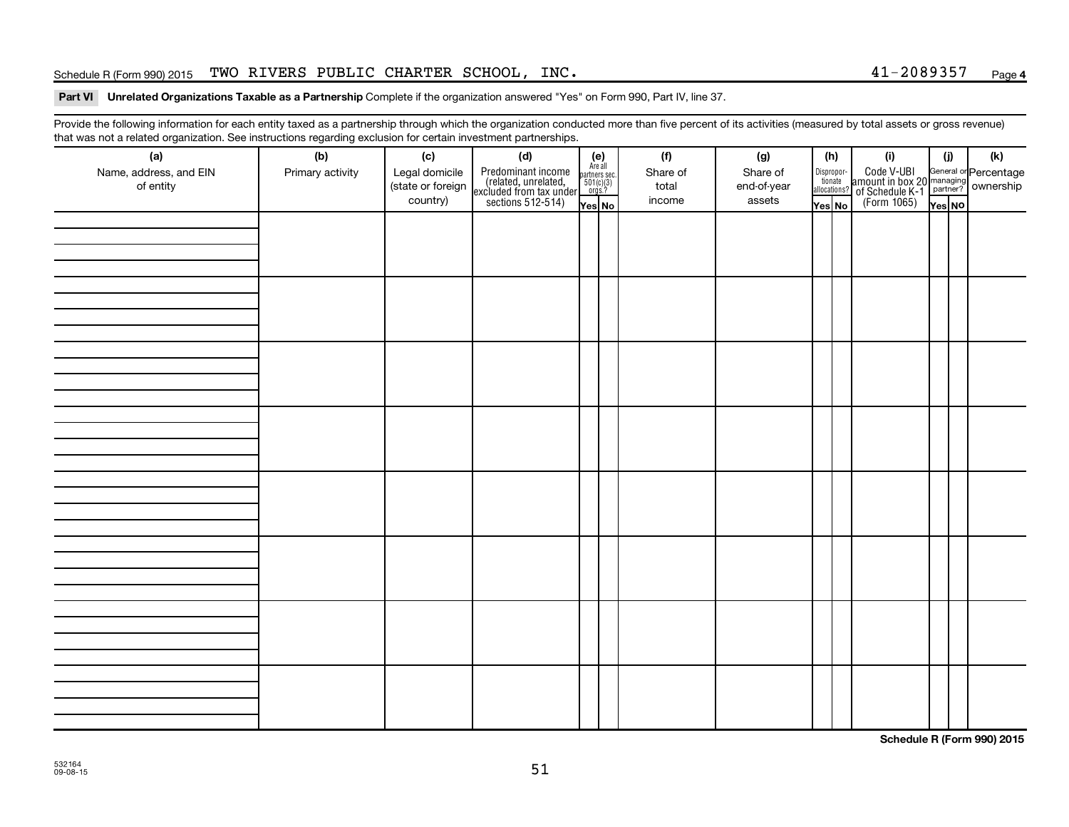Schedule R (Form 990) 2015 TWO RIVERS PUBLIC CHARTER SCHOOL, INC. 41-2089357 Page 4

**Part VI Unrelated Organizations Taxable as a Partnership** Complete if the organization answered "Yes" on Form 990, Part IV, line 37.

Provide the following information for each entity taxed as a partnership through which the organization conducted more than five percent of its activities (measured by total assets or gross revenue) that was not a related organization. See instructions regarding exclusion for certain investment partnerships.

| (a) Name, address, and EIN of entity | (b) Primary activity | (c) Legal domicile (state or foreign country) | (d) Predominant income (related, unrelated, excluded from tax under sections 512-514) | (e) Are all partners sec. 501(c)(3) orgs.? | | (f) Share of total income | (g) Share of end-of-year assets | (h) Disproportionate allocations? | | (i) Code V-UBI amount in box 20 of Schedule K-1 (Form 1065) | (j) General or managing partner? | | (k) Percentage ownership |
|---|---|---|---|---|---|---|---|---|---|---|---|---|---|
| | | | | Yes | No | | | Yes | No | | Yes | No | |
| | | | | | | | | | | | | | |
| | | | | | | | | | | | | | |
| | | | | | | | | | | | | | |
| | | | | | | | | | | | | | |
| | | | | | | | | | | | | | |
| | | | | | | | | | | | | | |
| | | | | | | | | | | | | | |
| | | | | | | | | | | | | | |

**Schedule R (Form 990) 2015**

532164
09-08-15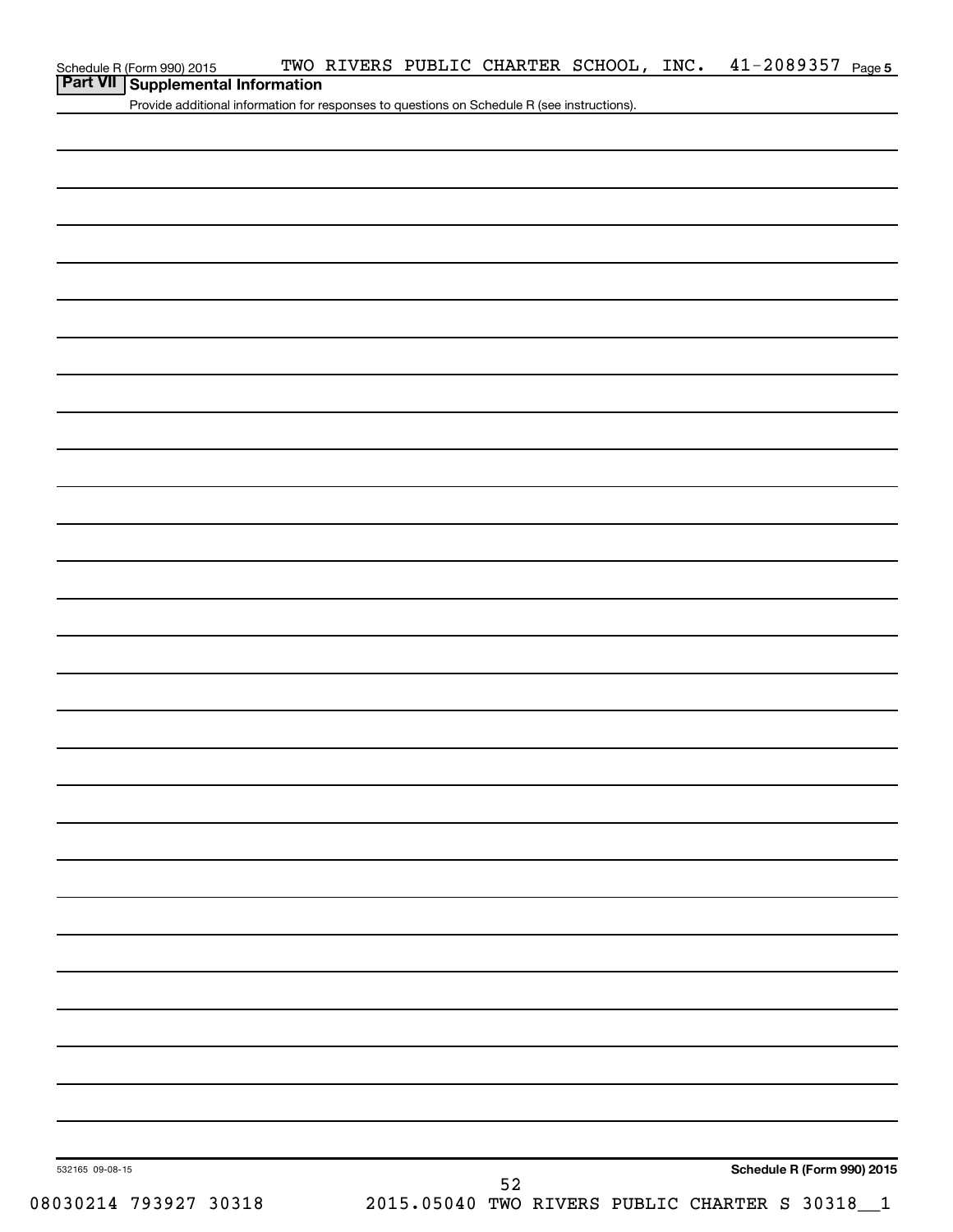Schedule R (Form 990) 2015 TWO RIVERS PUBLIC CHARTER SCHOOL, INC. 41-2089357 Page 5

## Part VII Supplemental Information

Provide additional information for responses to questions on Schedule R (see instructions).

532165 09-08-15

**Schedule R (Form 990) 2015**

08030214 793927 30318 2015.05040 TWO RIVERS PUBLIC CHARTER S 30318__1